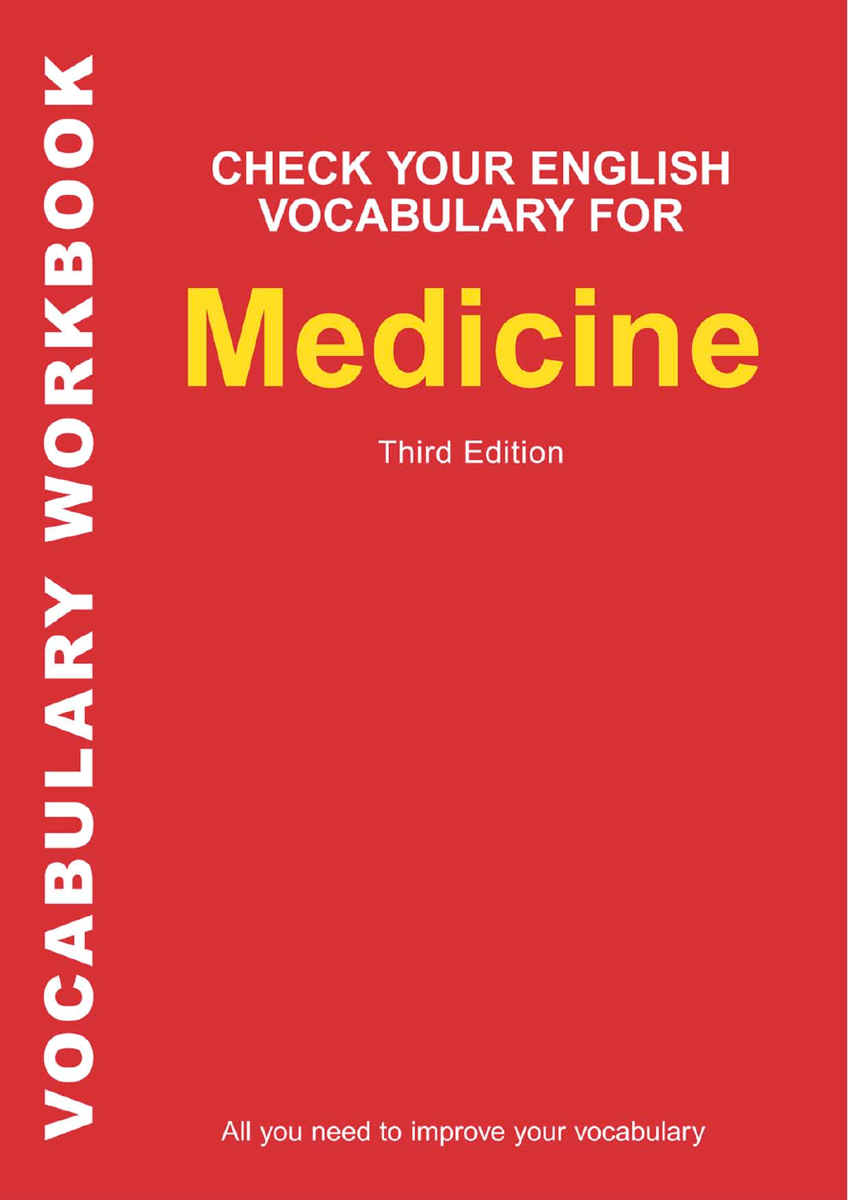VOCABULARY WORKBOOK

# CHECK YOUR ENGLISH VOCABULARY FOR

# Medicine

Third Edition

All you need to improve your vocabulary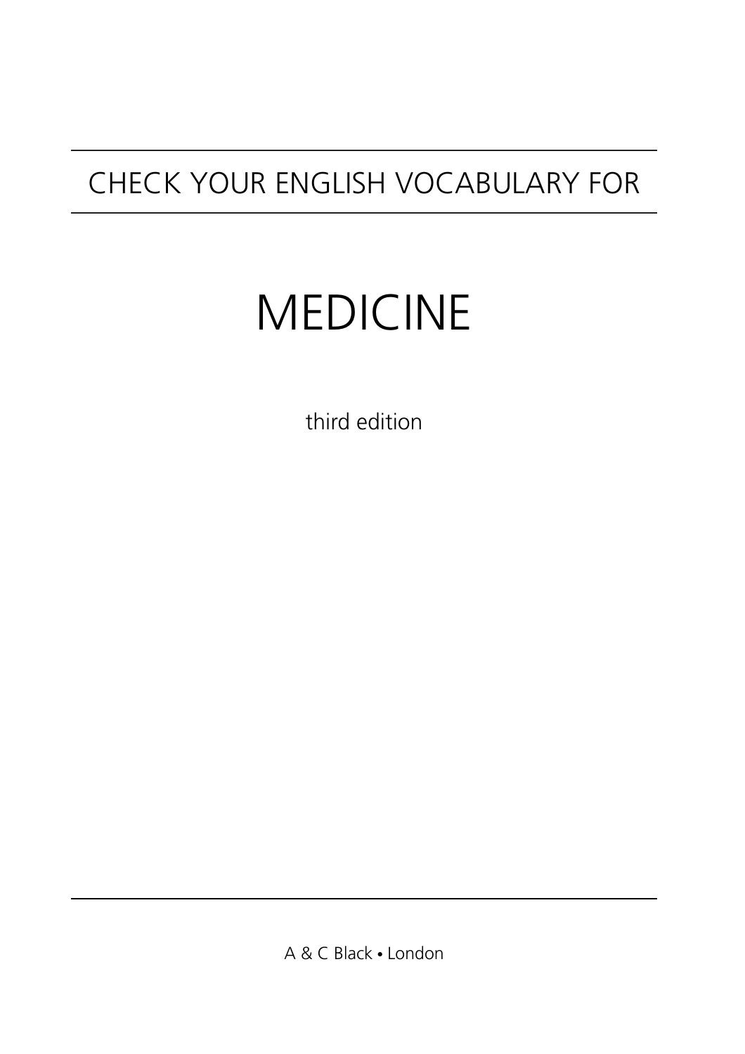CHECK YOUR ENGLISH VOCABULARY FOR

# MEDICINE

third edition

A & C Black • London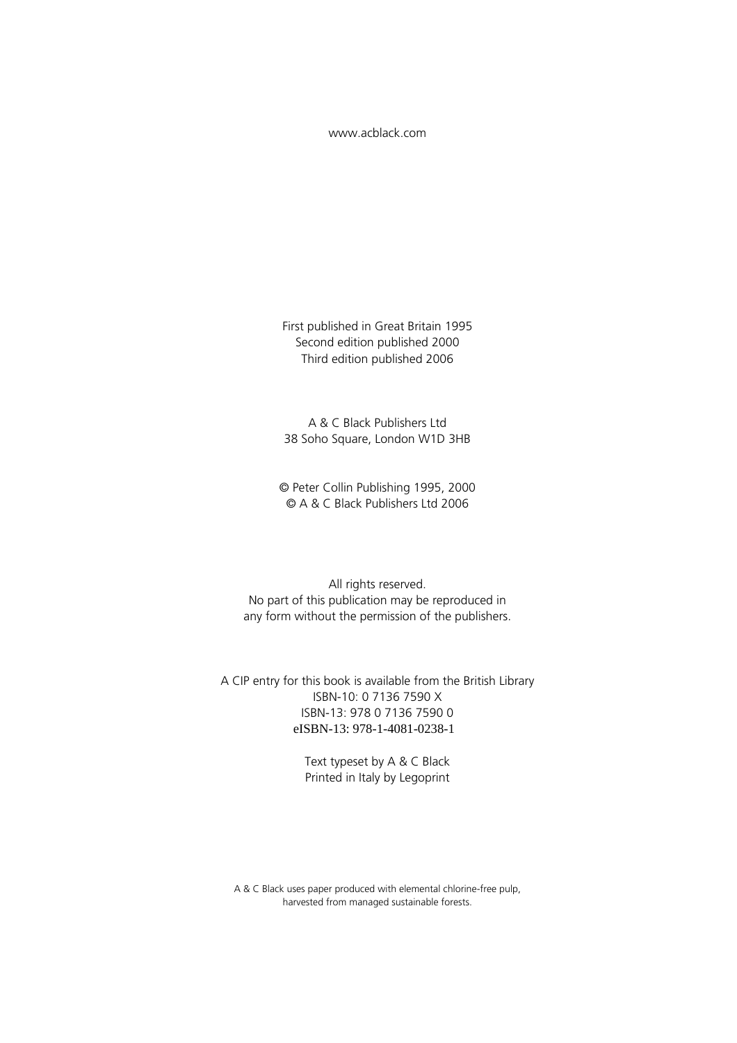www.acblack.com

First published in Great Britain 1995
Second edition published 2000
Third edition published 2006

A & C Black Publishers Ltd
38 Soho Square, London W1D 3HB

© Peter Collin Publishing 1995, 2000
© A & C Black Publishers Ltd 2006

All rights reserved.
No part of this publication may be reproduced in
any form without the permission of the publishers.

A CIP entry for this book is available from the British Library
ISBN-10: 0 7136 7590 X
ISBN-13: 978 0 7136 7590 0
eISBN-13: 978-1-4081-0238-1

Text typeset by A & C Black
Printed in Italy by Legoprint

A & C Black uses paper produced with elemental chlorine-free pulp,
harvested from managed sustainable forests.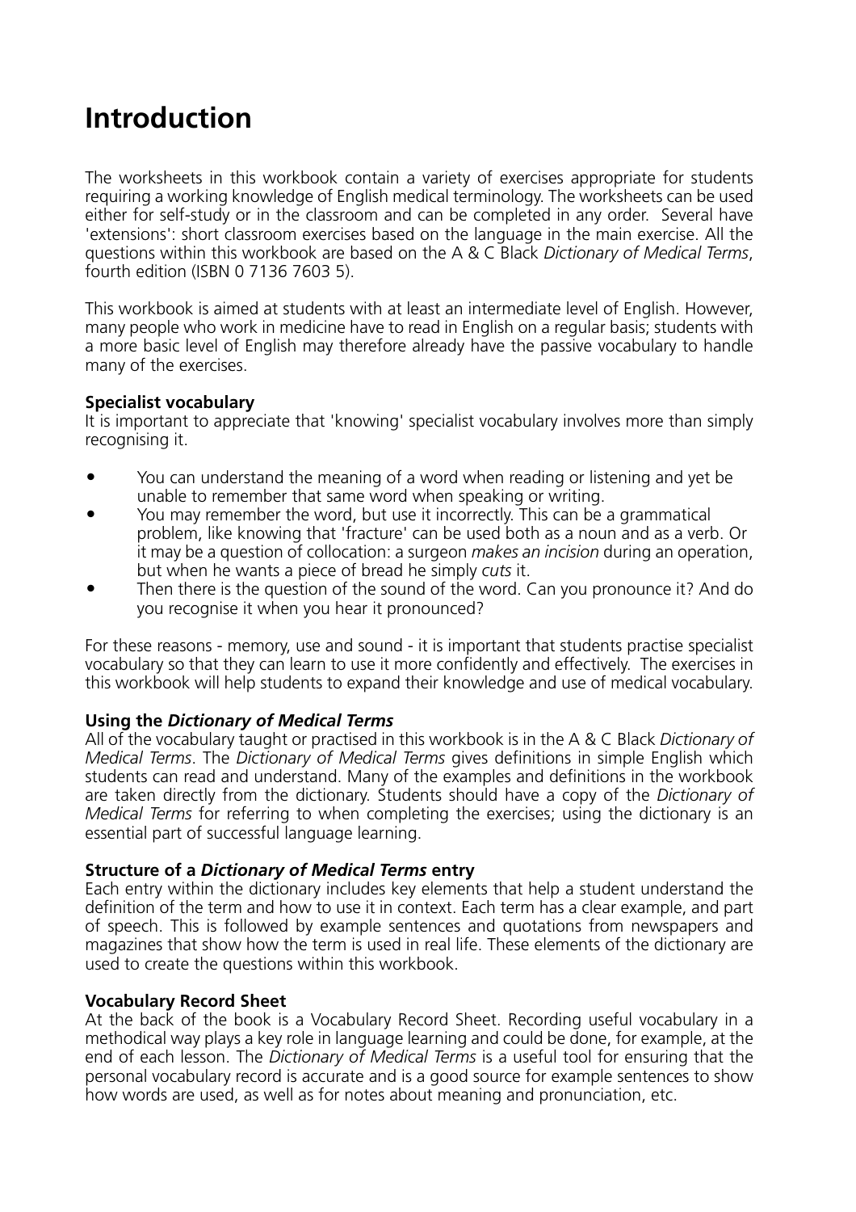# Introduction

The worksheets in this workbook contain a variety of exercises appropriate for students requiring a working knowledge of English medical terminology. The worksheets can be used either for self-study or in the classroom and can be completed in any order. Several have 'extensions': short classroom exercises based on the language in the main exercise. All the questions within this workbook are based on the A & C Black *Dictionary of Medical Terms*, fourth edition (ISBN 0 7136 7603 5).

This workbook is aimed at students with at least an intermediate level of English. However, many people who work in medicine have to read in English on a regular basis; students with a more basic level of English may therefore already have the passive vocabulary to handle many of the exercises.

**Specialist vocabulary**
It is important to appreciate that 'knowing' specialist vocabulary involves more than simply recognising it.

- You can understand the meaning of a word when reading or listening and yet be unable to remember that same word when speaking or writing.
- You may remember the word, but use it incorrectly. This can be a grammatical problem, like knowing that 'fracture' can be used both as a noun and as a verb. Or it may be a question of collocation: a surgeon *makes an incision* during an operation, but when he wants a piece of bread he simply *cuts* it.
- Then there is the question of the sound of the word. Can you pronounce it? And do you recognise it when you hear it pronounced?

For these reasons - memory, use and sound - it is important that students practise specialist vocabulary so that they can learn to use it more confidently and effectively. The exercises in this workbook will help students to expand their knowledge and use of medical vocabulary.

**Using the *Dictionary of Medical Terms***
All of the vocabulary taught or practised in this workbook is in the A & C Black *Dictionary of Medical Terms*. The *Dictionary of Medical Terms* gives definitions in simple English which students can read and understand. Many of the examples and definitions in the workbook are taken directly from the dictionary. Students should have a copy of the *Dictionary of Medical Terms* for referring to when completing the exercises; using the dictionary is an essential part of successful language learning.

**Structure of a *Dictionary of Medical Terms* entry**
Each entry within the dictionary includes key elements that help a student understand the definition of the term and how to use it in context. Each term has a clear example, and part of speech. This is followed by example sentences and quotations from newspapers and magazines that show how the term is used in real life. These elements of the dictionary are used to create the questions within this workbook.

**Vocabulary Record Sheet**
At the back of the book is a Vocabulary Record Sheet. Recording useful vocabulary in a methodical way plays a key role in language learning and could be done, for example, at the end of each lesson. The *Dictionary of Medical Terms* is a useful tool for ensuring that the personal vocabulary record is accurate and is a good source for example sentences to show how words are used, as well as for notes about meaning and pronunciation, etc.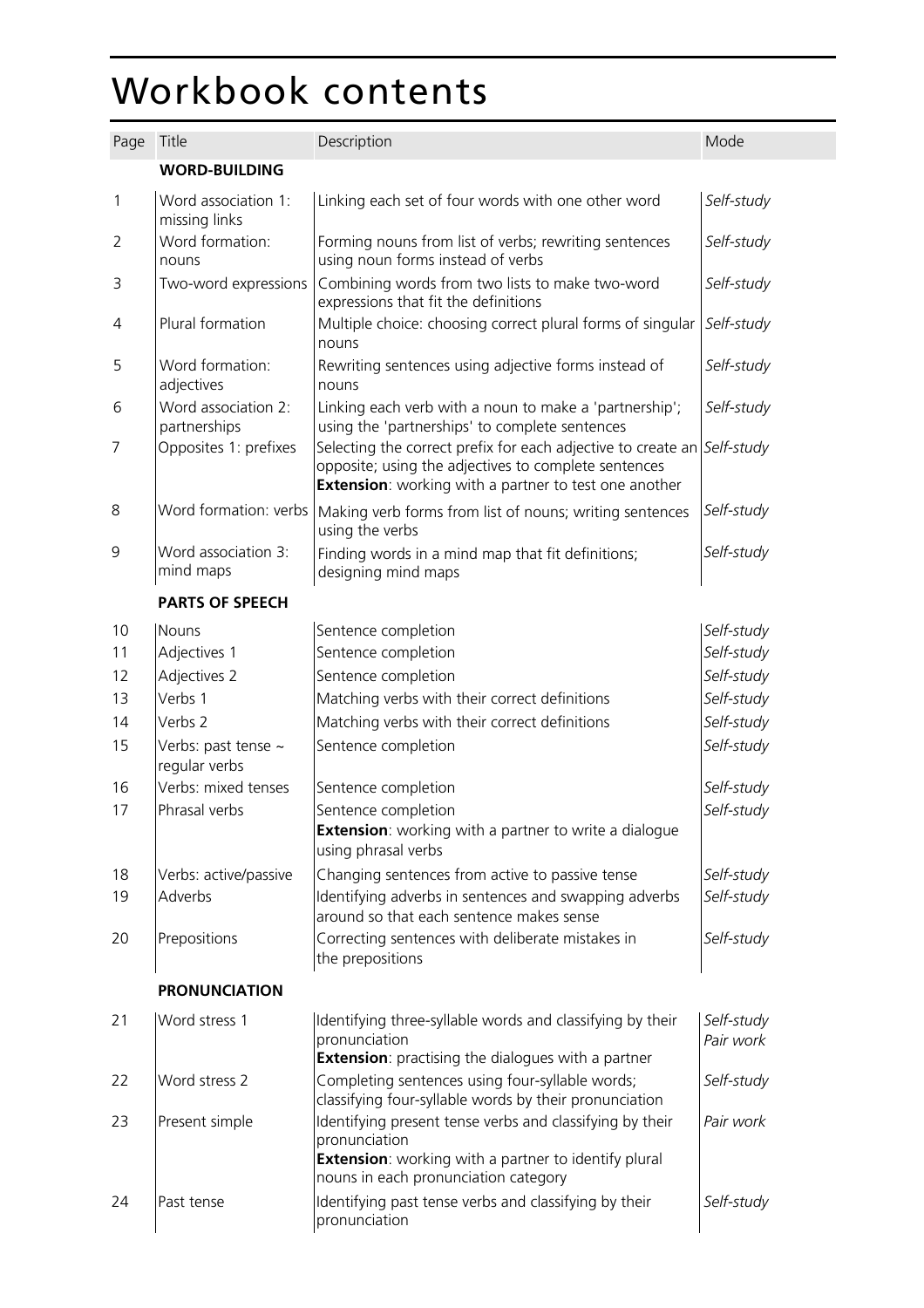# Workbook contents

| Page | Title | Description | Mode |
|---|---|---|---|
| | **WORD-BUILDING** | | |
| 1 | Word association 1: missing links | Linking each set of four words with one other word | *Self-study* |
| 2 | Word formation: nouns | Forming nouns from list of verbs; rewriting sentences using noun forms instead of verbs | *Self-study* |
| 3 | Two-word expressions | Combining words from two lists to make two-word expressions that fit the definitions | *Self-study* |
| 4 | Plural formation | Multiple choice: choosing correct plural forms of singular nouns | *Self-study* |
| 5 | Word formation: adjectives | Rewriting sentences using adjective forms instead of nouns | *Self-study* |
| 6 | Word association 2: partnerships | Linking each verb with a noun to make a 'partnership'; using the 'partnerships' to complete sentences | *Self-study* |
| 7 | Opposites 1: prefixes | Selecting the correct prefix for each adjective to create an opposite; using the adjectives to complete sentences **Extension**: working with a partner to test one another | *Self-study* |
| 8 | Word formation: verbs | Making verb forms from list of nouns; writing sentences using the verbs | *Self-study* |
| 9 | Word association 3: mind maps | Finding words in a mind map that fit definitions; designing mind maps | *Self-study* |
| | **PARTS OF SPEECH** | | |
| 10 | Nouns | Sentence completion | *Self-study* |
| 11 | Adjectives 1 | Sentence completion | *Self-study* |
| 12 | Adjectives 2 | Sentence completion | *Self-study* |
| 13 | Verbs 1 | Matching verbs with their correct definitions | *Self-study* |
| 14 | Verbs 2 | Matching verbs with their correct definitions | *Self-study* |
| 15 | Verbs: past tense ~ regular verbs | Sentence completion | *Self-study* |
| 16 | Verbs: mixed tenses | Sentence completion | *Self-study* |
| 17 | Phrasal verbs | Sentence completion **Extension**: working with a partner to write a dialogue using phrasal verbs | *Self-study* |
| 18 | Verbs: active/passive | Changing sentences from active to passive tense | *Self-study* |
| 19 | Adverbs | Identifying adverbs in sentences and swapping adverbs around so that each sentence makes sense | *Self-study* |
| 20 | Prepositions | Correcting sentences with deliberate mistakes in the prepositions | *Self-study* |
| | **PRONUNCIATION** | | |
| 21 | Word stress 1 | Identifying three-syllable words and classifying by their pronunciation **Extension**: practising the dialogues with a partner | *Self-study* *Pair work* |
| 22 | Word stress 2 | Completing sentences using four-syllable words; classifying four-syllable words by their pronunciation | *Self-study* |
| 23 | Present simple | Identifying present tense verbs and classifying by their pronunciation **Extension**: working with a partner to identify plural nouns in each pronunciation category | *Pair work* |
| 24 | Past tense | Identifying past tense verbs and classifying by their pronunciation | *Self-study* |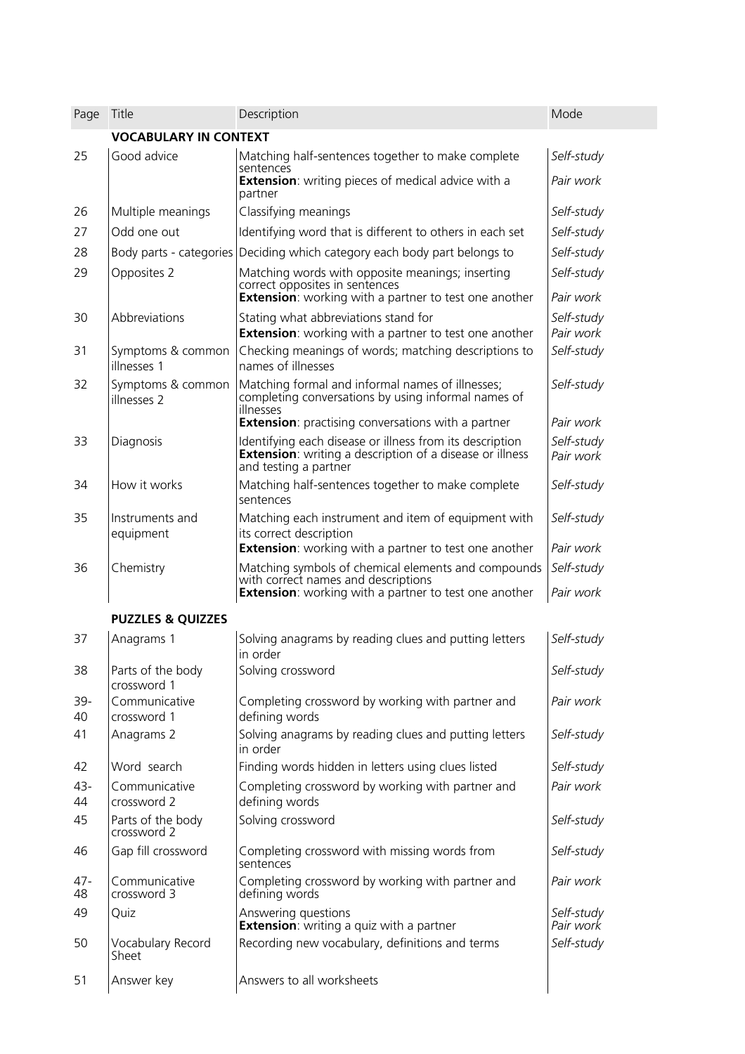| Page | Title | Description | Mode |
|---|---|---|---|
| | **VOCABULARY IN CONTEXT** | | |
| 25 | Good advice | Matching half-sentences together to make complete sentences<br>**Extension**: writing pieces of medical advice with a partner | *Self-study*<br>*Pair work* |
| 26 | Multiple meanings | Classifying meanings | *Self-study* |
| 27 | Odd one out | Identifying word that is different to others in each set | *Self-study* |
| 28 | Body parts - categories | Deciding which category each body part belongs to | *Self-study* |
| 29 | Opposites 2 | Matching words with opposite meanings; inserting correct opposites in sentences<br>**Extension**: working with a partner to test one another | *Self-study*<br>*Pair work* |
| 30 | Abbreviations | Stating what abbreviations stand for<br>**Extension**: working with a partner to test one another | *Self-study*<br>*Pair work* |
| 31 | Symptoms & common illnesses 1 | Checking meanings of words; matching descriptions to names of illnesses | *Self-study* |
| 32 | Symptoms & common illnesses 2 | Matching formal and informal names of illnesses; completing conversations by using informal names of illnesses<br>**Extension**: practising conversations with a partner | *Self-study*<br>*Pair work* |
| 33 | Diagnosis | Identifying each disease or illness from its description<br>**Extension**: writing a description of a disease or illness and testing a partner | *Self-study*<br>*Pair work* |
| 34 | How it works | Matching half-sentences together to make complete sentences | *Self-study* |
| 35 | Instruments and equipment | Matching each instrument and item of equipment with its correct description<br>**Extension**: working with a partner to test one another | *Self-study*<br>*Pair work* |
| 36 | Chemistry | Matching symbols of chemical elements and compounds with correct names and descriptions<br>**Extension**: working with a partner to test one another | *Self-study*<br>*Pair work* |
| | **PUZZLES & QUIZZES** | | |
| 37 | Anagrams 1 | Solving anagrams by reading clues and putting letters in order | *Self-study* |
| 38 | Parts of the body crossword 1 | Solving crossword | *Self-study* |
| 39-40 | Communicative crossword 1 | Completing crossword by working with partner and defining words | *Pair work* |
| 41 | Anagrams 2 | Solving anagrams by reading clues and putting letters in order | *Self-study* |
| 42 | Word search | Finding words hidden in letters using clues listed | *Self-study* |
| 43-44 | Communicative crossword 2 | Completing crossword by working with partner and defining words | *Pair work* |
| 45 | Parts of the body crossword 2 | Solving crossword | *Self-study* |
| 46 | Gap fill crossword | Completing crossword with missing words from sentences | *Self-study* |
| 47-48 | Communicative crossword 3 | Completing crossword by working with partner and defining words | *Pair work* |
| 49 | Quiz | Answering questions<br>**Extension**: writing a quiz with a partner | *Self-study*<br>*Pair work* |
| 50 | Vocabulary Record Sheet | Recording new vocabulary, definitions and terms | *Self-study* |
| 51 | Answer key | Answers to all worksheets | |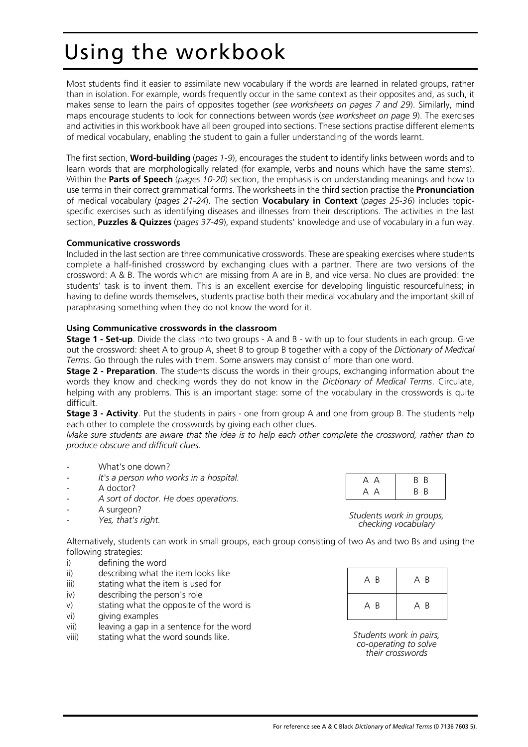# Using the workbook

Most students find it easier to assimilate new vocabulary if the words are learned in related groups, rather than in isolation. For example, words frequently occur in the same context as their opposites and, as such, it makes sense to learn the pairs of opposites together (*see worksheets on pages 7 and 29*). Similarly, mind maps encourage students to look for connections between words (*see worksheet on page 9*). The exercises and activities in this workbook have all been grouped into sections. These sections practise different elements of medical vocabulary, enabling the student to gain a fuller understanding of the words learnt.

The first section, **Word-building** (*pages 1-9*), encourages the student to identify links between words and to learn words that are morphologically related (for example, verbs and nouns which have the same stems). Within the **Parts of Speech** (*pages 10-20*) section, the emphasis is on understanding meanings and how to use terms in their correct grammatical forms. The worksheets in the third section practise the **Pronunciation** of medical vocabulary (*pages 21-24*). The section **Vocabulary in Context** (*pages 25-36*) includes topic-specific exercises such as identifying diseases and illnesses from their descriptions. The activities in the last section, **Puzzles & Quizzes** (*pages 37-49*), expand students' knowledge and use of vocabulary in a fun way.

**Communicative crosswords**

Included in the last section are three communicative crosswords. These are speaking exercises where students complete a half-finished crossword by exchanging clues with a partner. There are two versions of the crossword: A & B. The words which are missing from A are in B, and vice versa. No clues are provided: the students' task is to invent them. This is an excellent exercise for developing linguistic resourcefulness; in having to define words themselves, students practise both their medical vocabulary and the important skill of paraphrasing something when they do not know the word for it.

**Using Communicative crosswords in the classroom**

**Stage 1 - Set-up**. Divide the class into two groups - A and B - with up to four students in each group. Give out the crossword: sheet A to group A, sheet B to group B together with a copy of the *Dictionary of Medical Terms*. Go through the rules with them. Some answers may consist of more than one word.

**Stage 2 - Preparation**. The students discuss the words in their groups, exchanging information about the words they know and checking words they do not know in the *Dictionary of Medical Terms*. Circulate, helping with any problems. This is an important stage: some of the vocabulary in the crosswords is quite difficult.

**Stage 3 - Activity**. Put the students in pairs - one from group A and one from group B. The students help each other to complete the crosswords by giving each other clues.

*Make sure students are aware that the idea is to help each other complete the crossword, rather than to produce obscure and difficult clues.*

- What's one down?
- *It's a person who works in a hospital.*
- A doctor?
- *A sort of doctor. He does operations.*
- A surgeon?
- *Yes, that's right.*

| | |
|---|---|
| A A<br>A A | B B<br>B B |

*Students work in groups, checking vocabulary*

Alternatively, students can work in small groups, each group consisting of two As and two Bs and using the following strategies:

i) defining the word
ii) describing what the item looks like
iii) stating what the item is used for
iv) describing the person's role
v) stating what the opposite of the word is
vi) giving examples
vii) leaving a gap in a sentence for the word
viii) stating what the word sounds like.

| | |
|---|---|
| A B | A B |
| A B | A B |

*Students work in pairs, co-operating to solve their crosswords*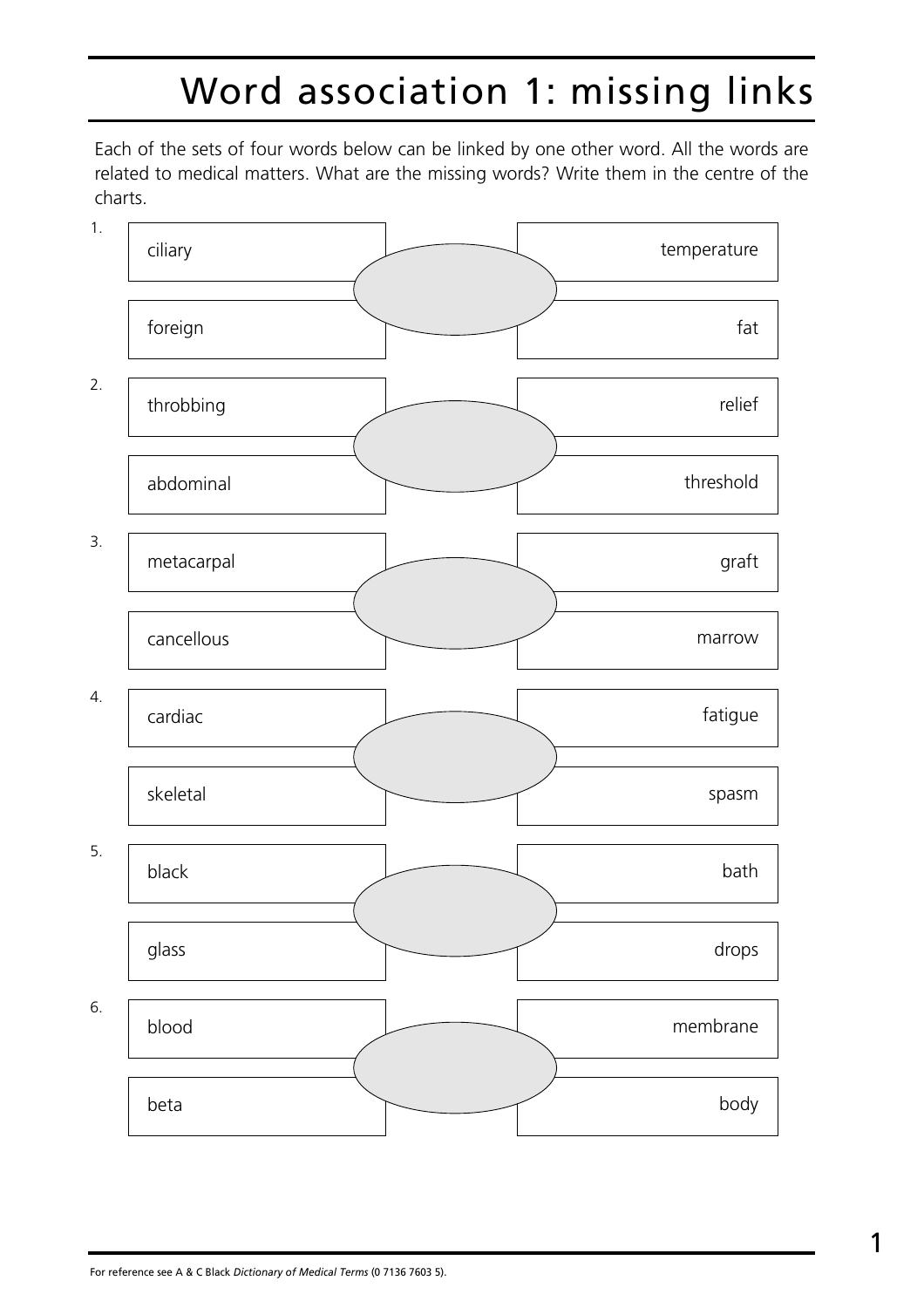# Word association 1: missing links

Each of the sets of four words below can be linked by one other word. All the words are related to medical matters. What are the missing words? Write them in the centre of the charts.

1.

| | | |
|---|---|---|
| ciliary | | temperature |
| foreign | | fat |

2.

| | | |
|---|---|---|
| throbbing | | relief |
| abdominal | | threshold |

3.

| | | |
|---|---|---|
| metacarpal | | graft |
| cancellous | | marrow |

4.

| | | |
|---|---|---|
| cardiac | | fatigue |
| skeletal | | spasm |

5.

| | | |
|---|---|---|
| black | | bath |
| glass | | drops |

6.

| | | |
|---|---|---|
| blood | | membrane |
| beta | | body |

For reference see A & C Black *Dictionary of Medical Terms* (0 7136 7603 5).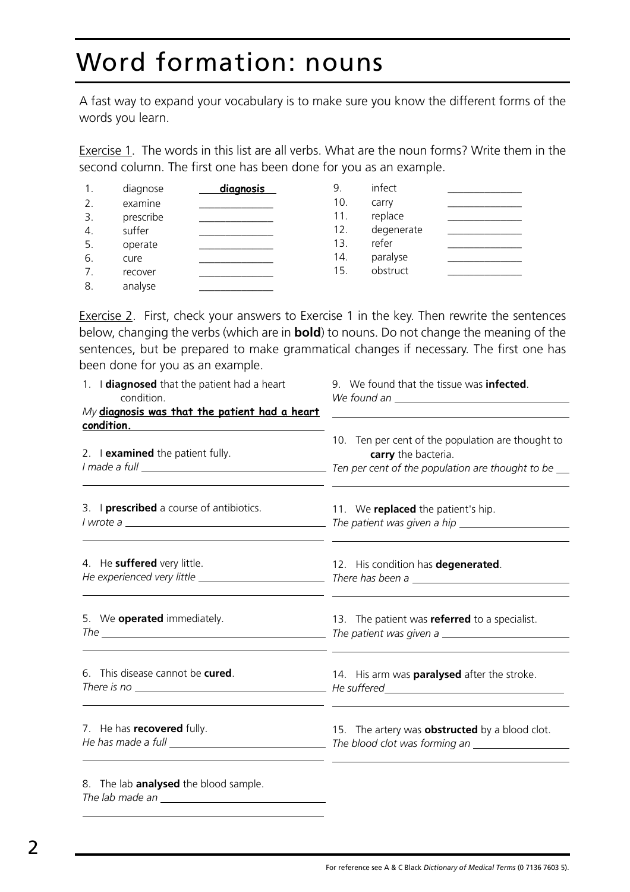# Word formation: nouns

A fast way to expand your vocabulary is to make sure you know the different forms of the words you learn.

Exercise 1. The words in this list are all verbs. What are the noun forms? Write them in the second column. The first one has been done for you as an example.

| | | | | | |
|---|---|---|---|---|---|
| 1. | diagnose | **diagnosis** | 9. | infect | ______________ |
| 2. | examine | ______________ | 10. | carry | ______________ |
| 3. | prescribe | ______________ | 11. | replace | ______________ |
| 4. | suffer | ______________ | 12. | degenerate | ______________ |
| 5. | operate | ______________ | 13. | refer | ______________ |
| 6. | cure | ______________ | 14. | paralyse | ______________ |
| 7. | recover | ______________ | 15. | obstruct | ______________ |
| 8. | analyse | ______________ | | | |

Exercise 2. First, check your answers to Exercise 1 in the key. Then rewrite the sentences below, changing the verbs (which are in **bold**) to nouns. Do not change the meaning of the sentences, but be prepared to make grammatical changes if necessary. The first one has been done for you as an example.

1. I **diagnosed** that the patient had a heart condition.
   *My* **diagnosis was that the patient had a heart condition.**

2. I **examined** the patient fully.
   *I made a full* ______________________________

3. I **prescribed** a course of antibiotics.
   *I wrote a* ______________________________

4. He **suffered** very little.
   *He experienced very little* ______________________________

5. We **operated** immediately.
   *The* ______________________________

6. This disease cannot be **cured**.
   *There is no* ______________________________

7. He has **recovered** fully.
   *He has made a full* ______________________________

8. The lab **analysed** the blood sample.
   *The lab made an* ______________________________

9. We found that the tissue was **infected**.
   *We found an* ______________________________

10. Ten per cent of the population are thought to **carry** the bacteria.
    *Ten per cent of the population are thought to be* ______________________________

11. We **replaced** the patient's hip.
    *The patient was given a hip* ______________________________

12. His condition has **degenerated**.
    *There has been a* ______________________________

13. The patient was **referred** to a specialist.
    *The patient was given a* ______________________________

14. His arm was **paralysed** after the stroke.
    *He suffered* ______________________________

15. The artery was **obstructed** by a blood clot.
    *The blood clot was forming an* ______________________________

For reference see A & C Black *Dictionary of Medical Terms* (0 7136 7603 5).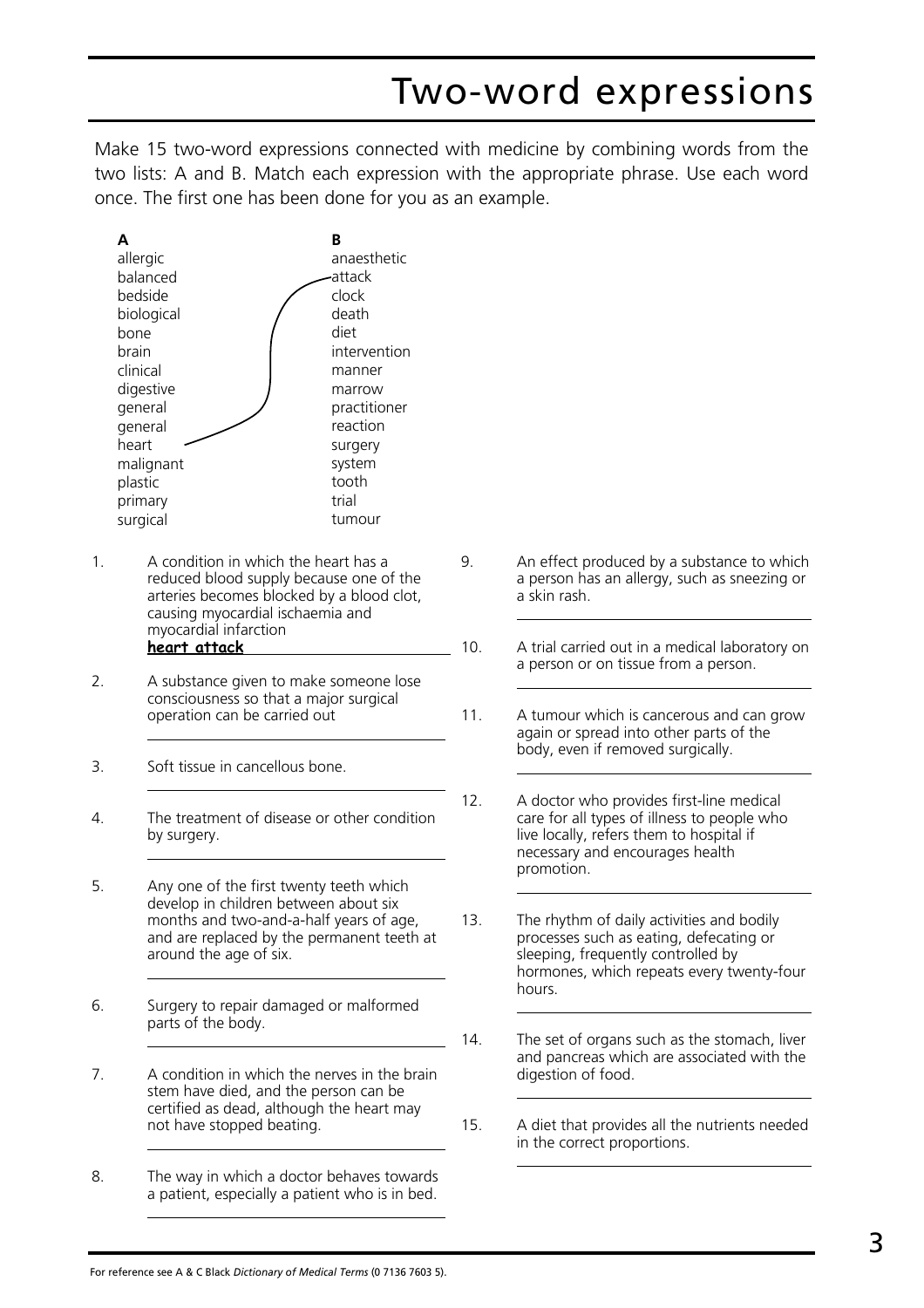# Two-word expressions

Make 15 two-word expressions connected with medicine by combining words from the two lists: A and B. Match each expression with the appropriate phrase. Use each word once. The first one has been done for you as an example.

| A | B |
|---|---|
| allergic | anaesthetic |
| balanced | attack |
| bedside | clock |
| biological | death |
| bone | diet |
| brain | intervention |
| clinical | manner |
| digestive | marrow |
| general | practitioner |
| general | reaction |
| heart | surgery |
| malignant | system |
| plastic | tooth |
| primary | trial |
| surgical | tumour |

1. A condition in which the heart has a reduced blood supply because one of the arteries becomes blocked by a blood clot, causing myocardial ischaemia and myocardial infarction
   **heart attack**

2. A substance given to make someone lose consciousness so that a major surgical operation can be carried out
   \_\_\_\_\_\_\_\_\_\_\_\_\_\_\_\_\_\_\_\_

3. Soft tissue in cancellous bone.
   \_\_\_\_\_\_\_\_\_\_\_\_\_\_\_\_\_\_\_\_

4. The treatment of disease or other condition by surgery.
   \_\_\_\_\_\_\_\_\_\_\_\_\_\_\_\_\_\_\_\_

5. Any one of the first twenty teeth which develop in children between about six months and two-and-a-half years of age, and are replaced by the permanent teeth at around the age of six.
   \_\_\_\_\_\_\_\_\_\_\_\_\_\_\_\_\_\_\_\_

6. Surgery to repair damaged or malformed parts of the body.
   \_\_\_\_\_\_\_\_\_\_\_\_\_\_\_\_\_\_\_\_

7. A condition in which the nerves in the brain stem have died, and the person can be certified as dead, although the heart may not have stopped beating.
   \_\_\_\_\_\_\_\_\_\_\_\_\_\_\_\_\_\_\_\_

8. The way in which a doctor behaves towards a patient, especially a patient who is in bed.
   \_\_\_\_\_\_\_\_\_\_\_\_\_\_\_\_\_\_\_\_

9. An effect produced by a substance to which a person has an allergy, such as sneezing or a skin rash.
   \_\_\_\_\_\_\_\_\_\_\_\_\_\_\_\_\_\_\_\_

10. A trial carried out in a medical laboratory on a person or on tissue from a person.
    \_\_\_\_\_\_\_\_\_\_\_\_\_\_\_\_\_\_\_\_

11. A tumour which is cancerous and can grow again or spread into other parts of the body, even if removed surgically.
    \_\_\_\_\_\_\_\_\_\_\_\_\_\_\_\_\_\_\_\_

12. A doctor who provides first-line medical care for all types of illness to people who live locally, refers them to hospital if necessary and encourages health promotion.
    \_\_\_\_\_\_\_\_\_\_\_\_\_\_\_\_\_\_\_\_

13. The rhythm of daily activities and bodily processes such as eating, defecating or sleeping, frequently controlled by hormones, which repeats every twenty-four hours.
    \_\_\_\_\_\_\_\_\_\_\_\_\_\_\_\_\_\_\_\_

14. The set of organs such as the stomach, liver and pancreas which are associated with the digestion of food.
    \_\_\_\_\_\_\_\_\_\_\_\_\_\_\_\_\_\_\_\_

15. A diet that provides all the nutrients needed in the correct proportions.
    \_\_\_\_\_\_\_\_\_\_\_\_\_\_\_\_\_\_\_\_

For reference see A & C Black *Dictionary of Medical Terms* (0 7136 7603 5).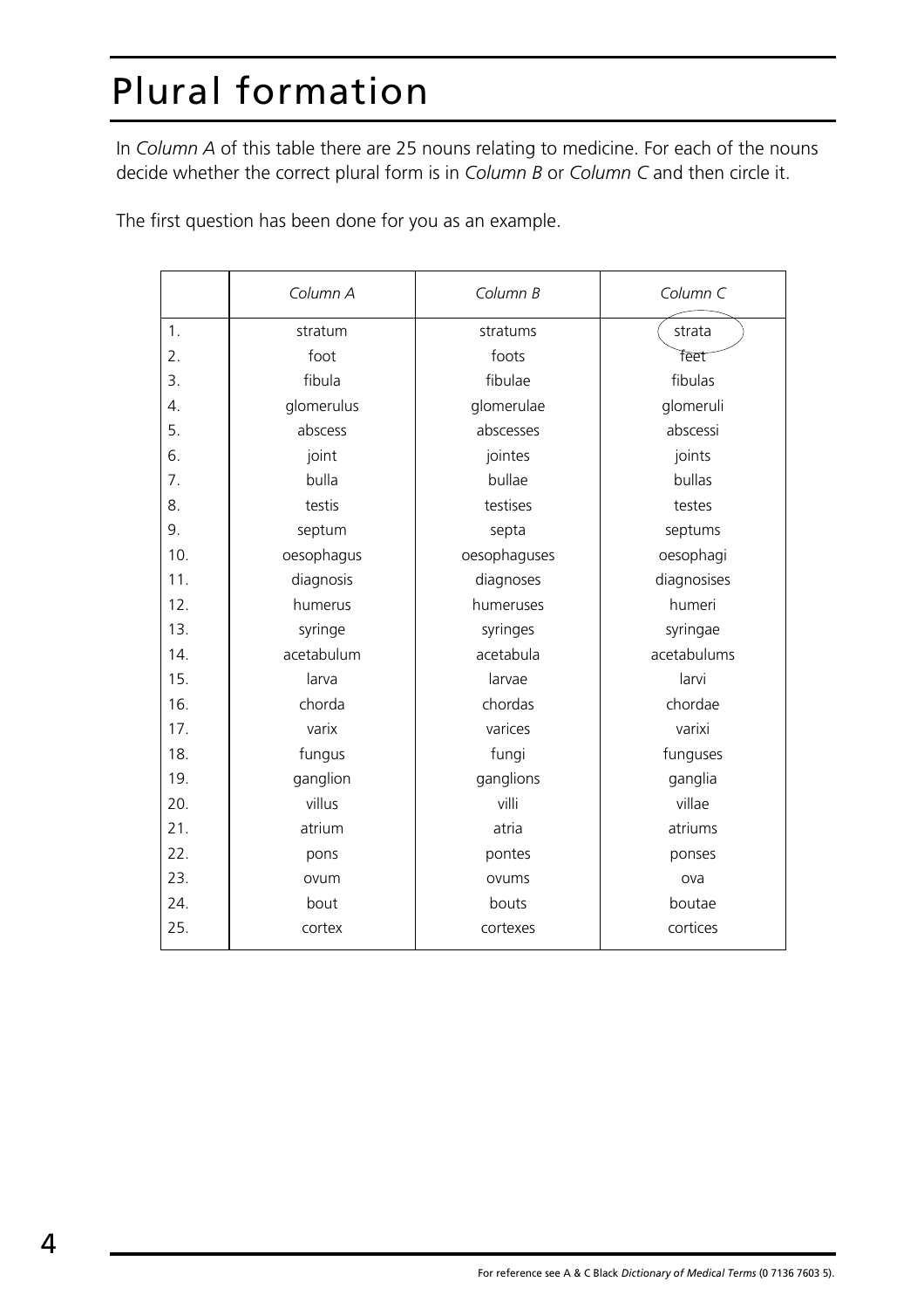# Plural formation

In *Column A* of this table there are 25 nouns relating to medicine. For each of the nouns decide whether the correct plural form is in *Column B* or *Column C* and then circle it.

The first question has been done for you as an example.

| | *Column A* | *Column B* | *Column C* |
|---|---|---|---|
| 1. | stratum | stratums | strata |
| 2. | foot | foots | feet |
| 3. | fibula | fibulae | fibulas |
| 4. | glomerulus | glomerulae | glomeruli |
| 5. | abscess | abscesses | abscessi |
| 6. | joint | jointes | joints |
| 7. | bulla | bullae | bullas |
| 8. | testis | testises | testes |
| 9. | septum | septa | septums |
| 10. | oesophagus | oesophaguses | oesophagi |
| 11. | diagnosis | diagnoses | diagnosises |
| 12. | humerus | humeruses | humeri |
| 13. | syringe | syringes | syringae |
| 14. | acetabulum | acetabula | acetabulums |
| 15. | larva | larvae | larvi |
| 16. | chorda | chordas | chordae |
| 17. | varix | varices | varixi |
| 18. | fungus | fungi | funguses |
| 19. | ganglion | ganglions | ganglia |
| 20. | villus | villi | villae |
| 21. | atrium | atria | atriums |
| 22. | pons | pontes | ponses |
| 23. | ovum | ovums | ova |
| 24. | bout | bouts | boutae |
| 25. | cortex | cortexes | cortices |

For reference see A & C Black *Dictionary of Medical Terms* (0 7136 7603 5).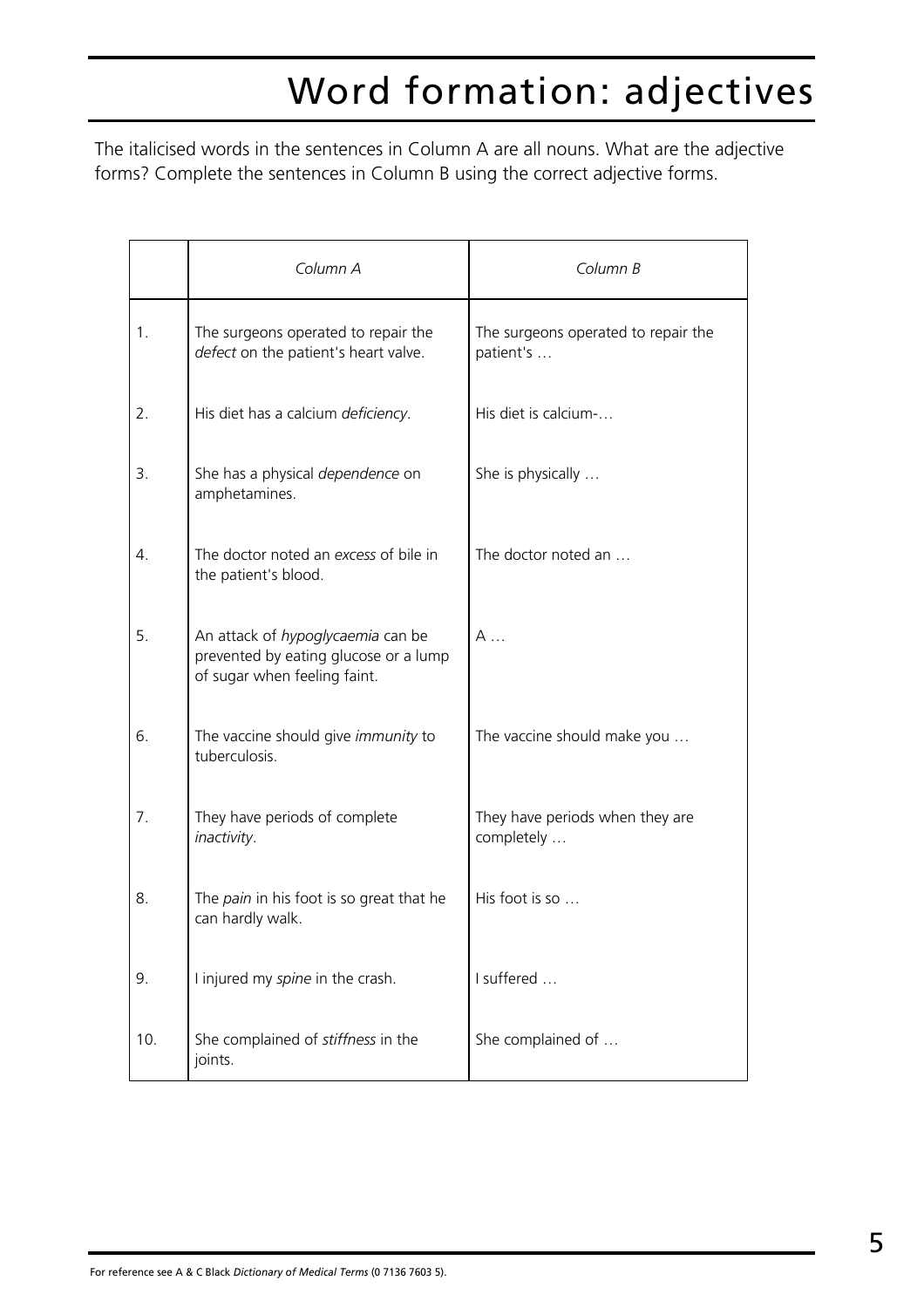# Word formation: adjectives

The italicised words in the sentences in Column A are all nouns. What are the adjective forms? Complete the sentences in Column B using the correct adjective forms.

| | *Column A* | *Column B* |
|---|---|---|
| 1. | The surgeons operated to repair the *defect* on the patient's heart valve. | The surgeons operated to repair the patient's … |
| 2. | His diet has a calcium *deficiency*. | His diet is calcium-… |
| 3. | She has a physical *dependence* on amphetamines. | She is physically … |
| 4. | The doctor noted an *excess* of bile in the patient's blood. | The doctor noted an … |
| 5. | An attack of *hypoglycaemia* can be prevented by eating glucose or a lump of sugar when feeling faint. | A … |
| 6. | The vaccine should give *immunity* to tuberculosis. | The vaccine should make you … |
| 7. | They have periods of complete *inactivity*. | They have periods when they are completely … |
| 8. | The *pain* in his foot is so great that he can hardly walk. | His foot is so … |
| 9. | I injured my *spine* in the crash. | I suffered … |
| 10. | She complained of *stiffness* in the joints. | She complained of … |

For reference see A & C Black *Dictionary of Medical Terms* (0 7136 7603 5).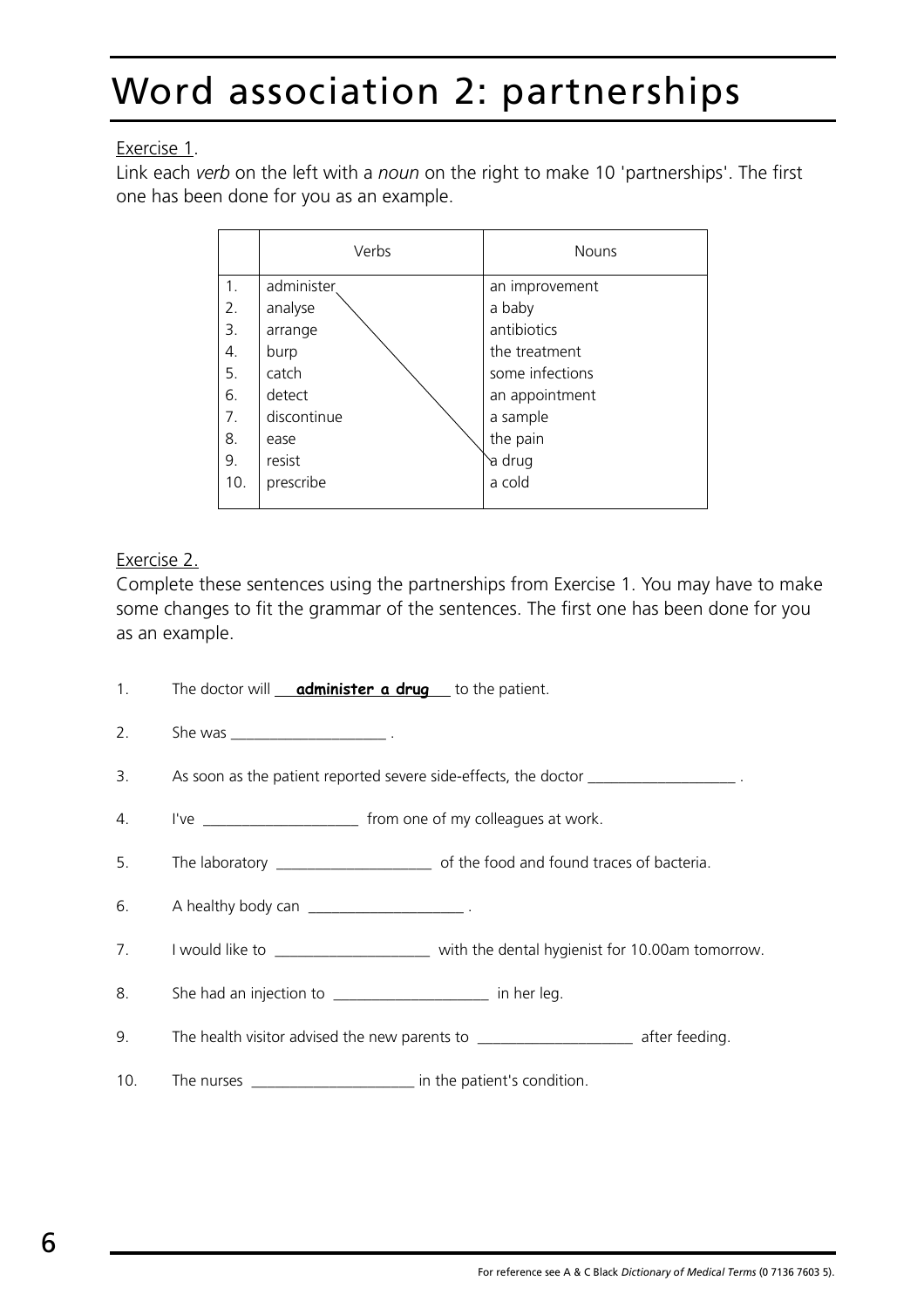# Word association 2: partnerships

Exercise 1.

Link each *verb* on the left with a *noun* on the right to make 10 'partnerships'. The first one has been done for you as an example.

| | Verbs | Nouns |
|---|---|---|
| 1. | administer | an improvement |
| 2. | analyse | a baby |
| 3. | arrange | antibiotics |
| 4. | burp | the treatment |
| 5. | catch | some infections |
| 6. | detect | an appointment |
| 7. | discontinue | a sample |
| 8. | ease | the pain |
| 9. | resist | a drug |
| 10. | prescribe | a cold |

Exercise 2.

Complete these sentences using the partnerships from Exercise 1. You may have to make some changes to fit the grammar of the sentences. The first one has been done for you as an example.

1. The doctor will **administer a drug** to the patient.
2. She was ____________________ .
3. As soon as the patient reported severe side-effects, the doctor ____________________ .
4. I've ____________________ from one of my colleagues at work.
5. The laboratory ____________________ of the food and found traces of bacteria.
6. A healthy body can ____________________ .
7. I would like to ____________________ with the dental hygienist for 10.00am tomorrow.
8. She had an injection to ____________________ in her leg.
9. The health visitor advised the new parents to ____________________ after feeding.
10. The nurses ____________________ in the patient's condition.

For reference see A & C Black *Dictionary of Medical Terms* (0 7136 7603 5).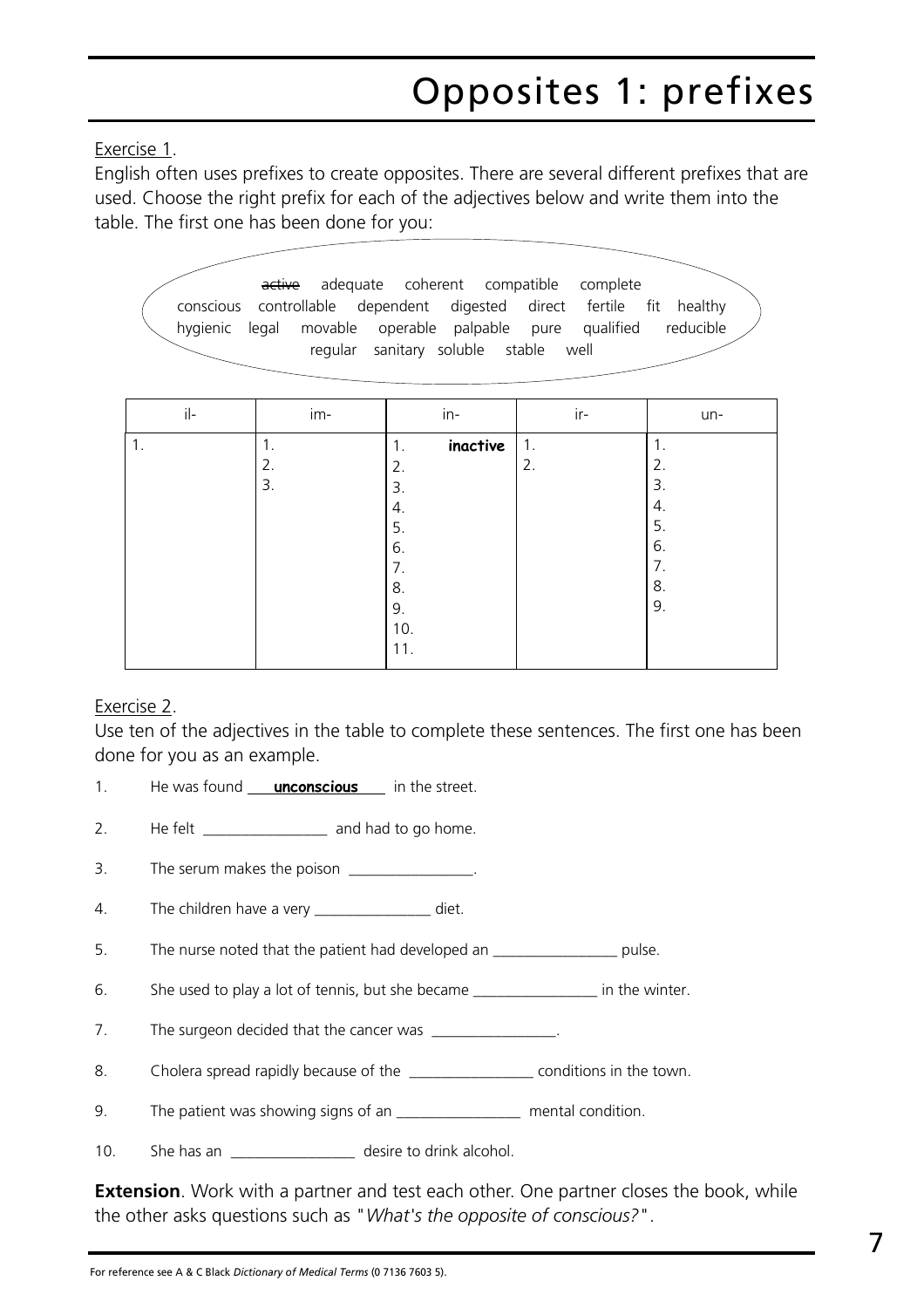# Opposites 1: prefixes

Exercise 1.

English often uses prefixes to create opposites. There are several different prefixes that are used. Choose the right prefix for each of the adjectives below and write them into the table. The first one has been done for you:

~~active~~ adequate coherent compatible complete conscious controllable dependent digested direct fertile fit healthy hygienic legal movable operable palpable pure qualified reducible regular sanitary soluble stable well

| il- | im- | in- | ir- | un- |
|---|---|---|---|---|
| 1. | 1. | 1. **inactive** | 1. | 1. |
| | 2. | 2. | 2. | 2. |
| | 3. | 3. | | 3. |
| | | 4. | | 4. |
| | | 5. | | 5. |
| | | 6. | | 6. |
| | | 7. | | 7. |
| | | 8. | | 8. |
| | | 9. | | 9. |
| | | 10. | | |
| | | 11. | | |

Exercise 2.

Use ten of the adjectives in the table to complete these sentences. The first one has been done for you as an example.

1. He was found **unconscious** in the street.
2. He felt ________________ and had to go home.
3. The serum makes the poison ________________.
4. The children have a very _______________ diet.
5. The nurse noted that the patient had developed an ________________ pulse.
6. She used to play a lot of tennis, but she became ________________ in the winter.
7. The surgeon decided that the cancer was ________________.
8. Cholera spread rapidly because of the ________________ conditions in the town.
9. The patient was showing signs of an ________________ mental condition.
10. She has an ________________ desire to drink alcohol.

**Extension**. Work with a partner and test each other. One partner closes the book, while the other asks questions such as "*What's the opposite of conscious?*".

For reference see A & C Black *Dictionary of Medical Terms* (0 7136 7603 5).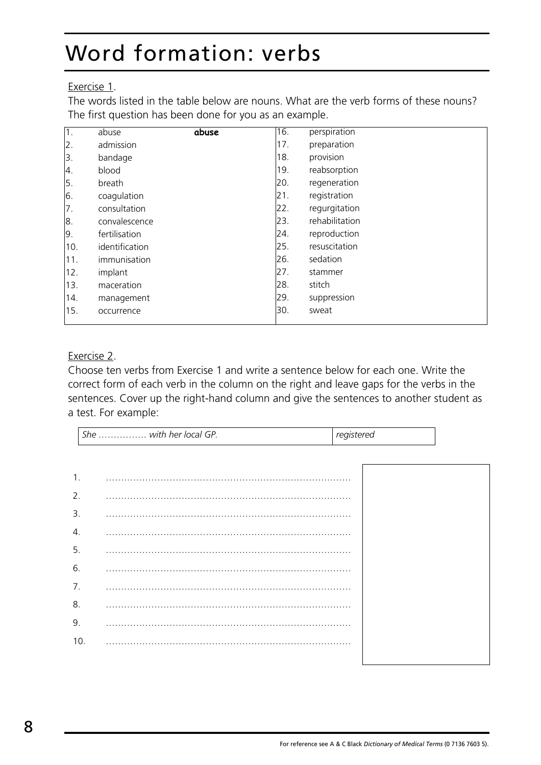# Word formation: verbs

Exercise 1.

The words listed in the table below are nouns. What are the verb forms of these nouns? The first question has been done for you as an example.

| | | | | | |
|---|---|---|---|---|---|
| 1. | abuse | **abuse** | 16. | perspiration | |
| 2. | admission | | 17. | preparation | |
| 3. | bandage | | 18. | provision | |
| 4. | blood | | 19. | reabsorption | |
| 5. | breath | | 20. | regeneration | |
| 6. | coagulation | | 21. | registration | |
| 7. | consultation | | 22. | regurgitation | |
| 8. | convalescence | | 23. | rehabilitation | |
| 9. | fertilisation | | 24. | reproduction | |
| 10. | identification | | 25. | resuscitation | |
| 11. | immunisation | | 26. | sedation | |
| 12. | implant | | 27. | stammer | |
| 13. | maceration | | 28. | stitch | |
| 14. | management | | 29. | suppression | |
| 15. | occurrence | | 30. | sweat | |

Exercise 2.

Choose ten verbs from Exercise 1 and write a sentence below for each one. Write the correct form of each verb in the column on the right and leave gaps for the verbs in the sentences. Cover up the right-hand column and give the sentences to another student as a test. For example:

| | |
|---|---|
| *She ……………. with her local GP.* | *registered* |

1. ………………………………………………………………………
2. ………………………………………………………………………
3. ………………………………………………………………………
4. ………………………………………………………………………
5. ………………………………………………………………………
6. ………………………………………………………………………
7. ………………………………………………………………………
8. ………………………………………………………………………
9. ………………………………………………………………………
10. ………………………………………………………………………

For reference see A & C Black *Dictionary of Medical Terms* (0 7136 7603 5).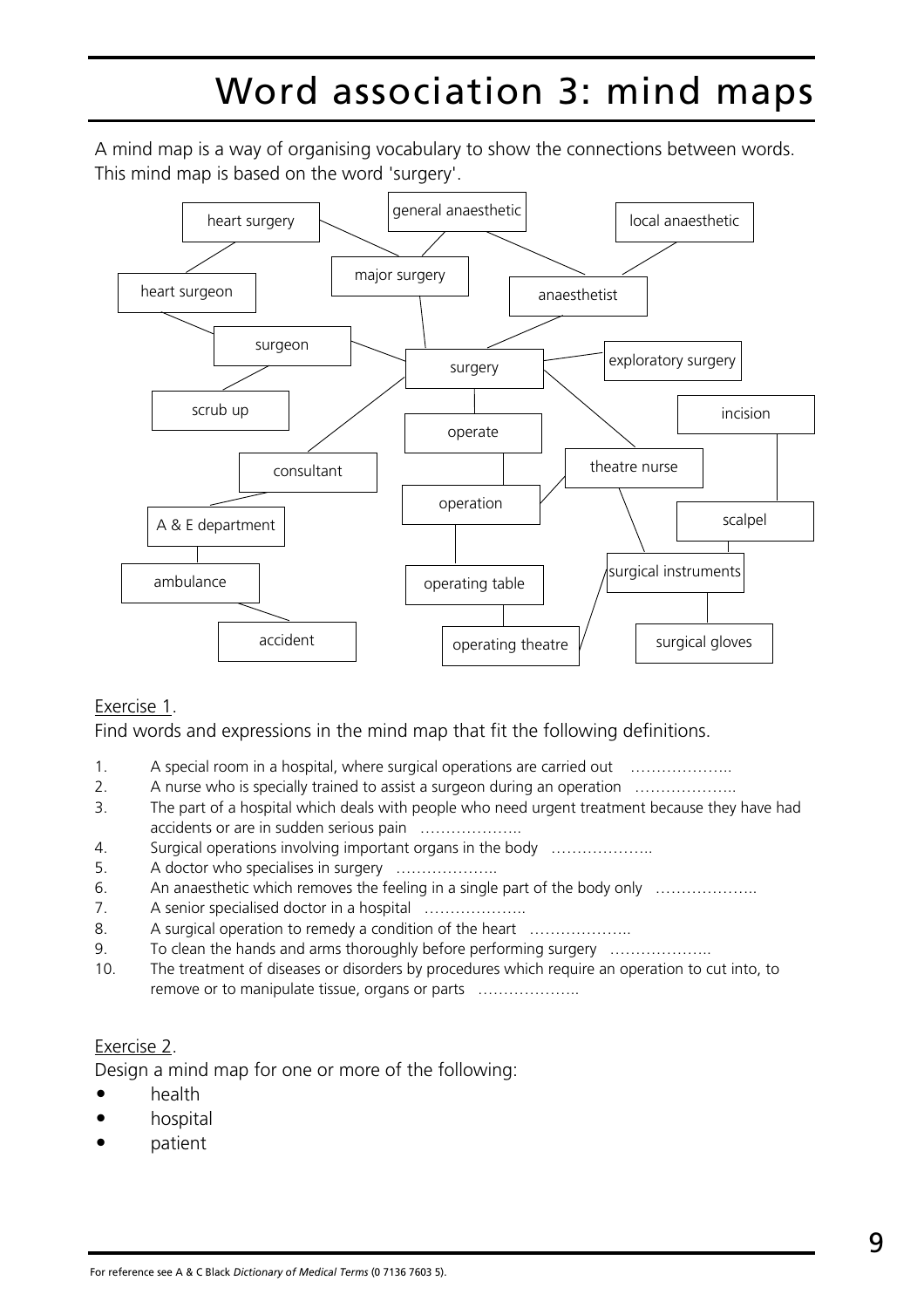# Word association 3: mind maps

A mind map is a way of organising vocabulary to show the connections between words. This mind map is based on the word 'surgery'.

- heart surgery
- general anaesthetic
- local anaesthetic
- heart surgeon
- major surgery
- anaesthetist
- surgeon
- surgery
- exploratory surgery
- scrub up
- operate
- incision
- consultant
- theatre nurse
- operation
- scalpel
- A & E department
- surgical instruments
- ambulance
- operating table
- accident
- operating theatre
- surgical gloves

Exercise 1.

Find words and expressions in the mind map that fit the following definitions.

1. A special room in a hospital, where surgical operations are carried out ………………..
2. A nurse who is specially trained to assist a surgeon during an operation ………………..
3. The part of a hospital which deals with people who need urgent treatment because they have had accidents or are in sudden serious pain ………………..
4. Surgical operations involving important organs in the body ………………..
5. A doctor who specialises in surgery ………………..
6. An anaesthetic which removes the feeling in a single part of the body only ………………..
7. A senior specialised doctor in a hospital ………………..
8. A surgical operation to remedy a condition of the heart ………………..
9. To clean the hands and arms thoroughly before performing surgery ………………..
10. The treatment of diseases or disorders by procedures which require an operation to cut into, to remove or to manipulate tissue, organs or parts ………………..

Exercise 2.

Design a mind map for one or more of the following:

- health
- hospital
- patient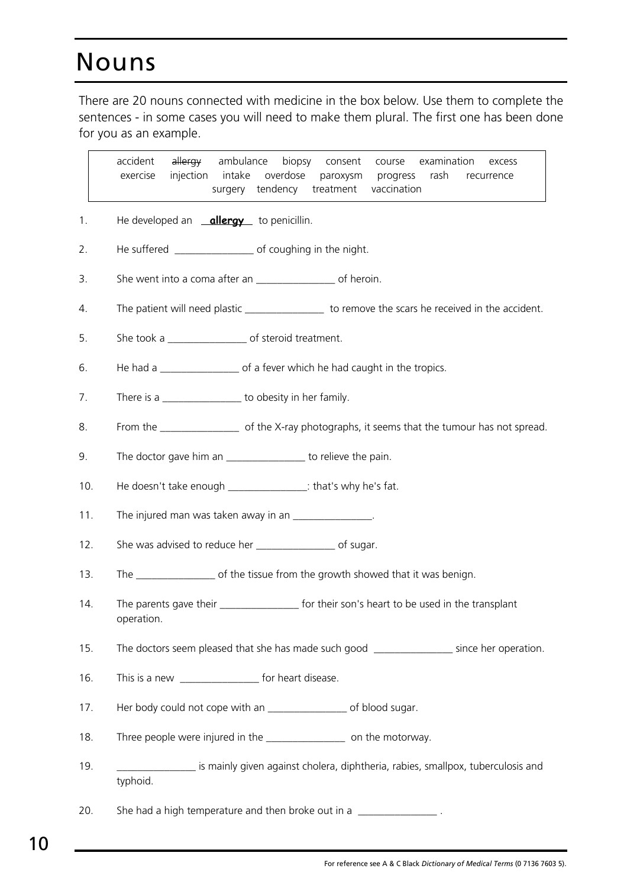# Nouns

There are 20 nouns connected with medicine in the box below. Use them to complete the sentences - in some cases you will need to make them plural. The first one has been done for you as an example.

| | | | | | | | |
|---|---|---|---|---|---|---|---|
| accident | ~~allergy~~ | ambulance | biopsy | consent | course | examination | excess |
| exercise | injection | intake | overdose | paroxysm | progress | rash | recurrence |
| surgery | tendency | treatment | vaccination | | | | |

1. He developed an **allergy** to penicillin.
2. He suffered _______________ of coughing in the night.
3. She went into a coma after an _______________ of heroin.
4. The patient will need plastic _______________ to remove the scars he received in the accident.
5. She took a _______________ of steroid treatment.
6. He had a _______________ of a fever which he had caught in the tropics.
7. There is a _______________ to obesity in her family.
8. From the _______________ of the X-ray photographs, it seems that the tumour has not spread.
9. The doctor gave him an _______________ to relieve the pain.
10. He doesn't take enough _______________: that's why he's fat.
11. The injured man was taken away in an _______________.
12. She was advised to reduce her _______________ of sugar.
13. The _______________ of the tissue from the growth showed that it was benign.
14. The parents gave their _______________ for their son's heart to be used in the transplant operation.
15. The doctors seem pleased that she has made such good _______________ since her operation.
16. This is a new _______________ for heart disease.
17. Her body could not cope with an _______________ of blood sugar.
18. Three people were injured in the _______________ on the motorway.
19. _______________ is mainly given against cholera, diphtheria, rabies, smallpox, tuberculosis and typhoid.
20. She had a high temperature and then broke out in a _______________ .

For reference see A & C Black *Dictionary of Medical Terms* (0 7136 7603 5).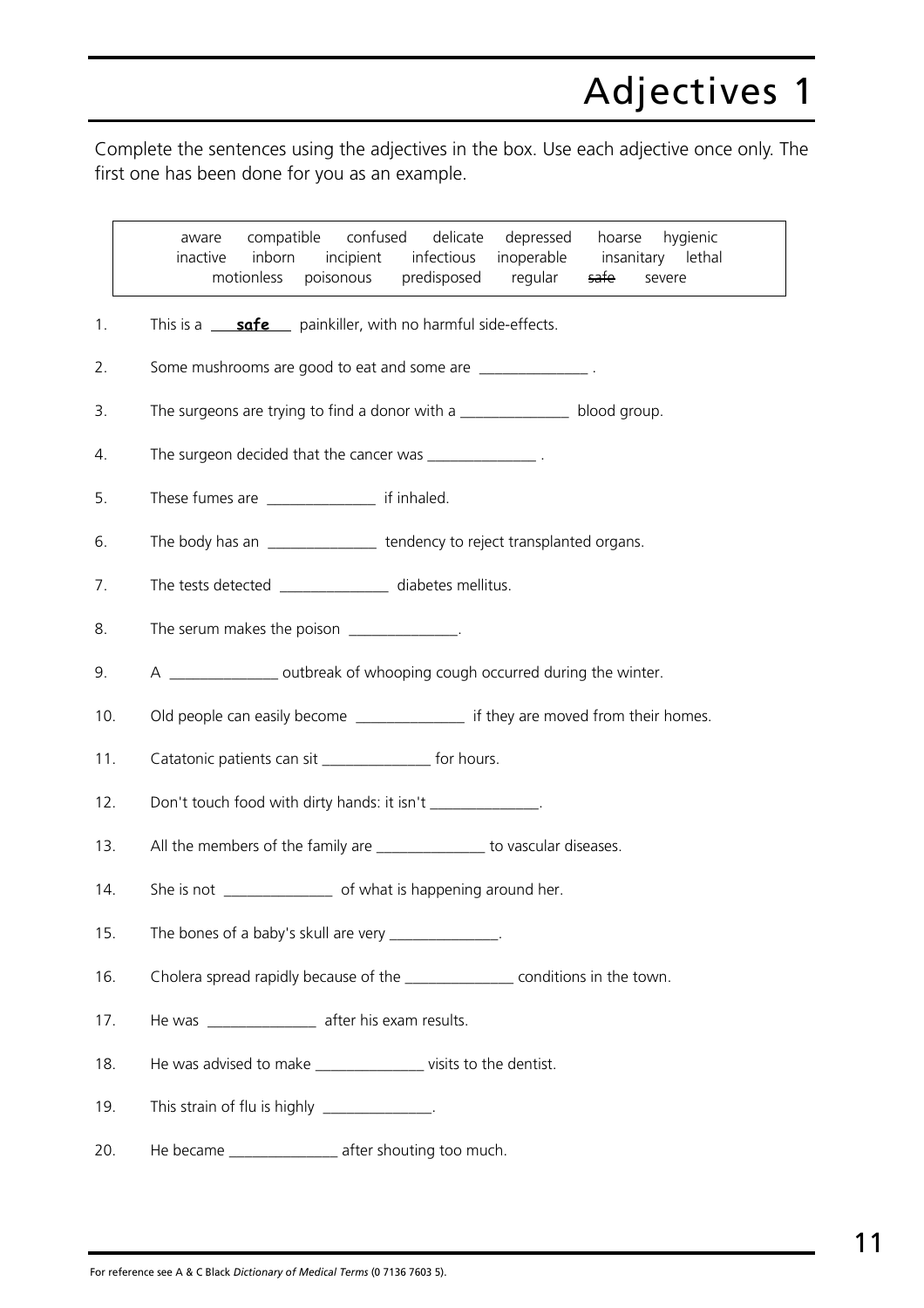# Adjectives 1

Complete the sentences using the adjectives in the box. Use each adjective once only. The first one has been done for you as an example.

| aware compatible confused delicate depressed hoarse hygienic inactive inborn incipient infectious inoperable insanitary lethal motionless poisonous predisposed regular ~~safe~~ severe |
|---|

1. This is a **safe** painkiller, with no harmful side-effects.
2. Some mushrooms are good to eat and some are ______________ .
3. The surgeons are trying to find a donor with a ______________ blood group.
4. The surgeon decided that the cancer was ______________ .
5. These fumes are ______________ if inhaled.
6. The body has an ______________ tendency to reject transplanted organs.
7. The tests detected ______________ diabetes mellitus.
8. The serum makes the poison ______________.
9. A ______________ outbreak of whooping cough occurred during the winter.
10. Old people can easily become ______________ if they are moved from their homes.
11. Catatonic patients can sit ______________ for hours.
12. Don't touch food with dirty hands: it isn't ______________.
13. All the members of the family are ______________ to vascular diseases.
14. She is not ______________ of what is happening around her.
15. The bones of a baby's skull are very ______________.
16. Cholera spread rapidly because of the ______________ conditions in the town.
17. He was ______________ after his exam results.
18. He was advised to make ______________ visits to the dentist.
19. This strain of flu is highly ______________.
20. He became ______________ after shouting too much.

For reference see A & C Black *Dictionary of Medical Terms* (0 7136 7603 5).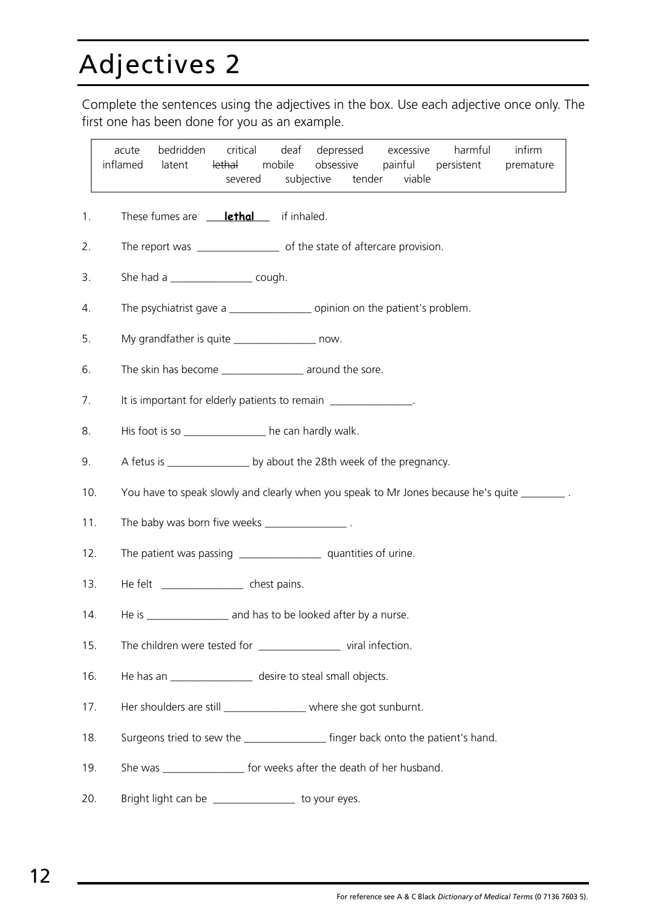# Adjectives 2

Complete the sentences using the adjectives in the box. Use each adjective once only. The first one has been done for you as an example.

| | | | | | | | |
|---|---|---|---|---|---|---|---|
| acute | bedridden | critical | deaf | depressed | excessive | harmful | infirm |
| inflamed | latent | ~~lethal~~ | mobile | obsessive | painful | persistent | premature |
| severed | subjective | tender | viable | | | | |

1. These fumes are **lethal** if inhaled.
2. The report was _______________ of the state of aftercare provision.
3. She had a _______________ cough.
4. The psychiatrist gave a _______________ opinion on the patient's problem.
5. My grandfather is quite _______________ now.
6. The skin has become _______________ around the sore.
7. It is important for elderly patients to remain _______________.
8. His foot is so _______________ he can hardly walk.
9. A fetus is _______________ by about the 28th week of the pregnancy.
10. You have to speak slowly and clearly when you speak to Mr Jones because he's quite ________ .
11. The baby was born five weeks _______________ .
12. The patient was passing _______________ quantities of urine.
13. He felt _______________ chest pains.
14. He is _______________ and has to be looked after by a nurse.
15. The children were tested for _______________ viral infection.
16. He has an _______________ desire to steal small objects.
17. Her shoulders are still _______________ where she got sunburnt.
18. Surgeons tried to sew the _______________ finger back onto the patient's hand.
19. She was _______________ for weeks after the death of her husband.
20. Bright light can be _______________ to your eyes.

For reference see A & C Black *Dictionary of Medical Terms* (0 7136 7603 5).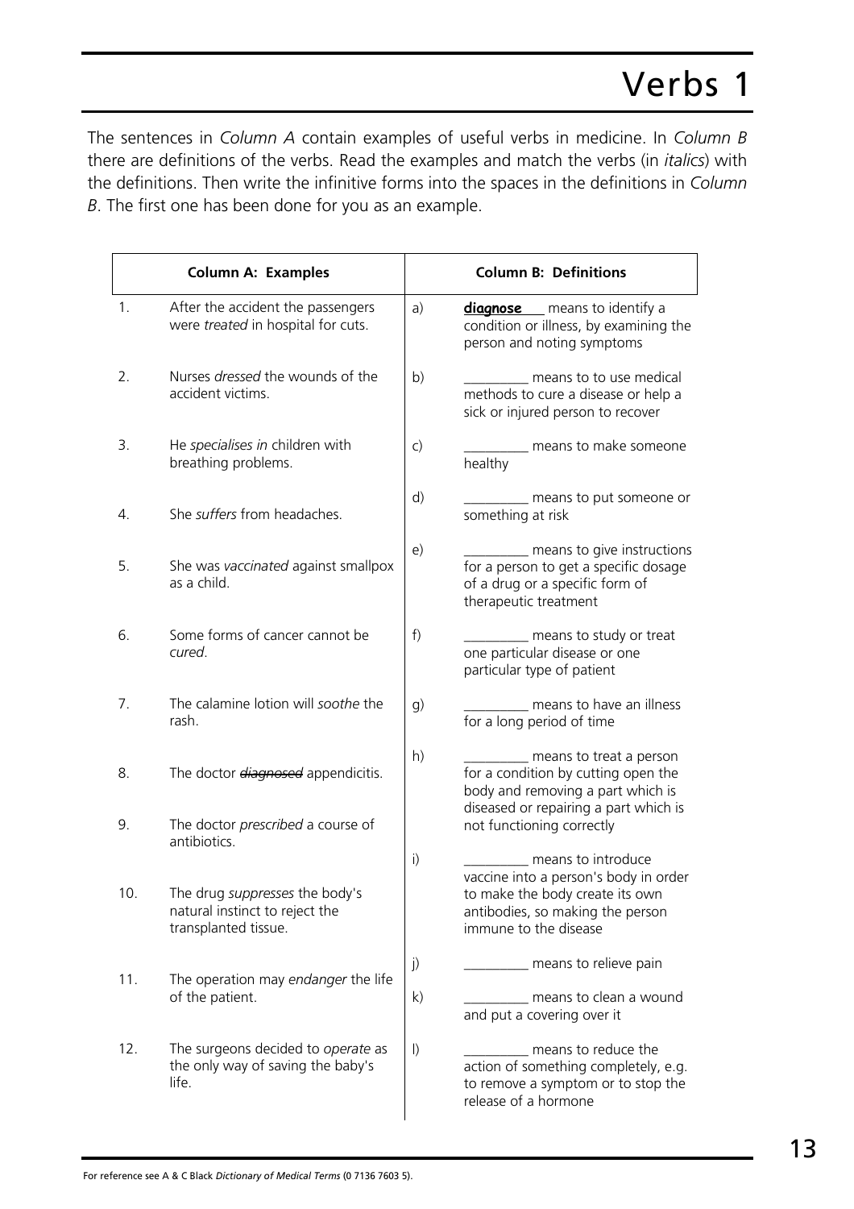# Verbs 1

The sentences in *Column A* contain examples of useful verbs in medicine. In *Column B* there are definitions of the verbs. Read the examples and match the verbs (in *italics*) with the definitions. Then write the infinitive forms into the spaces in the definitions in *Column B*. The first one has been done for you as an example.

| | Column A: Examples | | Column B: Definitions |
|---|---|---|---|
| 1. | After the accident the passengers were *treated* in hospital for cuts. | a) | **diagnose** means to identify a condition or illness, by examining the person and noting symptoms |
| 2. | Nurses *dressed* the wounds of the accident victims. | b) | _________ means to to use medical methods to cure a disease or help a sick or injured person to recover |
| 3. | He *specialises in* children with breathing problems. | c) | _________ means to make someone healthy |
| 4. | She *suffers* from headaches. | d) | _________ means to put someone or something at risk |
| 5. | She was *vaccinated* against smallpox as a child. | e) | _________ means to give instructions for a person to get a specific dosage of a drug or a specific form of therapeutic treatment |
| 6. | Some forms of cancer cannot be *cured*. | f) | _________ means to study or treat one particular disease or one particular type of patient |
| 7. | The calamine lotion will *soothe* the rash. | g) | _________ means to have an illness for a long period of time |
| 8. | The doctor ~~*diagnosed*~~ appendicitis. | h) | _________ means to treat a person for a condition by cutting open the body and removing a part which is diseased or repairing a part which is not functioning correctly |
| 9. | The doctor *prescribed* a course of antibiotics. | i) | _________ means to introduce vaccine into a person's body in order to make the body create its own antibodies, so making the person immune to the disease |
| 10. | The drug *suppresses* the body's natural instinct to reject the transplanted tissue. | j) | _________ means to relieve pain |
| 11. | The operation may *endanger* the life of the patient. | k) | _________ means to clean a wound and put a covering over it |
| 12. | The surgeons decided to *operate* as the only way of saving the baby's life. | l) | _________ means to reduce the action of something completely, e.g. to remove a symptom or to stop the release of a hormone |

For reference see A & C Black *Dictionary of Medical Terms* (0 7136 7603 5).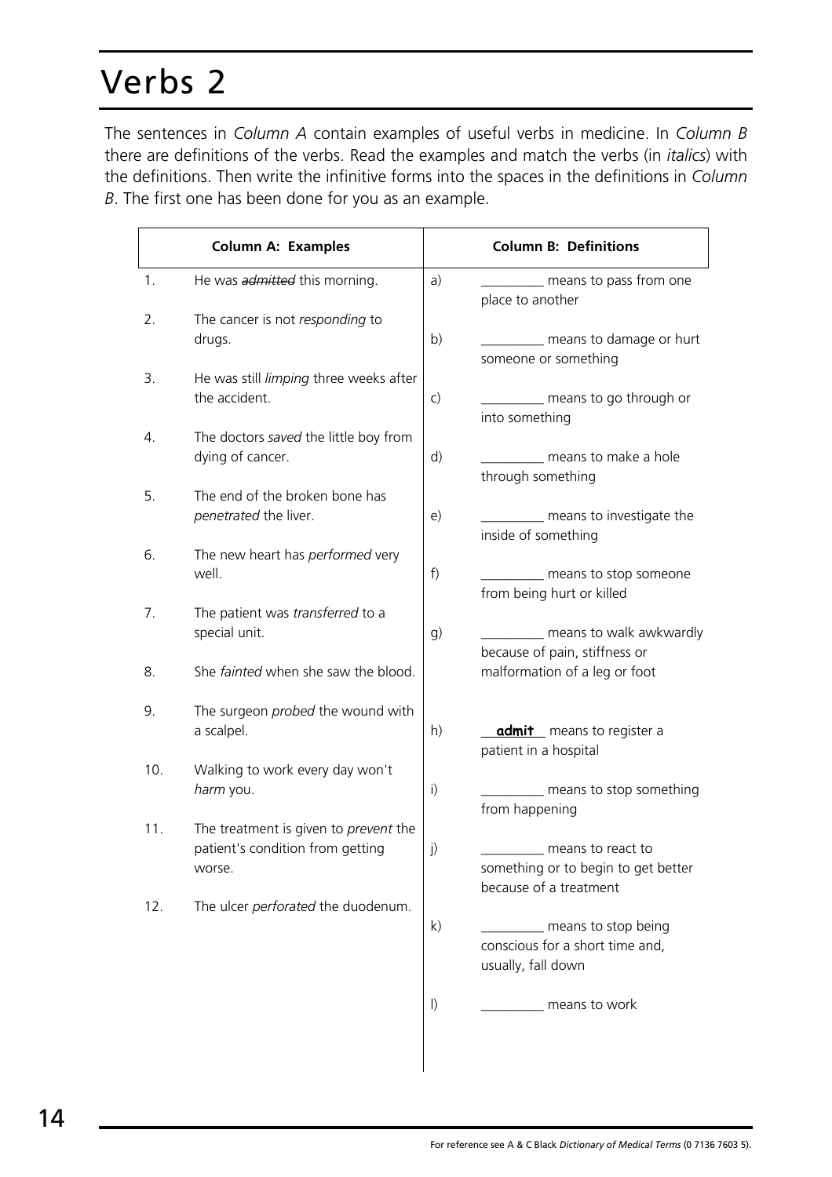# Verbs 2

The sentences in *Column A* contain examples of useful verbs in medicine. In *Column B* there are definitions of the verbs. Read the examples and match the verbs (in *italics*) with the definitions. Then write the infinitive forms into the spaces in the definitions in *Column B*. The first one has been done for you as an example.

| Column A: Examples | Column B: Definitions |
|---|---|
| 1. He was ~~*admitted*~~ this morning. | a) _________ means to pass from one place to another |
| 2. The cancer is not *responding* to drugs. | b) _________ means to damage or hurt someone or something |
| 3. He was still *limping* three weeks after the accident. | c) _________ means to go through or into something |
| 4. The doctors *saved* the little boy from dying of cancer. | d) _________ means to make a hole through something |
| 5. The end of the broken bone has *penetrated* the liver. | e) _________ means to investigate the inside of something |
| 6. The new heart has *performed* very well. | f) _________ means to stop someone from being hurt or killed |
| 7. The patient was *transferred* to a special unit. | g) _________ means to walk awkwardly because of pain, stiffness or malformation of a leg or foot |
| 8. She *fainted* when she saw the blood. | |
| 9. The surgeon *probed* the wound with a scalpel. | h) **admit** means to register a patient in a hospital |
| 10. Walking to work every day won't *harm* you. | i) _________ means to stop something from happening |
| 11. The treatment is given to *prevent* the patient's condition from getting worse. | j) _________ means to react to something or to begin to get better because of a treatment |
| 12. The ulcer *perforated* the duodenum. | k) _________ means to stop being conscious for a short time and, usually, fall down |
| | l) _________ means to work |

For reference see A & C Black *Dictionary of Medical Terms* (0 7136 7603 5).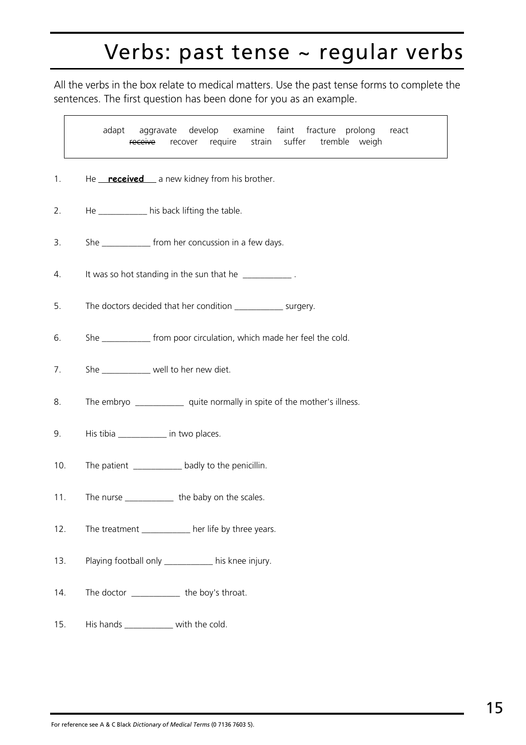# Verbs: past tense ~ regular verbs

All the verbs in the box relate to medical matters. Use the past tense forms to complete the sentences. The first question has been done for you as an example.

> adapt aggravate develop examine faint fracture prolong react
> ~~receive~~ recover require strain suffer tremble weigh

1. He __**received**__ a new kidney from his brother.
2. He ___________ his back lifting the table.
3. She ___________ from her concussion in a few days.
4. It was so hot standing in the sun that he ___________ .
5. The doctors decided that her condition ___________ surgery.
6. She ___________ from poor circulation, which made her feel the cold.
7. She ___________ well to her new diet.
8. The embryo ___________ quite normally in spite of the mother's illness.
9. His tibia ___________ in two places.
10. The patient ___________ badly to the penicillin.
11. The nurse ___________ the baby on the scales.
12. The treatment ___________ her life by three years.
13. Playing football only ___________ his knee injury.
14. The doctor ___________ the boy's throat.
15. His hands ___________ with the cold.

For reference see A & C Black *Dictionary of Medical Terms* (0 7136 7603 5).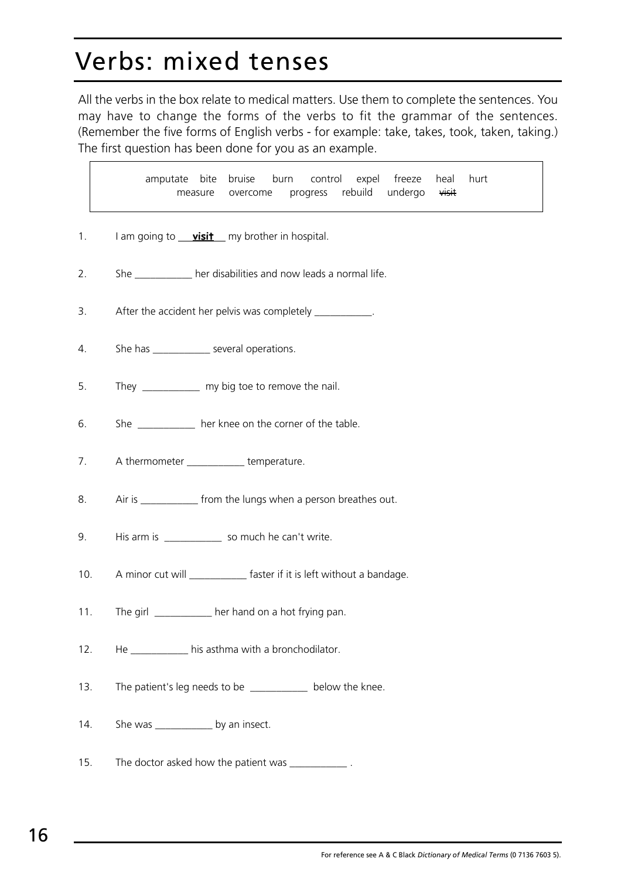# Verbs: mixed tenses

All the verbs in the box relate to medical matters. Use them to complete the sentences. You may have to change the forms of the verbs to fit the grammar of the sentences. (Remember the five forms of English verbs - for example: take, takes, took, taken, taking.) The first question has been done for you as an example.

| amputate bite bruise burn control expel freeze heal hurt measure overcome progress rebuild undergo ~~visit~~ |
|---|

1. I am going to **visit** my brother in hospital.
2. She ___________ her disabilities and now leads a normal life.
3. After the accident her pelvis was completely ___________.
4. She has ___________ several operations.
5. They ___________ my big toe to remove the nail.
6. She ___________ her knee on the corner of the table.
7. A thermometer ___________ temperature.
8. Air is ___________ from the lungs when a person breathes out.
9. His arm is ___________ so much he can't write.
10. A minor cut will ___________ faster if it is left without a bandage.
11. The girl ___________ her hand on a hot frying pan.
12. He ___________ his asthma with a bronchodilator.
13. The patient's leg needs to be ___________ below the knee.
14. She was ___________ by an insect.
15. The doctor asked how the patient was ___________ .

For reference see A & C Black *Dictionary of Medical Terms* (0 7136 7603 5).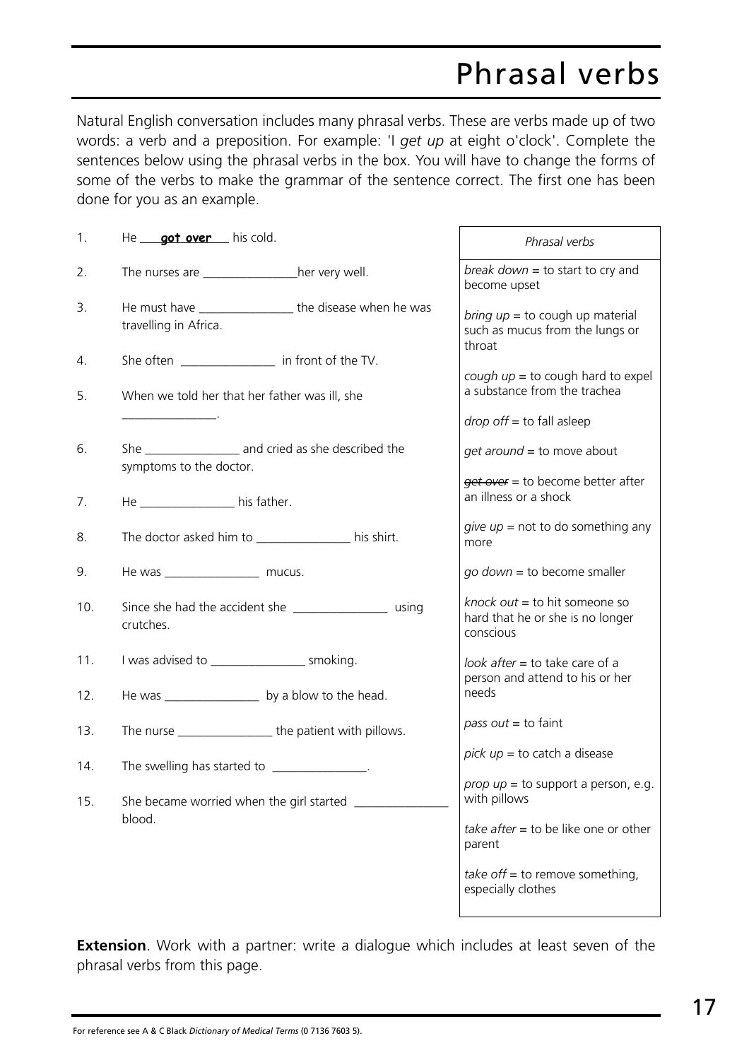# Phrasal verbs

Natural English conversation includes many phrasal verbs. These are verbs made up of two words: a verb and a preposition. For example: 'I *get up* at eight o'clock'. Complete the sentences below using the phrasal verbs in the box. You will have to change the forms of some of the verbs to make the grammar of the sentence correct. The first one has been done for you as an example.

1. He **got over** his cold.
2. The nurses are _______________her very well.
3. He must have _______________ the disease when he was travelling in Africa.
4. She often _______________ in front of the TV.
5. When we told her that her father was ill, she _______________.
6. She _______________ and cried as she described the symptoms to the doctor.
7. He _______________ his father.
8. The doctor asked him to _______________ his shirt.
9. He was _______________ mucus.
10. Since she had the accident she _______________ using crutches.
11. I was advised to _______________ smoking.
12. He was _______________ by a blow to the head.
13. The nurse _______________ the patient with pillows.
14. The swelling has started to _______________.
15. She became worried when the girl started _______________ blood.

| *Phrasal verbs* |
|---|
| *break down* = to start to cry and become upset |
| *bring up* = to cough up material such as mucus from the lungs or throat |
| *cough up* = to cough hard to expel a substance from the trachea |
| *drop off* = to fall asleep |
| *get around* = to move about |
| ~~*get over*~~ = to become better after an illness or a shock |
| *give up* = not to do something any more |
| *go down* = to become smaller |
| *knock out* = to hit someone so hard that he or she is no longer conscious |
| *look after* = to take care of a person and attend to his or her needs |
| *pass out* = to faint |
| *pick up* = to catch a disease |
| *prop up* = to support a person, e.g. with pillows |
| *take after* = to be like one or other parent |
| *take off* = to remove something, especially clothes |

**Extension**. Work with a partner: write a dialogue which includes at least seven of the phrasal verbs from this page.

For reference see A & C Black *Dictionary of Medical Terms* (0 7136 7603 5).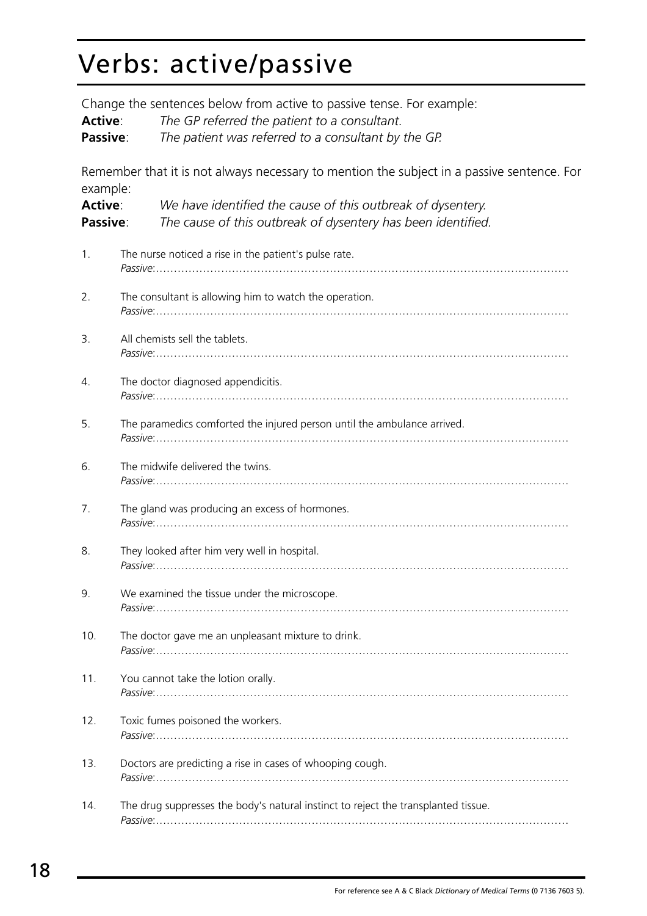# Verbs: active/passive

Change the sentences below from active to passive tense. For example:

**Active**: *The GP referred the patient to a consultant.*
**Passive**: *The patient was referred to a consultant by the GP.*

Remember that it is not always necessary to mention the subject in a passive sentence. For example:

**Active**: *We have identified the cause of this outbreak of dysentery.*
**Passive**: *The cause of this outbreak of dysentery has been identified.*

1. The nurse noticed a rise in the patient's pulse rate.
   *Passive*:……………………………………………………………………………………………………

2. The consultant is allowing him to watch the operation.
   *Passive*:……………………………………………………………………………………………………

3. All chemists sell the tablets.
   *Passive*:……………………………………………………………………………………………………

4. The doctor diagnosed appendicitis.
   *Passive*:……………………………………………………………………………………………………

5. The paramedics comforted the injured person until the ambulance arrived.
   *Passive*:……………………………………………………………………………………………………

6. The midwife delivered the twins.
   *Passive*:……………………………………………………………………………………………………

7. The gland was producing an excess of hormones.
   *Passive*:……………………………………………………………………………………………………

8. They looked after him very well in hospital.
   *Passive*:……………………………………………………………………………………………………

9. We examined the tissue under the microscope.
   *Passive*:……………………………………………………………………………………………………

10. The doctor gave me an unpleasant mixture to drink.
    *Passive*:……………………………………………………………………………………………………

11. You cannot take the lotion orally.
    *Passive*:……………………………………………………………………………………………………

12. Toxic fumes poisoned the workers.
    *Passive*:……………………………………………………………………………………………………

13. Doctors are predicting a rise in cases of whooping cough.
    *Passive*:……………………………………………………………………………………………………

14. The drug suppresses the body's natural instinct to reject the transplanted tissue.
    *Passive*:……………………………………………………………………………………………………

For reference see A & C Black *Dictionary of Medical Terms* (0 7136 7603 5).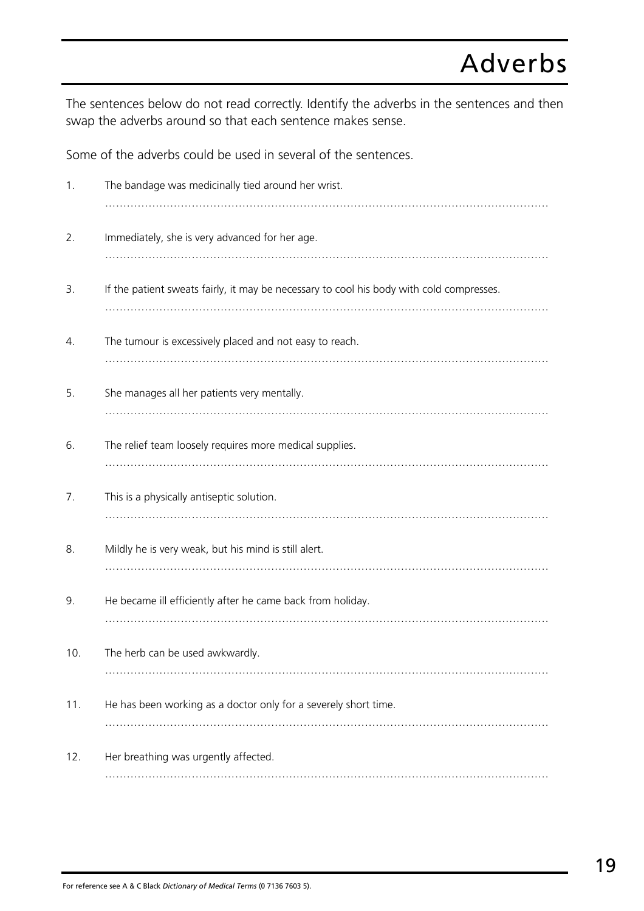# Adverbs

The sentences below do not read correctly. Identify the adverbs in the sentences and then swap the adverbs around so that each sentence makes sense.

Some of the adverbs could be used in several of the sentences.

1. The bandage was medicinally tied around her wrist.

 ……………………………………………………………………………………………………

2. Immediately, she is very advanced for her age.

 ……………………………………………………………………………………………………

3. If the patient sweats fairly, it may be necessary to cool his body with cold compresses.

 ……………………………………………………………………………………………………

4. The tumour is excessively placed and not easy to reach.

 ……………………………………………………………………………………………………

5. She manages all her patients very mentally.

 ……………………………………………………………………………………………………

6. The relief team loosely requires more medical supplies.

 ……………………………………………………………………………………………………

7. This is a physically antiseptic solution.

 ……………………………………………………………………………………………………

8. Mildly he is very weak, but his mind is still alert.

 ……………………………………………………………………………………………………

9. He became ill efficiently after he came back from holiday.

 ……………………………………………………………………………………………………

10. The herb can be used awkwardly.

 ……………………………………………………………………………………………………

11. He has been working as a doctor only for a severely short time.

 ……………………………………………………………………………………………………

12. Her breathing was urgently affected.

 ……………………………………………………………………………………………………

For reference see A & C Black *Dictionary of Medical Terms* (0 7136 7603 5).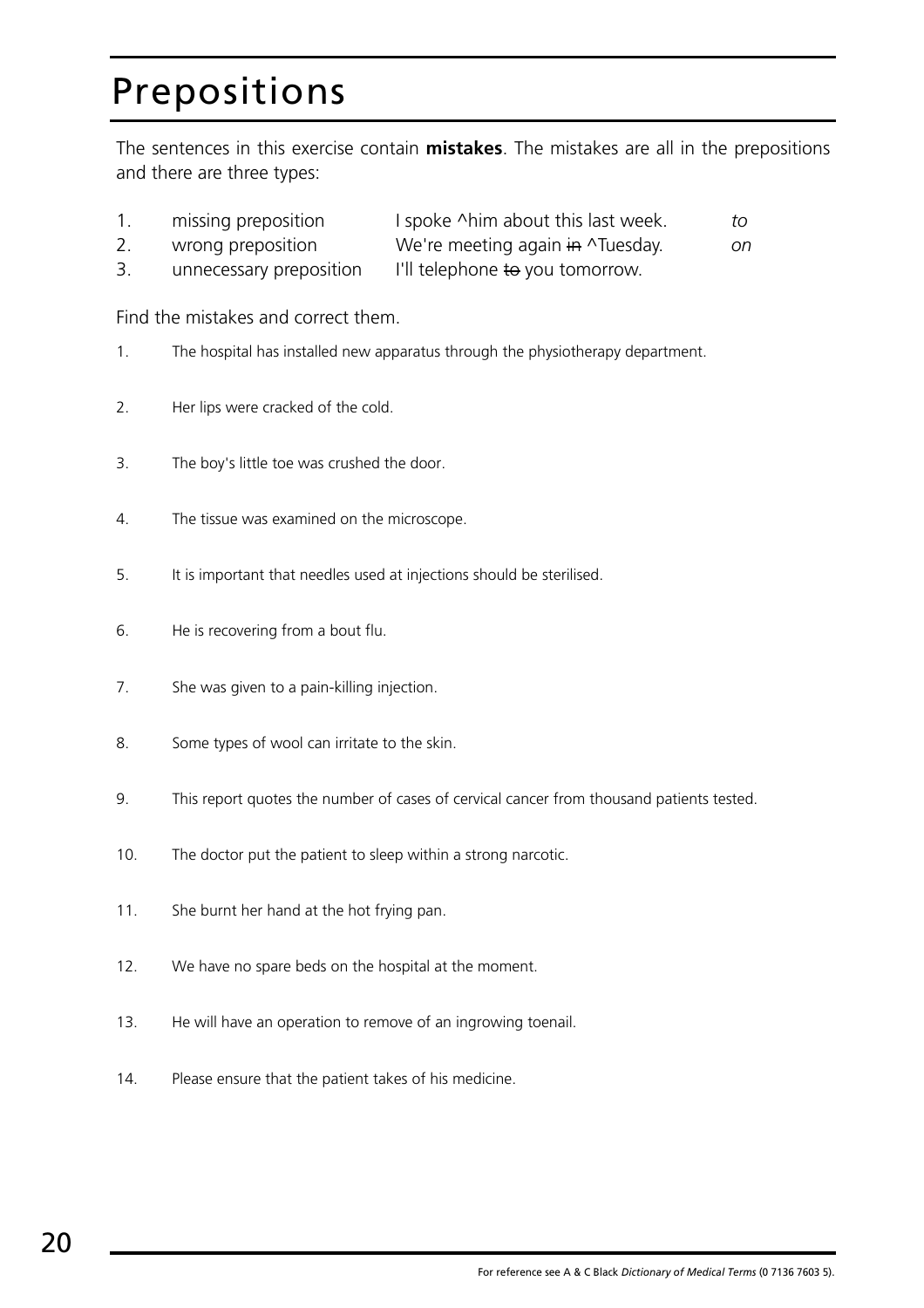# Prepositions

The sentences in this exercise contain **mistakes**. The mistakes are all in the prepositions and there are three types:

| | | | |
|---|---|---|---|
| 1. | missing preposition | I spoke ^him about this last week. | *to* |
| 2. | wrong preposition | We're meeting again ~~in~~ ^Tuesday. | *on* |
| 3. | unnecessary preposition | I'll telephone ~~to~~ you tomorrow. | |

Find the mistakes and correct them.

1. The hospital has installed new apparatus through the physiotherapy department.

2. Her lips were cracked of the cold.

3. The boy's little toe was crushed the door.

4. The tissue was examined on the microscope.

5. It is important that needles used at injections should be sterilised.

6. He is recovering from a bout flu.

7. She was given to a pain-killing injection.

8. Some types of wool can irritate to the skin.

9. This report quotes the number of cases of cervical cancer from thousand patients tested.

10. The doctor put the patient to sleep within a strong narcotic.

11. She burnt her hand at the hot frying pan.

12. We have no spare beds on the hospital at the moment.

13. He will have an operation to remove of an ingrowing toenail.

14. Please ensure that the patient takes of his medicine.

For reference see A & C Black *Dictionary of Medical Terms* (0 7136 7603 5).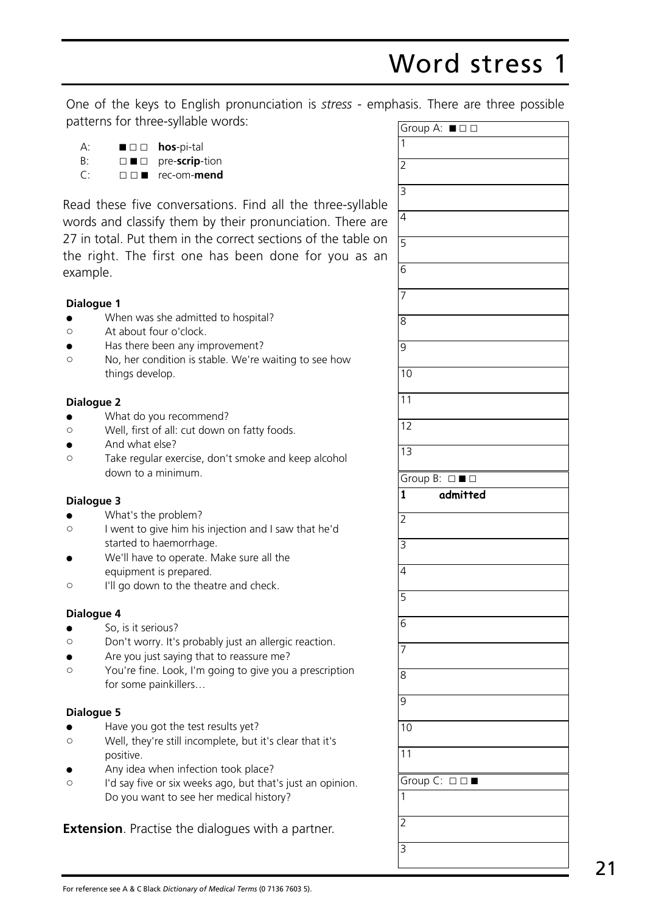# Word stress 1

One of the keys to English pronunciation is *stress* - emphasis. There are three possible patterns for three-syllable words:

A: ■ □ □ **hos**-pi-tal
B: □ ■ □ pre-**scrip**-tion
C: □ □ ■ rec-om-**mend**

Read these five conversations. Find all the three-syllable words and classify them by their pronunciation. There are 27 in total. Put them in the correct sections of the table on the right. The first one has been done for you as an example.

**Dialogue 1**

- When was she admitted to hospital?
- At about four o'clock.
- Has there been any improvement?
- No, her condition is stable. We're waiting to see how things develop.

**Dialogue 2**

- What do you recommend?
- Well, first of all: cut down on fatty foods.
- And what else?
- Take regular exercise, don't smoke and keep alcohol down to a minimum.

**Dialogue 3**

- What's the problem?
- I went to give him his injection and I saw that he'd started to haemorrhage.
- We'll have to operate. Make sure all the equipment is prepared.
- I'll go down to the theatre and check.

**Dialogue 4**

- So, is it serious?
- Don't worry. It's probably just an allergic reaction.
- Are you just saying that to reassure me?
- You're fine. Look, I'm going to give you a prescription for some painkillers…

**Dialogue 5**

- Have you got the test results yet?
- Well, they're still incomplete, but it's clear that it's positive.
- Any idea when infection took place?
- I'd say five or six weeks ago, but that's just an opinion. Do you want to see her medical history?

**Extension**. Practise the dialogues with a partner.

| Group A: ■ □ □ |
|---|
| 1 |
| 2 |
| 3 |
| 4 |
| 5 |
| 6 |
| 7 |
| 8 |
| 9 |
| 10 |
| 11 |
| 12 |
| 13 |

| Group B: □ ■ □ |
|---|
| **1 admitted** |
| 2 |
| 3 |
| 4 |
| 5 |
| 6 |
| 7 |
| 8 |
| 9 |
| 10 |
| 11 |

| Group C: □ □ ■ |
|---|
| 1 |
| 2 |
| 3 |

For reference see A & C Black *Dictionary of Medical Terms* (0 7136 7603 5).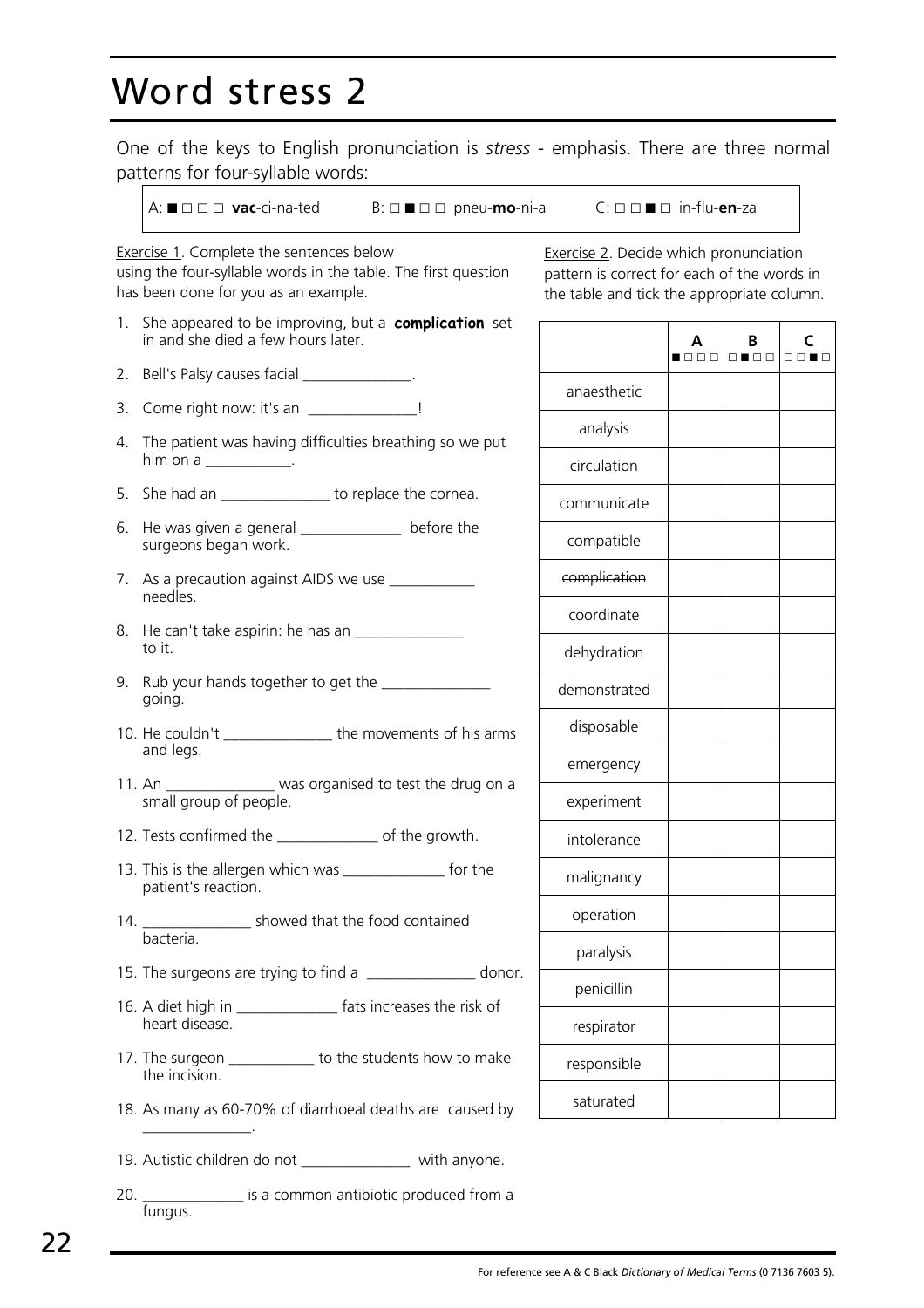# Word stress 2

One of the keys to English pronunciation is *stress* - emphasis. There are three normal patterns for four-syllable words:

A: ■ □ □ □ **vac**-ci-na-ted      B: □ ■ □ □ pneu-**mo**-ni-a      C: □ □ ■ □ in-flu-**en**-za

Exercise 1. Complete the sentences below using the four-syllable words in the table. The first question has been done for you as an example.

1. She appeared to be improving, but a **complication** set in and she died a few hours later.
2. Bell's Palsy causes facial ______________.
3. Come right now: it's an ______________!
4. The patient was having difficulties breathing so we put him on a ___________.
5. She had an ______________ to replace the cornea.
6. He was given a general _____________ before the surgeons began work.
7. As a precaution against AIDS we use ___________ needles.
8. He can't take aspirin: he has an ______________ to it.
9. Rub your hands together to get the ______________ going.
10. He couldn't ______________ the movements of his arms and legs.
11. An ______________ was organised to test the drug on a small group of people.
12. Tests confirmed the _____________ of the growth.
13. This is the allergen which was _____________ for the patient's reaction.
14. ______________ showed that the food contained bacteria.
15. The surgeons are trying to find a ______________ donor.
16. A diet high in _____________ fats increases the risk of heart disease.
17. The surgeon ___________ to the students how to make the incision.
18. As many as 60-70% of diarrhoeal deaths are caused by ______________.
19. Autistic children do not ______________ with anyone.
20. _____________ is a common antibiotic produced from a fungus.

Exercise 2. Decide which pronunciation pattern is correct for each of the words in the table and tick the appropriate column.

| | A ■ □ □ □ | B □ ■ □ □ | C □ □ ■ □ |
|---|---|---|---|
| anaesthetic | | | |
| analysis | | | |
| circulation | | | |
| communicate | | | |
| compatible | | | |
| ~~complication~~ | | | |
| coordinate | | | |
| dehydration | | | |
| demonstrated | | | |
| disposable | | | |
| emergency | | | |
| experiment | | | |
| intolerance | | | |
| malignancy | | | |
| operation | | | |
| paralysis | | | |
| penicillin | | | |
| respirator | | | |
| responsible | | | |
| saturated | | | |

For reference see A & C Black *Dictionary of Medical Terms* (0 7136 7603 5).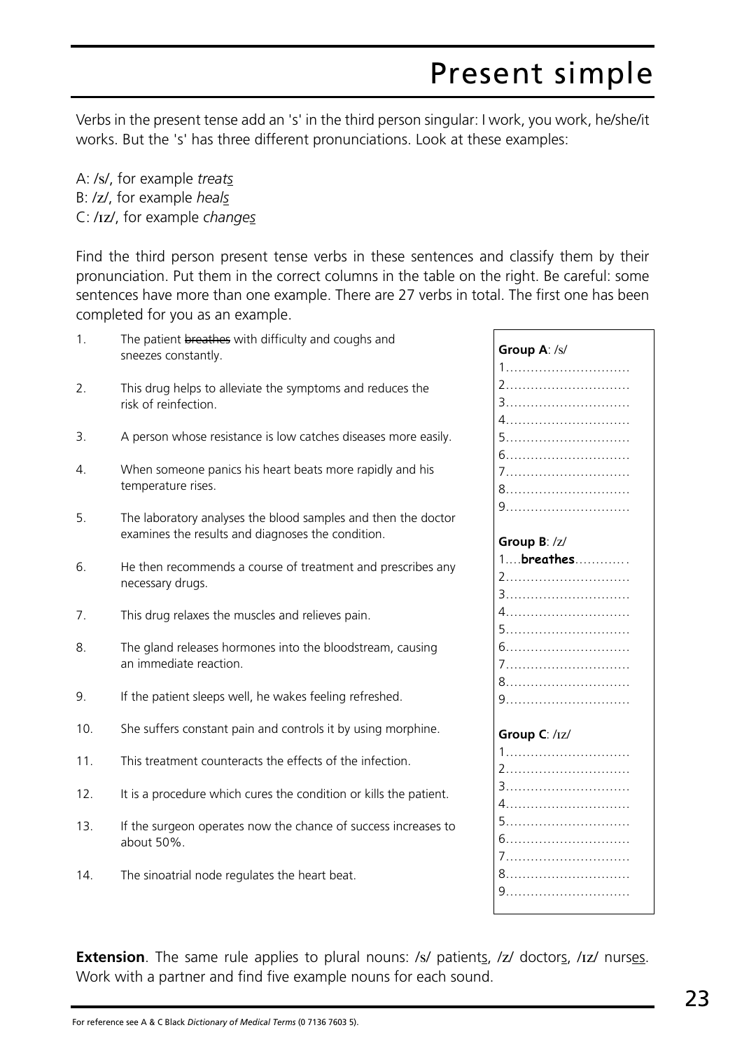# Present simple

Verbs in the present tense add an 's' in the third person singular: I work, you work, he/she/it works. But the 's' has three different pronunciations. Look at these examples:

A: /s/, for example *treat<u>s</u>*
B: /z/, for example *heal<u>s</u>*
C: /ɪz/, for example *change<u>s</u>*

Find the third person present tense verbs in these sentences and classify them by their pronunciation. Put them in the correct columns in the table on the right. Be careful: some sentences have more than one example. There are 27 verbs in total. The first one has been completed for you as an example.

1. The patient ~~breathes~~ with difficulty and coughs and sneezes constantly.
2. This drug helps to alleviate the symptoms and reduces the risk of reinfection.
3. A person whose resistance is low catches diseases more easily.
4. When someone panics his heart beats more rapidly and his temperature rises.
5. The laboratory analyses the blood samples and then the doctor examines the results and diagnoses the condition.
6. He then recommends a course of treatment and prescribes any necessary drugs.
7. This drug relaxes the muscles and relieves pain.
8. The gland releases hormones into the bloodstream, causing an immediate reaction.
9. If the patient sleeps well, he wakes feeling refreshed.
10. She suffers constant pain and controls it by using morphine.
11. This treatment counteracts the effects of the infection.
12. It is a procedure which cures the condition or kills the patient.
13. If the surgeon operates now the chance of success increases to about 50%.
14. The sinoatrial node regulates the heart beat.

**Group A**: /s/

1..............................
2..............................
3..............................
4..............................
5..............................
6..............................
7..............................
8..............................
9..............................

**Group B**: /z/

1....**breathes**............
2..............................
3..............................
4..............................
5..............................
6..............................
7..............................
8..............................
9..............................

**Group C**: /ɪz/

1..............................
2..............................
3..............................
4..............................
5..............................
6..............................
7..............................
8..............................
9..............................

**Extension**. The same rule applies to plural nouns: /s/ patient<u>s</u>, /z/ doctor<u>s</u>, /ɪz/ nurs<u>es</u>. Work with a partner and find five example nouns for each sound.

For reference see A & C Black *Dictionary of Medical Terms* (0 7136 7603 5).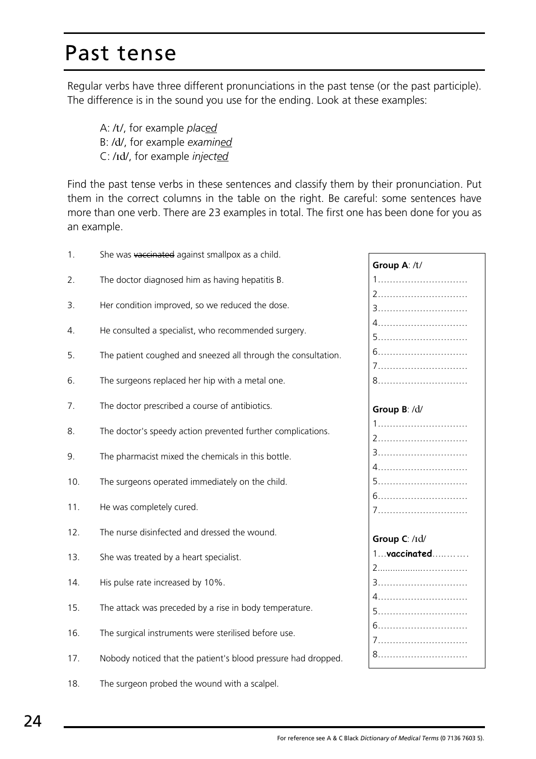# Past tense

Regular verbs have three different pronunciations in the past tense (or the past participle). The difference is in the sound you use for the ending. Look at these examples:

A: /t/, for example *plac<u>ed</u>*
B: /d/, for example *examin<u>ed</u>*
C: /ɪd/, for example *inject<u>ed</u>*

Find the past tense verbs in these sentences and classify them by their pronunciation. Put them in the correct columns in the table on the right. Be careful: some sentences have more than one verb. There are 23 examples in total. The first one has been done for you as an example.

1. She was ~~vaccinated~~ against smallpox as a child.
2. The doctor diagnosed him as having hepatitis B.
3. Her condition improved, so we reduced the dose.
4. He consulted a specialist, who recommended surgery.
5. The patient coughed and sneezed all through the consultation.
6. The surgeons replaced her hip with a metal one.
7. The doctor prescribed a course of antibiotics.
8. The doctor's speedy action prevented further complications.
9. The pharmacist mixed the chemicals in this bottle.
10. The surgeons operated immediately on the child.
11. He was completely cured.
12. The nurse disinfected and dressed the wound.
13. She was treated by a heart specialist.
14. His pulse rate increased by 10%.
15. The attack was preceded by a rise in body temperature.
16. The surgical instruments were sterilised before use.
17. Nobody noticed that the patient's blood pressure had dropped.
18. The surgeon probed the wound with a scalpel.

**Group A**: /t/
1. ..............................
2. ..............................
3. ..............................
4. ..............................
5. ..............................
6. ..............................
7. ..............................
8. ..............................

**Group B**: /d/
1. ..............................
2. ..............................
3. ..............................
4. ..............................
5. ..............................
6. ..............................
7. ..............................

**Group C**: /ɪd/
1. ...**vaccinated**...........
2. ..............................
3. ..............................
4. ..............................
5. ..............................
6. ..............................
7. ..............................
8. ..............................

For reference see A & C Black *Dictionary of Medical Terms* (0 7136 7603 5).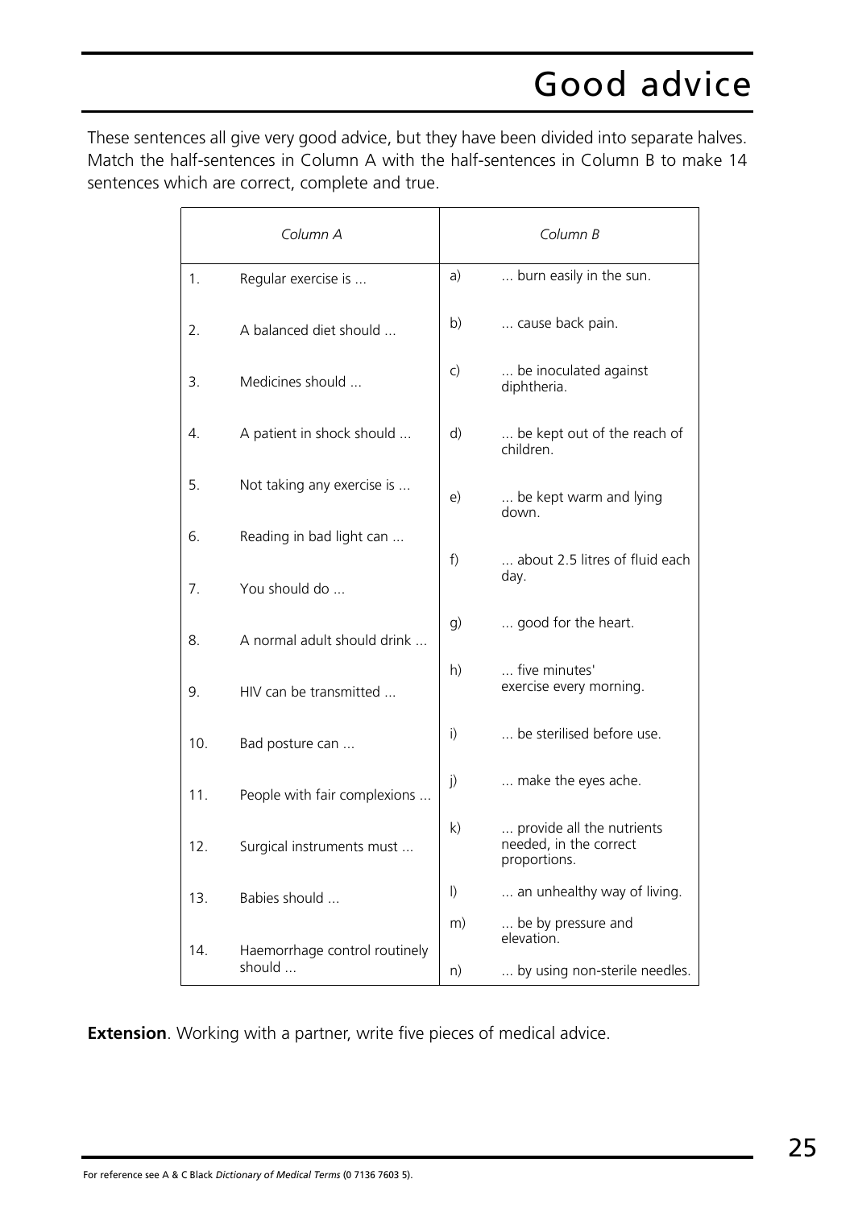# Good advice

These sentences all give very good advice, but they have been divided into separate halves. Match the half-sentences in Column A with the half-sentences in Column B to make 14 sentences which are correct, complete and true.

| | *Column A* | | *Column B* |
|---|---|---|---|
| 1. | Regular exercise is ... | a) | ... burn easily in the sun. |
| 2. | A balanced diet should ... | b) | ... cause back pain. |
| 3. | Medicines should ... | c) | ... be inoculated against diphtheria. |
| 4. | A patient in shock should ... | d) | ... be kept out of the reach of children. |
| 5. | Not taking any exercise is ... | e) | ... be kept warm and lying down. |
| 6. | Reading in bad light can ... | f) | ... about 2.5 litres of fluid each day. |
| 7. | You should do ... | g) | ... good for the heart. |
| 8. | A normal adult should drink ... | h) | ... five minutes' exercise every morning. |
| 9. | HIV can be transmitted ... | i) | ... be sterilised before use. |
| 10. | Bad posture can ... | j) | ... make the eyes ache. |
| 11. | People with fair complexions ... | k) | ... provide all the nutrients needed, in the correct proportions. |
| 12. | Surgical instruments must ... | l) | ... an unhealthy way of living. |
| 13. | Babies should ... | m) | ... be by pressure and elevation. |
| 14. | Haemorrhage control routinely should ... | n) | ... by using non-sterile needles. |

**Extension**. Working with a partner, write five pieces of medical advice.

For reference see A & C Black *Dictionary of Medical Terms* (0 7136 7603 5).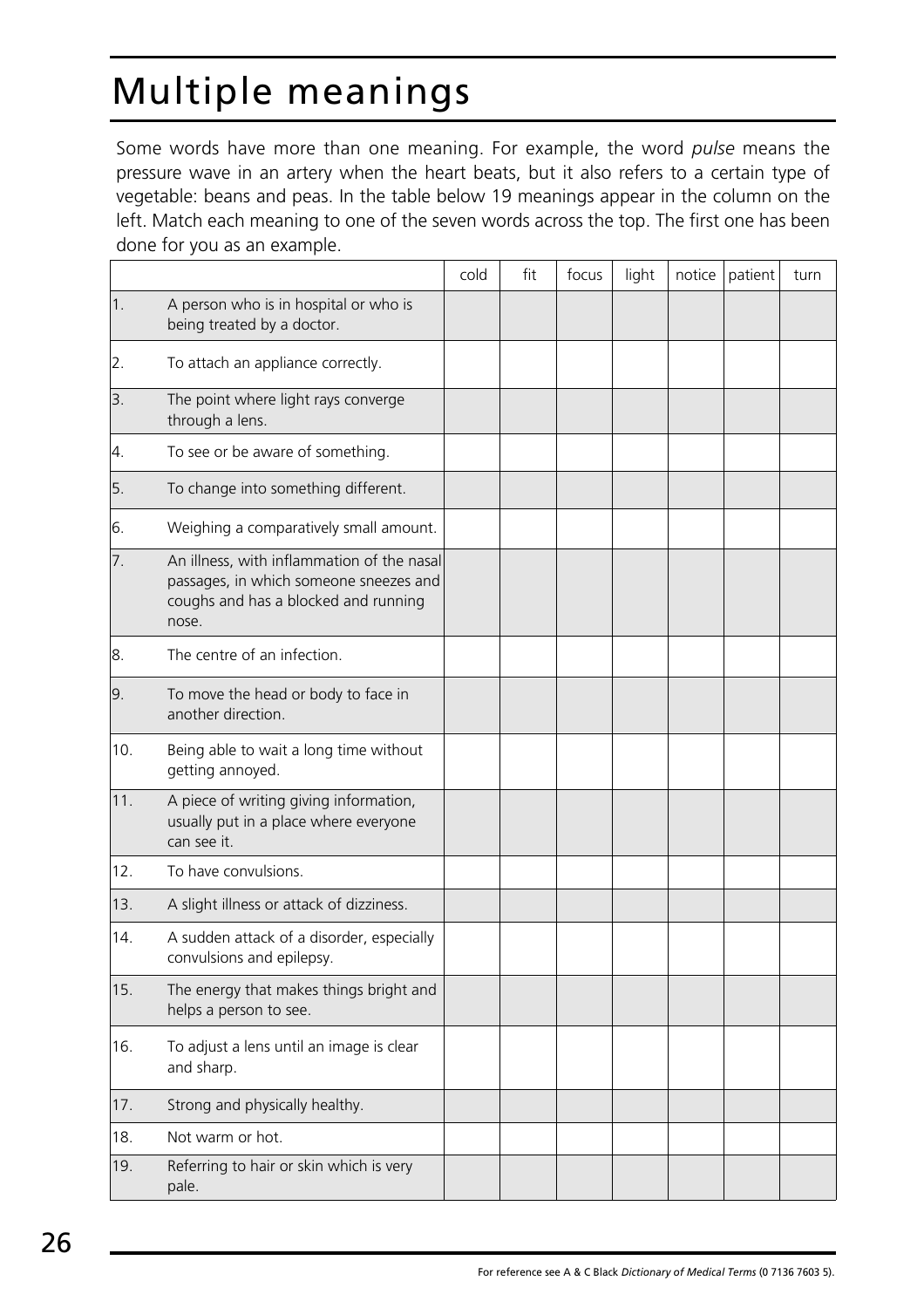# Multiple meanings

Some words have more than one meaning. For example, the word *pulse* means the pressure wave in an artery when the heart beats, but it also refers to a certain type of vegetable: beans and peas. In the table below 19 meanings appear in the column on the left. Match each meaning to one of the seven words across the top. The first one has been done for you as an example.

| | | cold | fit | focus | light | notice | patient | turn |
|---|---|---|---|---|---|---|---|---|
| 1. | A person who is in hospital or who is being treated by a doctor. | | | | | | | |
| 2. | To attach an appliance correctly. | | | | | | | |
| 3. | The point where light rays converge through a lens. | | | | | | | |
| 4. | To see or be aware of something. | | | | | | | |
| 5. | To change into something different. | | | | | | | |
| 6. | Weighing a comparatively small amount. | | | | | | | |
| 7. | An illness, with inflammation of the nasal passages, in which someone sneezes and coughs and has a blocked and running nose. | | | | | | | |
| 8. | The centre of an infection. | | | | | | | |
| 9. | To move the head or body to face in another direction. | | | | | | | |
| 10. | Being able to wait a long time without getting annoyed. | | | | | | | |
| 11. | A piece of writing giving information, usually put in a place where everyone can see it. | | | | | | | |
| 12. | To have convulsions. | | | | | | | |
| 13. | A slight illness or attack of dizziness. | | | | | | | |
| 14. | A sudden attack of a disorder, especially convulsions and epilepsy. | | | | | | | |
| 15. | The energy that makes things bright and helps a person to see. | | | | | | | |
| 16. | To adjust a lens until an image is clear and sharp. | | | | | | | |
| 17. | Strong and physically healthy. | | | | | | | |
| 18. | Not warm or hot. | | | | | | | |
| 19. | Referring to hair or skin which is very pale. | | | | | | | |

For reference see A & C Black *Dictionary of Medical Terms* (0 7136 7603 5).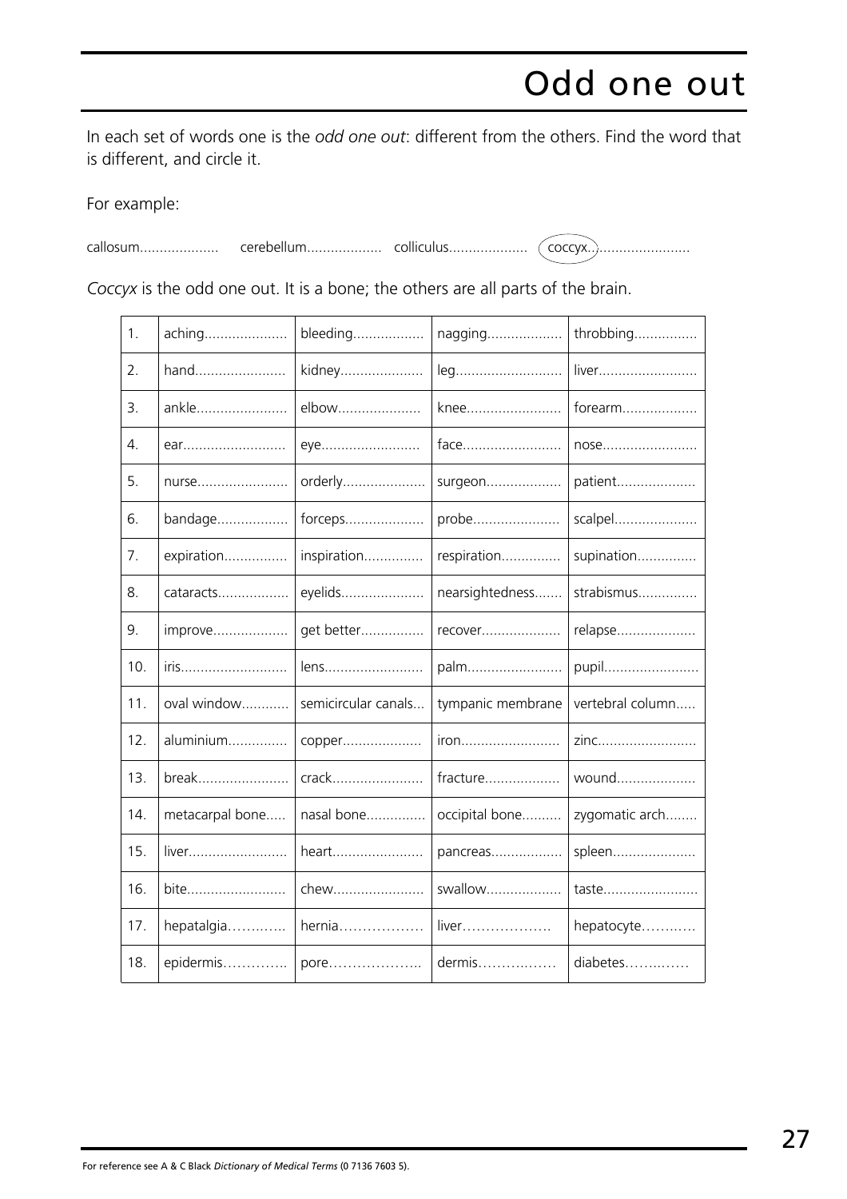# Odd one out

In each set of words one is the *odd one out*: different from the others. Find the word that is different, and circle it.

For example:

callosum.................... cerebellum.................. colliculus.................... coccyx..........................

*Coccyx* is the odd one out. It is a bone; the others are all parts of the brain.

| | | | | |
|---|---|---|---|---|
| 1. | aching..................... | bleeding.................. | nagging................... | throbbing................ |
| 2. | hand....................... | kidney..................... | leg........................... | liver......................... |
| 3. | ankle....................... | elbow..................... | knee........................ | forearm................... |
| 4. | ear.......................... | eye......................... | face......................... | nose........................ |
| 5. | nurse....................... | orderly..................... | surgeon................... | patient.................... |
| 6. | bandage.................. | forceps.................... | probe...................... | scalpel..................... |
| 7. | expiration................ | inspiration............... | respiration............... | supination............... |
| 8. | cataracts.................. | eyelids..................... | nearsightedness....... | strabismus............... |
| 9. | improve................... | get better................ | recover.................... | relapse.................... |
| 10. | iris........................... | lens......................... | palm........................ | pupil........................ |
| 11. | oval window............ | semicircular canals... | tympanic membrane | vertebral column..... |
| 12. | aluminium............... | copper.................... | iron......................... | zinc......................... |
| 13. | break....................... | crack....................... | fracture................... | wound.................... |
| 14. | metacarpal bone..... | nasal bone............... | occipital bone.......... | zygomatic arch........ |
| 15. | liver......................... | heart....................... | pancreas................. | spleen..................... |
| 16. | bite......................... | chew....................... | swallow................... | taste........................ |
| 17. | hepatalgia…………. | hernia……………… | liver………………. | hepatocyte………… |
| 18. | epidermis………….. | pore……………….. | dermis……….…… | diabetes……..…… |

For reference see A & C Black *Dictionary of Medical Terms* (0 7136 7603 5).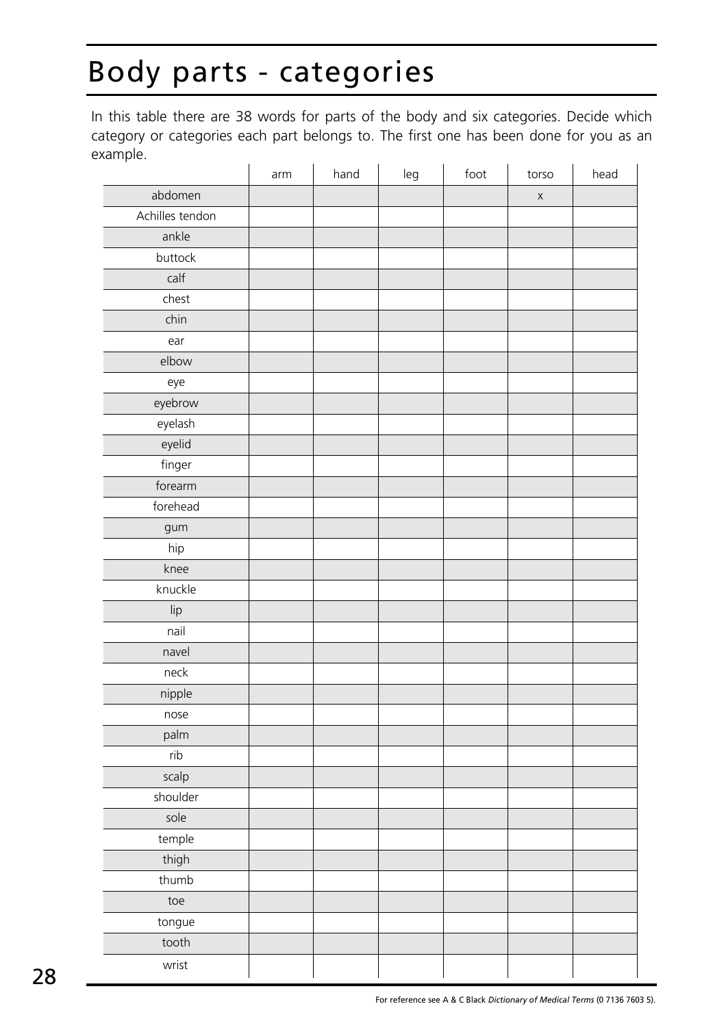# Body parts - categories

In this table there are 38 words for parts of the body and six categories. Decide which category or categories each part belongs to. The first one has been done for you as an example.

| | arm | hand | leg | foot | torso | head |
|---|---|---|---|---|---|---|
| abdomen | | | | | x | |
| Achilles tendon | | | | | | |
| ankle | | | | | | |
| buttock | | | | | | |
| calf | | | | | | |
| chest | | | | | | |
| chin | | | | | | |
| ear | | | | | | |
| elbow | | | | | | |
| eye | | | | | | |
| eyebrow | | | | | | |
| eyelash | | | | | | |
| eyelid | | | | | | |
| finger | | | | | | |
| forearm | | | | | | |
| forehead | | | | | | |
| gum | | | | | | |
| hip | | | | | | |
| knee | | | | | | |
| knuckle | | | | | | |
| lip | | | | | | |
| nail | | | | | | |
| navel | | | | | | |
| neck | | | | | | |
| nipple | | | | | | |
| nose | | | | | | |
| palm | | | | | | |
| rib | | | | | | |
| scalp | | | | | | |
| shoulder | | | | | | |
| sole | | | | | | |
| temple | | | | | | |
| thigh | | | | | | |
| thumb | | | | | | |
| toe | | | | | | |
| tongue | | | | | | |
| tooth | | | | | | |
| wrist | | | | | | |

For reference see A & C Black *Dictionary of Medical Terms* (0 7136 7603 5).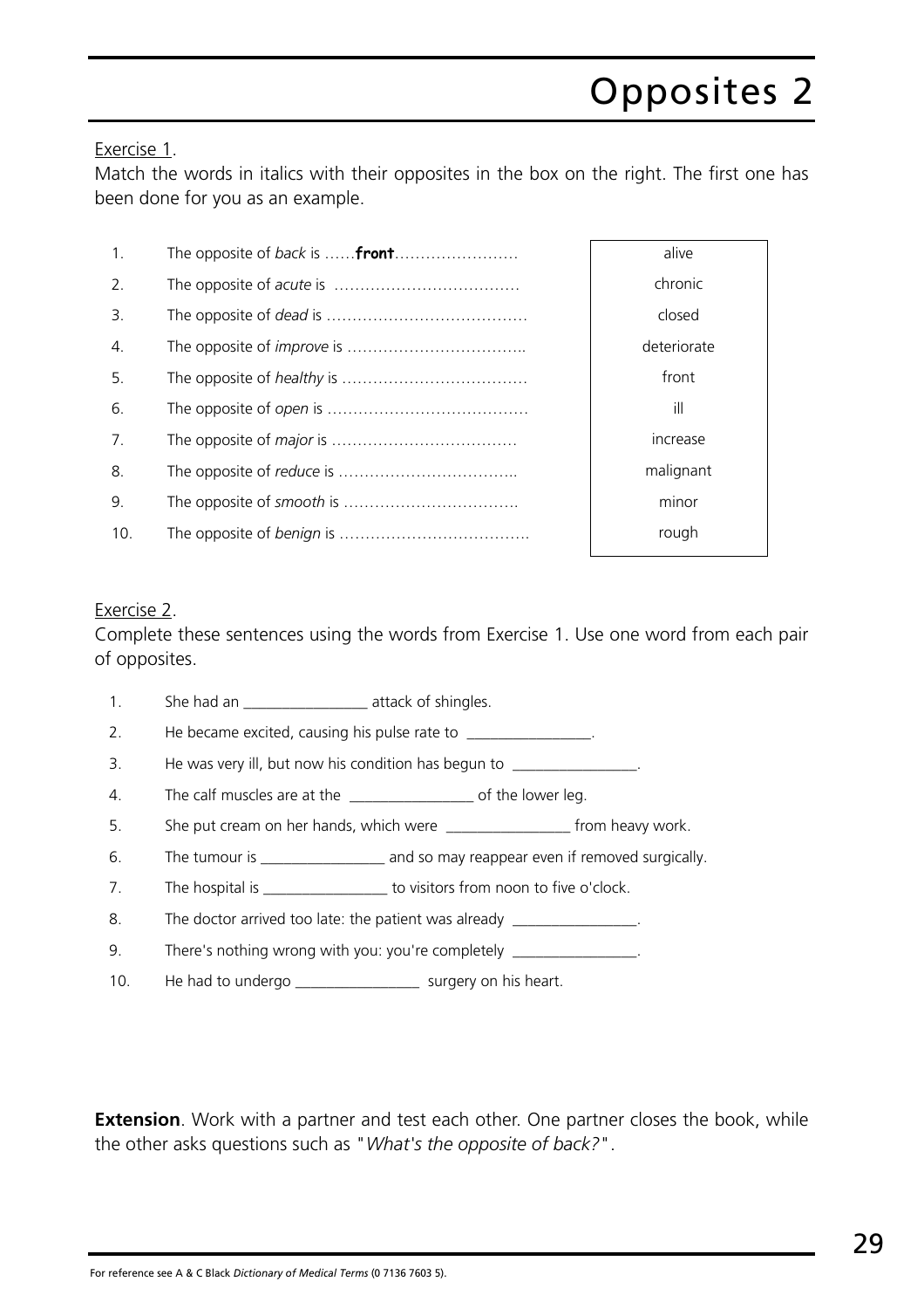# Opposites 2

Exercise 1.

Match the words in italics with their opposites in the box on the right. The first one has been done for you as an example.

1. The opposite of *back* is ……**front**……………………
2. The opposite of *acute* is ………………………………
3. The opposite of *dead* is …………………………………
4. The opposite of *improve* is ……………………………..
5. The opposite of *healthy* is ………………………………
6. The opposite of *open* is …………………………………
7. The opposite of *major* is ………………………………
8. The opposite of *reduce* is ……………………………..
9. The opposite of *smooth* is …………………………….
10. The opposite of *benign* is ……………………………….

| |
|---|
| alive |
| chronic |
| closed |
| deteriorate |
| front |
| ill |
| increase |
| malignant |
| minor |
| rough |

Exercise 2.

Complete these sentences using the words from Exercise 1. Use one word from each pair of opposites.

1. She had an ________________ attack of shingles.
2. He became excited, causing his pulse rate to ________________.
3. He was very ill, but now his condition has begun to ________________.
4. The calf muscles are at the ________________ of the lower leg.
5. She put cream on her hands, which were ________________ from heavy work.
6. The tumour is ________________ and so may reappear even if removed surgically.
7. The hospital is ________________ to visitors from noon to five o'clock.
8. The doctor arrived too late: the patient was already ________________.
9. There's nothing wrong with you: you're completely ________________.
10. He had to undergo ________________ surgery on his heart.

**Extension**. Work with a partner and test each other. One partner closes the book, while the other asks questions such as "*What's the opposite of back?*".

For reference see A & C Black *Dictionary of Medical Terms* (0 7136 7603 5).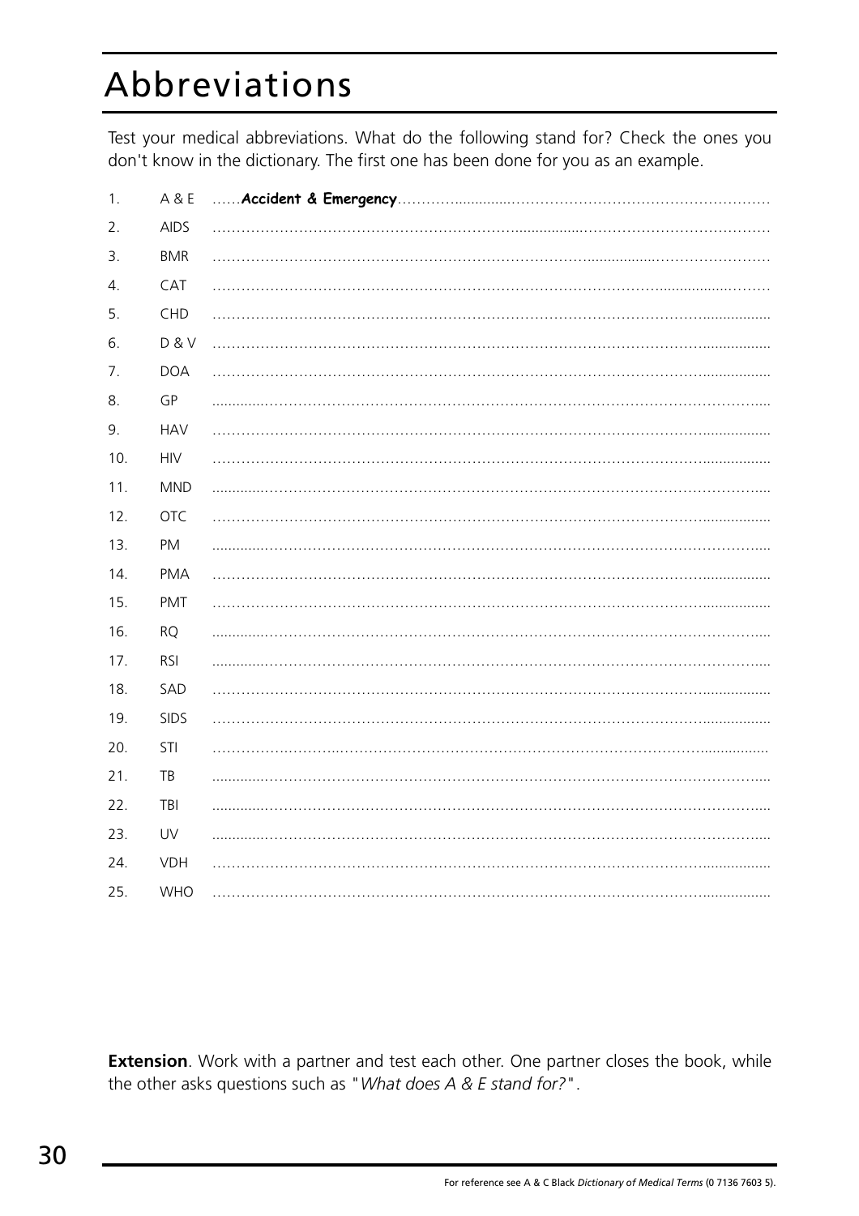# Abbreviations

Test your medical abbreviations. What do the following stand for? Check the ones you don't know in the dictionary. The first one has been done for you as an example.

1. A & E ......**Accident & Emergency**...........................................................................
2. AIDS .......................................................................................................
3. BMR .......................................................................................................
4. CAT .......................................................................................................
5. CHD .......................................................................................................
6. D & V .......................................................................................................
7. DOA .......................................................................................................
8. GP .......................................................................................................
9. HAV .......................................................................................................
10. HIV .......................................................................................................
11. MND .......................................................................................................
12. OTC .......................................................................................................
13. PM .......................................................................................................
14. PMA .......................................................................................................
15. PMT .......................................................................................................
16. RQ .......................................................................................................
17. RSI .......................................................................................................
18. SAD .......................................................................................................
19. SIDS .......................................................................................................
20. STI .......................................................................................................
21. TB .......................................................................................................
22. TBI .......................................................................................................
23. UV .......................................................................................................
24. VDH .......................................................................................................
25. WHO .......................................................................................................

**Extension**. Work with a partner and test each other. One partner closes the book, while the other asks questions such as "*What does A & E stand for?*".

For reference see A & C Black *Dictionary of Medical Terms* (0 7136 7603 5).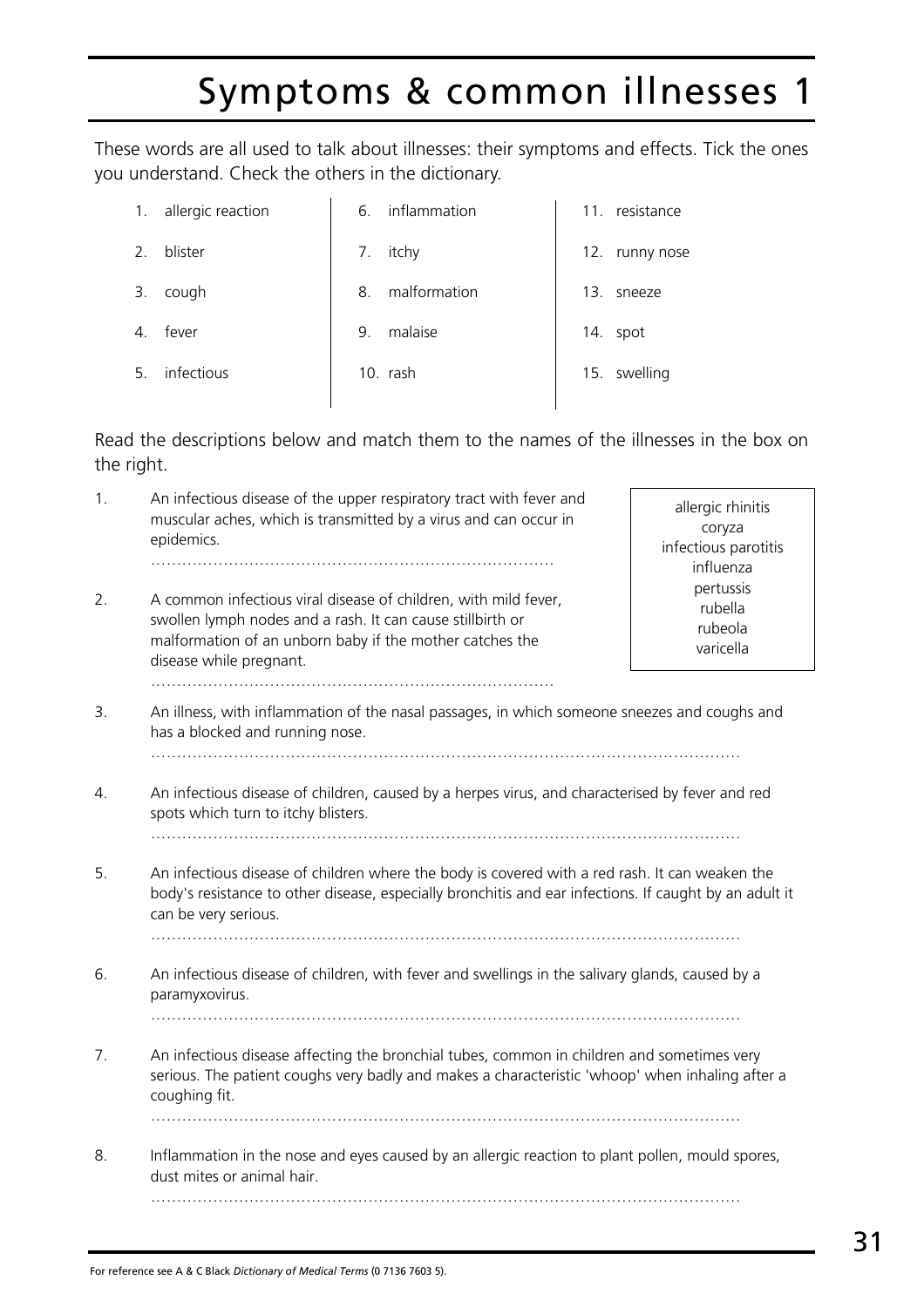# Symptoms & common illnesses 1

These words are all used to talk about illnesses: their symptoms and effects. Tick the ones you understand. Check the others in the dictionary.

| | | |
|---|---|---|
| 1. allergic reaction | 6. inflammation | 11. resistance |
| 2. blister | 7. itchy | 12. runny nose |
| 3. cough | 8. malformation | 13. sneeze |
| 4. fever | 9. malaise | 14. spot |
| 5. infectious | 10. rash | 15. swelling |

Read the descriptions below and match them to the names of the illnesses in the box on the right.

> allergic rhinitis
> coryza
> infectious parotitis
> influenza
> pertussis
> rubella
> rubeola
> varicella

1. An infectious disease of the upper respiratory tract with fever and muscular aches, which is transmitted by a virus and can occur in epidemics.

   ……………………………………………………………………

2. A common infectious viral disease of children, with mild fever, swollen lymph nodes and a rash. It can cause stillbirth or malformation of an unborn baby if the mother catches the disease while pregnant.

   ……………………………………………………………………

3. An illness, with inflammation of the nasal passages, in which someone sneezes and coughs and has a blocked and running nose.

   ……………………………………………………………………………………………………

4. An infectious disease of children, caused by a herpes virus, and characterised by fever and red spots which turn to itchy blisters.

   ……………………………………………………………………………………………………

5. An infectious disease of children where the body is covered with a red rash. It can weaken the body's resistance to other disease, especially bronchitis and ear infections. If caught by an adult it can be very serious.

   ……………………………………………………………………………………………………

6. An infectious disease of children, with fever and swellings in the salivary glands, caused by a paramyxovirus.

   ……………………………………………………………………………………………………

7. An infectious disease affecting the bronchial tubes, common in children and sometimes very serious. The patient coughs very badly and makes a characteristic 'whoop' when inhaling after a coughing fit.

   ……………………………………………………………………………………………………

8. Inflammation in the nose and eyes caused by an allergic reaction to plant pollen, mould spores, dust mites or animal hair.

   ……………………………………………………………………………………………………

For reference see A & C Black *Dictionary of Medical Terms* (0 7136 7603 5).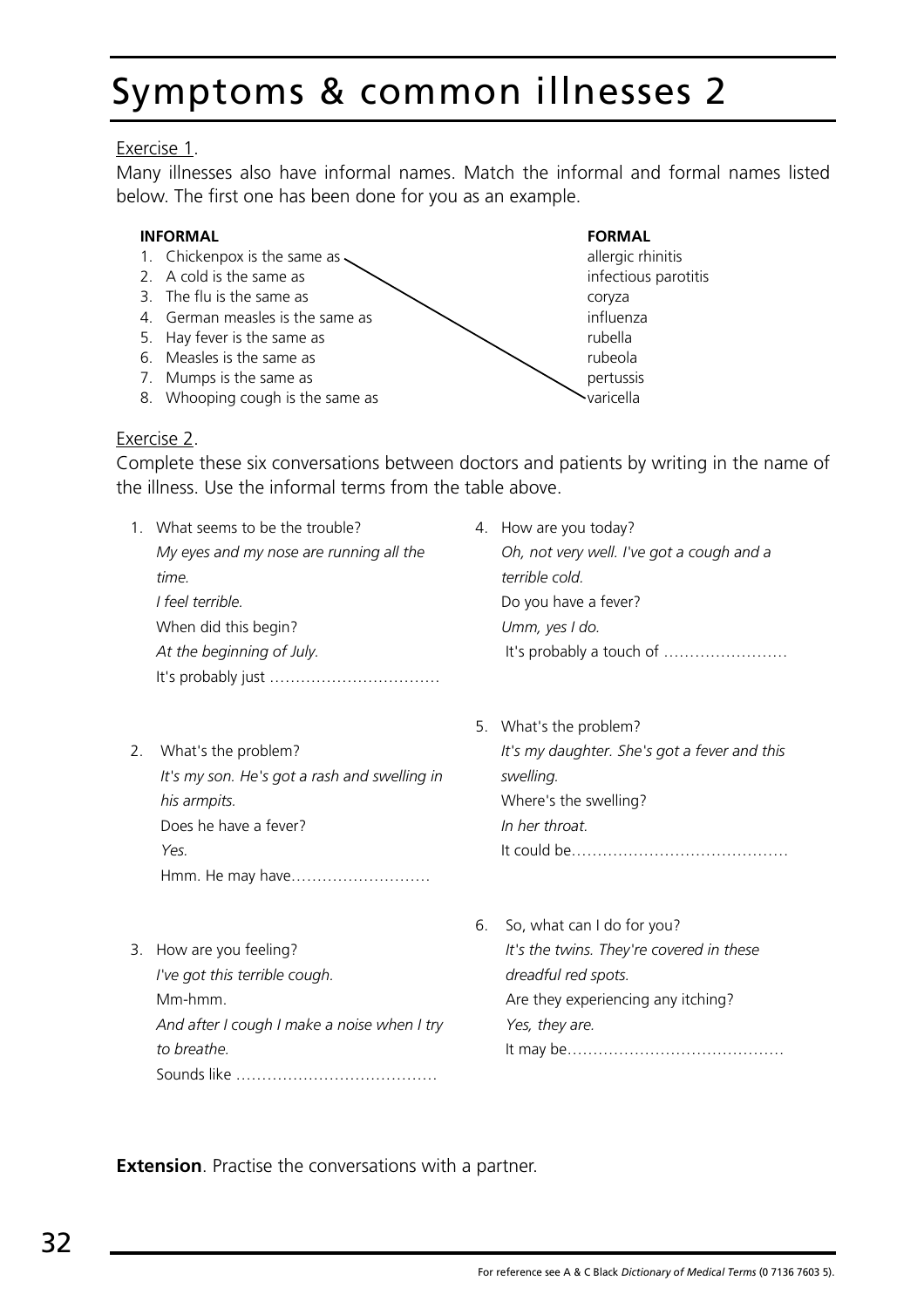# Symptoms & common illnesses 2

Exercise 1.

Many illnesses also have informal names. Match the informal and formal names listed below. The first one has been done for you as an example.

| INFORMAL | FORMAL |
|---|---|
| 1. Chickenpox is the same as | allergic rhinitis |
| 2. A cold is the same as | infectious parotitis |
| 3. The flu is the same as | coryza |
| 4. German measles is the same as | influenza |
| 5. Hay fever is the same as | rubella |
| 6. Measles is the same as | rubeola |
| 7. Mumps is the same as | pertussis |
| 8. Whooping cough is the same as | varicella |

Exercise 2.

Complete these six conversations between doctors and patients by writing in the name of the illness. Use the informal terms from the table above.

1. What seems to be the trouble?
   *My eyes and my nose are running all the time.*
   *I feel terrible.*
   When did this begin?
   *At the beginning of July.*
   It's probably just ……………………………

2. What's the problem?
   *It's my son. He's got a rash and swelling in his armpits.*
   Does he have a fever?
   *Yes.*
   Hmm. He may have………………………

3. How are you feeling?
   *I've got this terrible cough.*
   Mm-hmm.
   *And after I cough I make a noise when I try to breathe.*
   Sounds like …………………………………

4. How are you today?
   *Oh, not very well. I've got a cough and a terrible cold.*
   Do you have a fever?
   *Umm, yes I do.*
   It's probably a touch of ……………………

5. What's the problem?
   *It's my daughter. She's got a fever and this swelling.*
   Where's the swelling?
   *In her throat.*
   It could be……………………………………

6. So, what can I do for you?
   *It's the twins. They're covered in these dreadful red spots.*
   Are they experiencing any itching?
   *Yes, they are.*
   It may be……………………………………

**Extension**. Practise the conversations with a partner.

For reference see A & C Black *Dictionary of Medical Terms* (0 7136 7603 5).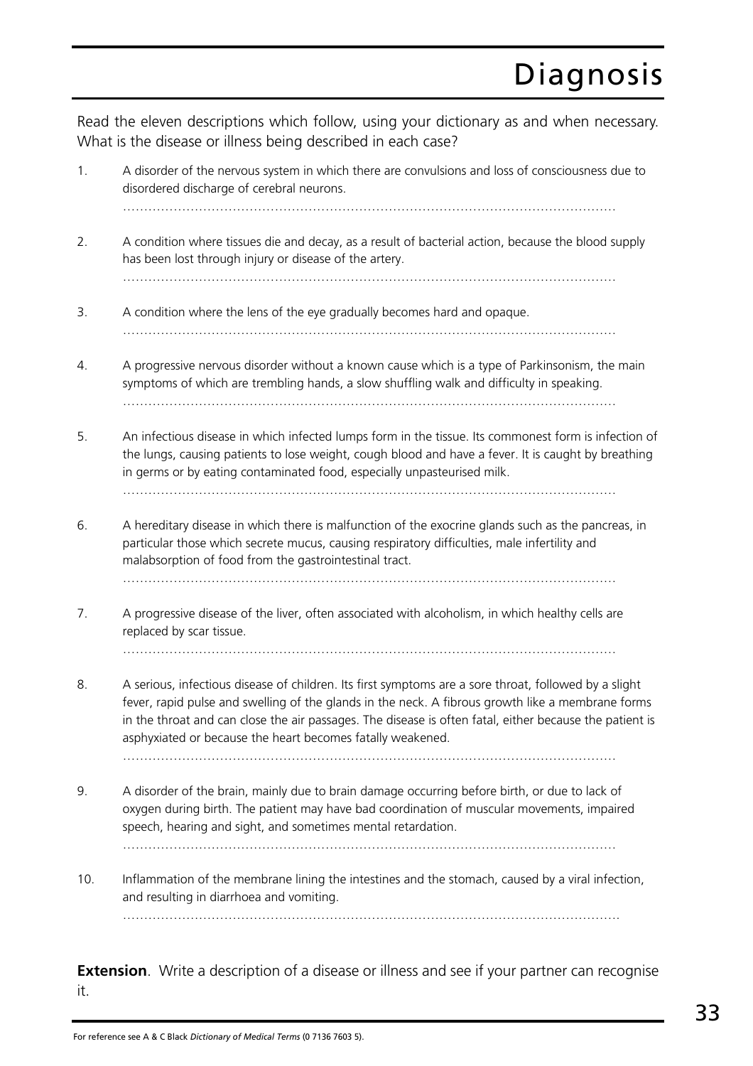# Diagnosis

Read the eleven descriptions which follow, using your dictionary as and when necessary. What is the disease or illness being described in each case?

1. A disorder of the nervous system in which there are convulsions and loss of consciousness due to disordered discharge of cerebral neurons.

   ……………………………………………………………………………………………………

2. A condition where tissues die and decay, as a result of bacterial action, because the blood supply has been lost through injury or disease of the artery.

   ……………………………………………………………………………………………………

3. A condition where the lens of the eye gradually becomes hard and opaque.

   ……………………………………………………………………………………………………

4. A progressive nervous disorder without a known cause which is a type of Parkinsonism, the main symptoms of which are trembling hands, a slow shuffling walk and difficulty in speaking.

   ……………………………………………………………………………………………………

5. An infectious disease in which infected lumps form in the tissue. Its commonest form is infection of the lungs, causing patients to lose weight, cough blood and have a fever. It is caught by breathing in germs or by eating contaminated food, especially unpasteurised milk.

   ……………………………………………………………………………………………………

6. A hereditary disease in which there is malfunction of the exocrine glands such as the pancreas, in particular those which secrete mucus, causing respiratory difficulties, male infertility and malabsorption of food from the gastrointestinal tract.

   ……………………………………………………………………………………………………

7. A progressive disease of the liver, often associated with alcoholism, in which healthy cells are replaced by scar tissue.

   ……………………………………………………………………………………………………

8. A serious, infectious disease of children. Its first symptoms are a sore throat, followed by a slight fever, rapid pulse and swelling of the glands in the neck. A fibrous growth like a membrane forms in the throat and can close the air passages. The disease is often fatal, either because the patient is asphyxiated or because the heart becomes fatally weakened.

   ……………………………………………………………………………………………………

9. A disorder of the brain, mainly due to brain damage occurring before birth, or due to lack of oxygen during birth. The patient may have bad coordination of muscular movements, impaired speech, hearing and sight, and sometimes mental retardation.

   ……………………………………………………………………………………………………

10. Inflammation of the membrane lining the intestines and the stomach, caused by a viral infection, and resulting in diarrhoea and vomiting.

    ……………………………………………………………………………………………………

**Extension**. Write a description of a disease or illness and see if your partner can recognise it.

For reference see A & C Black *Dictionary of Medical Terms* (0 7136 7603 5).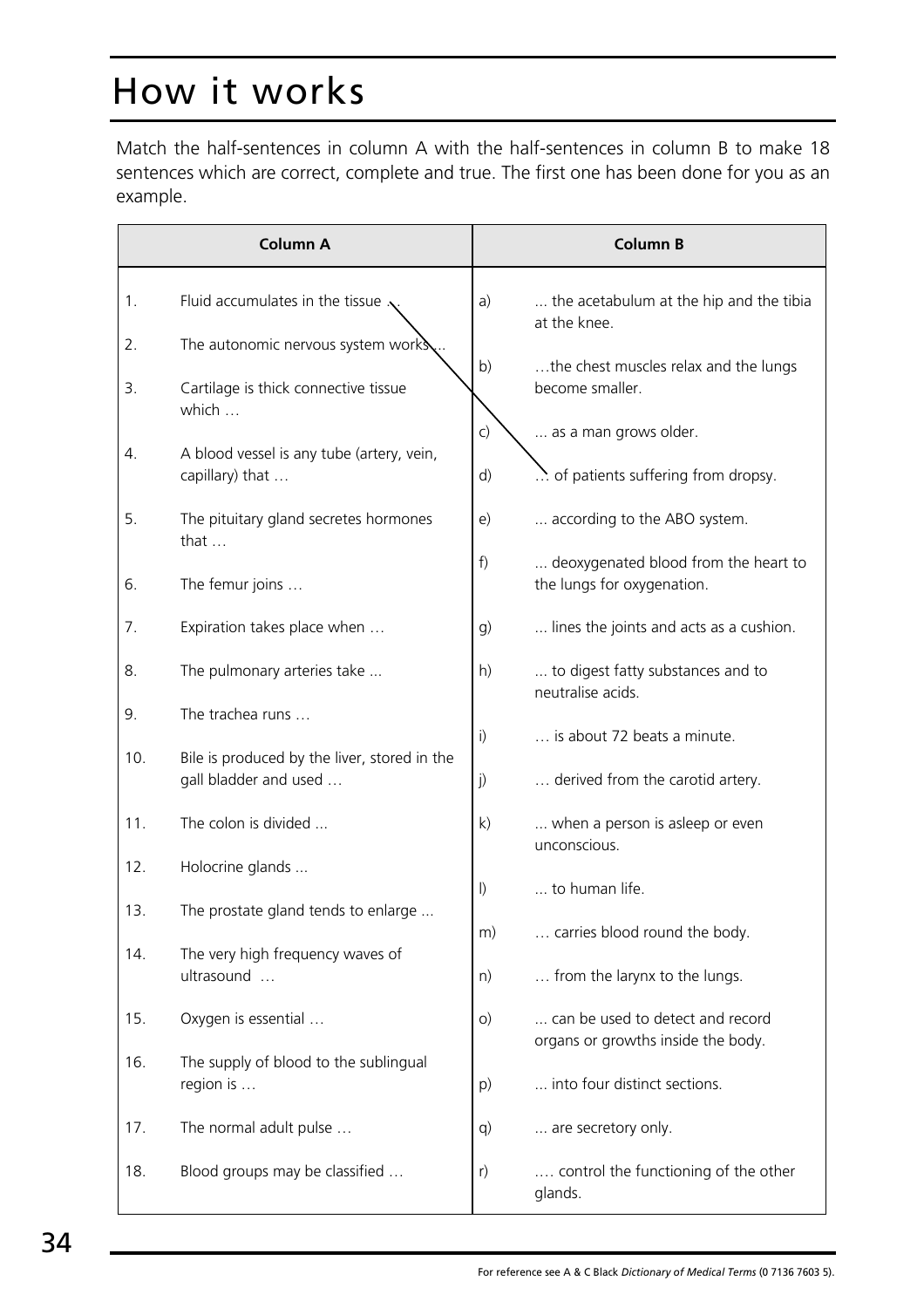# How it works

Match the half-sentences in column A with the half-sentences in column B to make 18 sentences which are correct, complete and true. The first one has been done for you as an example.

| | Column A | | Column B |
|---|---|---|---|
| 1. | Fluid accumulates in the tissue … | a) | ... the acetabulum at the hip and the tibia at the knee. |
| 2. | The autonomic nervous system works ... | b) | …the chest muscles relax and the lungs become smaller. |
| 3. | Cartilage is thick connective tissue which … | c) | ... as a man grows older. |
| 4. | A blood vessel is any tube (artery, vein, capillary) that … | d) | … of patients suffering from dropsy. |
| 5. | The pituitary gland secretes hormones that … | e) | ... according to the ABO system. |
| 6. | The femur joins … | f) | ... deoxygenated blood from the heart to the lungs for oxygenation. |
| 7. | Expiration takes place when … | g) | ... lines the joints and acts as a cushion. |
| 8. | The pulmonary arteries take ... | h) | ... to digest fatty substances and to neutralise acids. |
| 9. | The trachea runs … | i) | … is about 72 beats a minute. |
| 10. | Bile is produced by the liver, stored in the gall bladder and used … | j) | … derived from the carotid artery. |
| 11. | The colon is divided ... | k) | ... when a person is asleep or even unconscious. |
| 12. | Holocrine glands ... | l) | ... to human life. |
| 13. | The prostate gland tends to enlarge ... | m) | … carries blood round the body. |
| 14. | The very high frequency waves of ultrasound … | n) | … from the larynx to the lungs. |
| 15. | Oxygen is essential … | o) | ... can be used to detect and record organs or growths inside the body. |
| 16. | The supply of blood to the sublingual region is … | p) | ... into four distinct sections. |
| 17. | The normal adult pulse … | q) | ... are secretory only. |
| 18. | Blood groups may be classified … | r) | …. control the functioning of the other glands. |

For reference see A & C Black *Dictionary of Medical Terms* (0 7136 7603 5).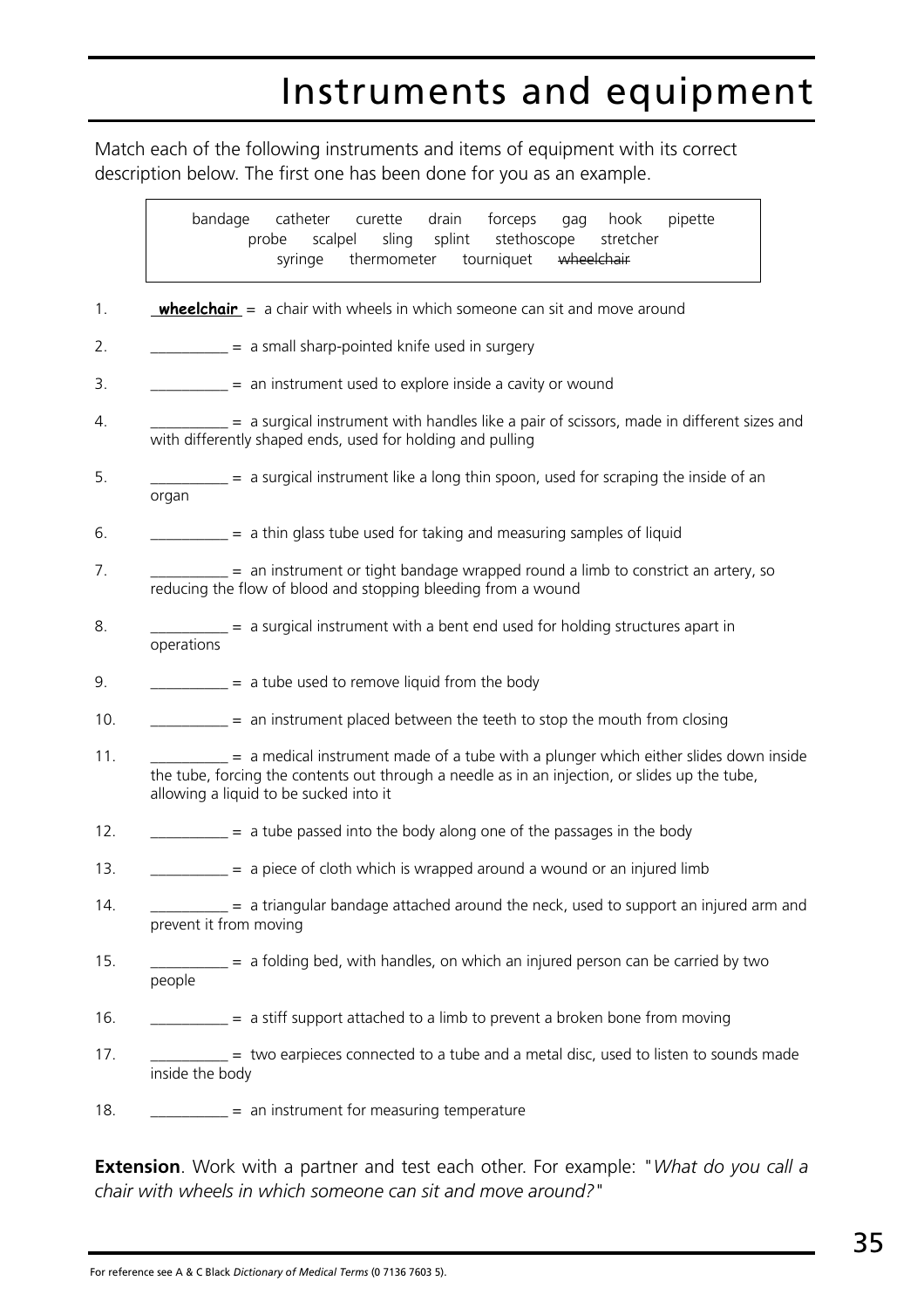# Instruments and equipment

Match each of the following instruments and items of equipment with its correct description below. The first one has been done for you as an example.

> bandage catheter curette drain forceps gag hook pipette
> probe scalpel sling splint stethoscope stretcher
> syringe thermometer tourniquet ~~wheelchair~~

1. **wheelchair** = a chair with wheels in which someone can sit and move around
2. __________ = a small sharp-pointed knife used in surgery
3. __________ = an instrument used to explore inside a cavity or wound
4. __________ = a surgical instrument with handles like a pair of scissors, made in different sizes and with differently shaped ends, used for holding and pulling
5. __________ = a surgical instrument like a long thin spoon, used for scraping the inside of an organ
6. __________ = a thin glass tube used for taking and measuring samples of liquid
7. __________ = an instrument or tight bandage wrapped round a limb to constrict an artery, so reducing the flow of blood and stopping bleeding from a wound
8. __________ = a surgical instrument with a bent end used for holding structures apart in operations
9. __________ = a tube used to remove liquid from the body
10. __________ = an instrument placed between the teeth to stop the mouth from closing
11. __________ = a medical instrument made of a tube with a plunger which either slides down inside the tube, forcing the contents out through a needle as in an injection, or slides up the tube, allowing a liquid to be sucked into it
12. __________ = a tube passed into the body along one of the passages in the body
13. __________ = a piece of cloth which is wrapped around a wound or an injured limb
14. __________ = a triangular bandage attached around the neck, used to support an injured arm and prevent it from moving
15. __________ = a folding bed, with handles, on which an injured person can be carried by two people
16. __________ = a stiff support attached to a limb to prevent a broken bone from moving
17. __________ = two earpieces connected to a tube and a metal disc, used to listen to sounds made inside the body
18. __________ = an instrument for measuring temperature

**Extension**. Work with a partner and test each other. For example: "*What do you call a chair with wheels in which someone can sit and move around?*"

For reference see A & C Black *Dictionary of Medical Terms* (0 7136 7603 5).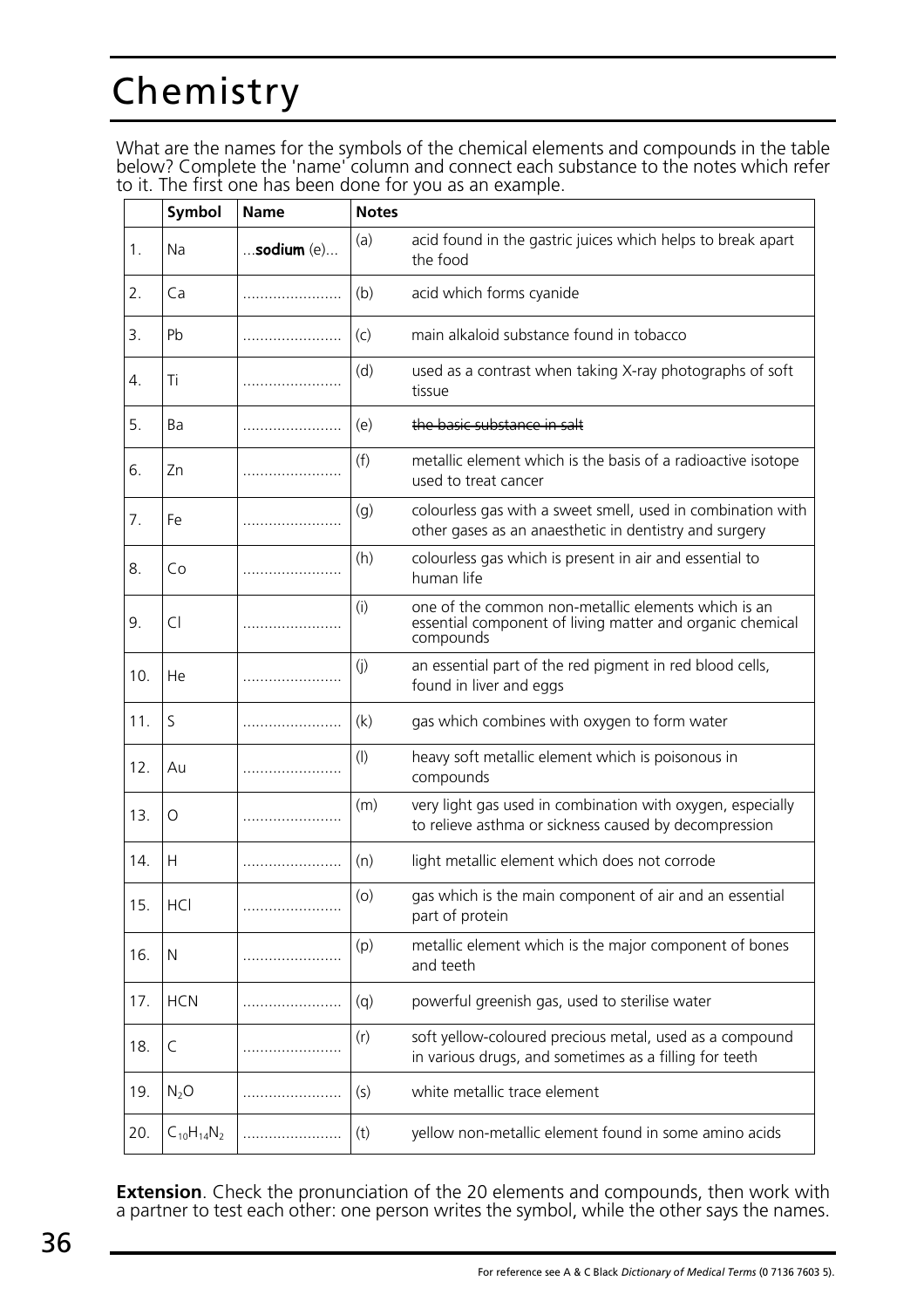# Chemistry

What are the names for the symbols of the chemical elements and compounds in the table below? Complete the 'name' column and connect each substance to the notes which refer to it. The first one has been done for you as an example.

| | Symbol | Name | Notes | |
|---|---|---|---|---|
| 1. | Na | ...**sodium** (e)... | (a) | acid found in the gastric juices which helps to break apart the food |
| 2. | Ca | ....................... | (b) | acid which forms cyanide |
| 3. | Pb | ....................... | (c) | main alkaloid substance found in tobacco |
| 4. | Ti | ....................... | (d) | used as a contrast when taking X-ray photographs of soft tissue |
| 5. | Ba | ....................... | (e) | ~~the basic substance in salt~~ |
| 6. | Zn | ....................... | (f) | metallic element which is the basis of a radioactive isotope used to treat cancer |
| 7. | Fe | ....................... | (g) | colourless gas with a sweet smell, used in combination with other gases as an anaesthetic in dentistry and surgery |
| 8. | Co | ....................... | (h) | colourless gas which is present in air and essential to human life |
| 9. | Cl | ....................... | (i) | one of the common non-metallic elements which is an essential component of living matter and organic chemical compounds |
| 10. | He | ....................... | (j) | an essential part of the red pigment in red blood cells, found in liver and eggs |
| 11. | S | ....................... | (k) | gas which combines with oxygen to form water |
| 12. | Au | ....................... | (l) | heavy soft metallic element which is poisonous in compounds |
| 13. | O | ....................... | (m) | very light gas used in combination with oxygen, especially to relieve asthma or sickness caused by decompression |
| 14. | H | ....................... | (n) | light metallic element which does not corrode |
| 15. | HCl | ....................... | (o) | gas which is the main component of air and an essential part of protein |
| 16. | N | ....................... | (p) | metallic element which is the major component of bones and teeth |
| 17. | HCN | ....................... | (q) | powerful greenish gas, used to sterilise water |
| 18. | C | ....................... | (r) | soft yellow-coloured precious metal, used as a compound in various drugs, and sometimes as a filling for teeth |
| 19. | $N_2O$ | ....................... | (s) | white metallic trace element |
| 20. | $C_{10}H_{14}N_2$ | ....................... | (t) | yellow non-metallic element found in some amino acids |

**Extension**. Check the pronunciation of the 20 elements and compounds, then work with a partner to test each other: one person writes the symbol, while the other says the names.

For reference see A & C Black *Dictionary of Medical Terms* (0 7136 7603 5).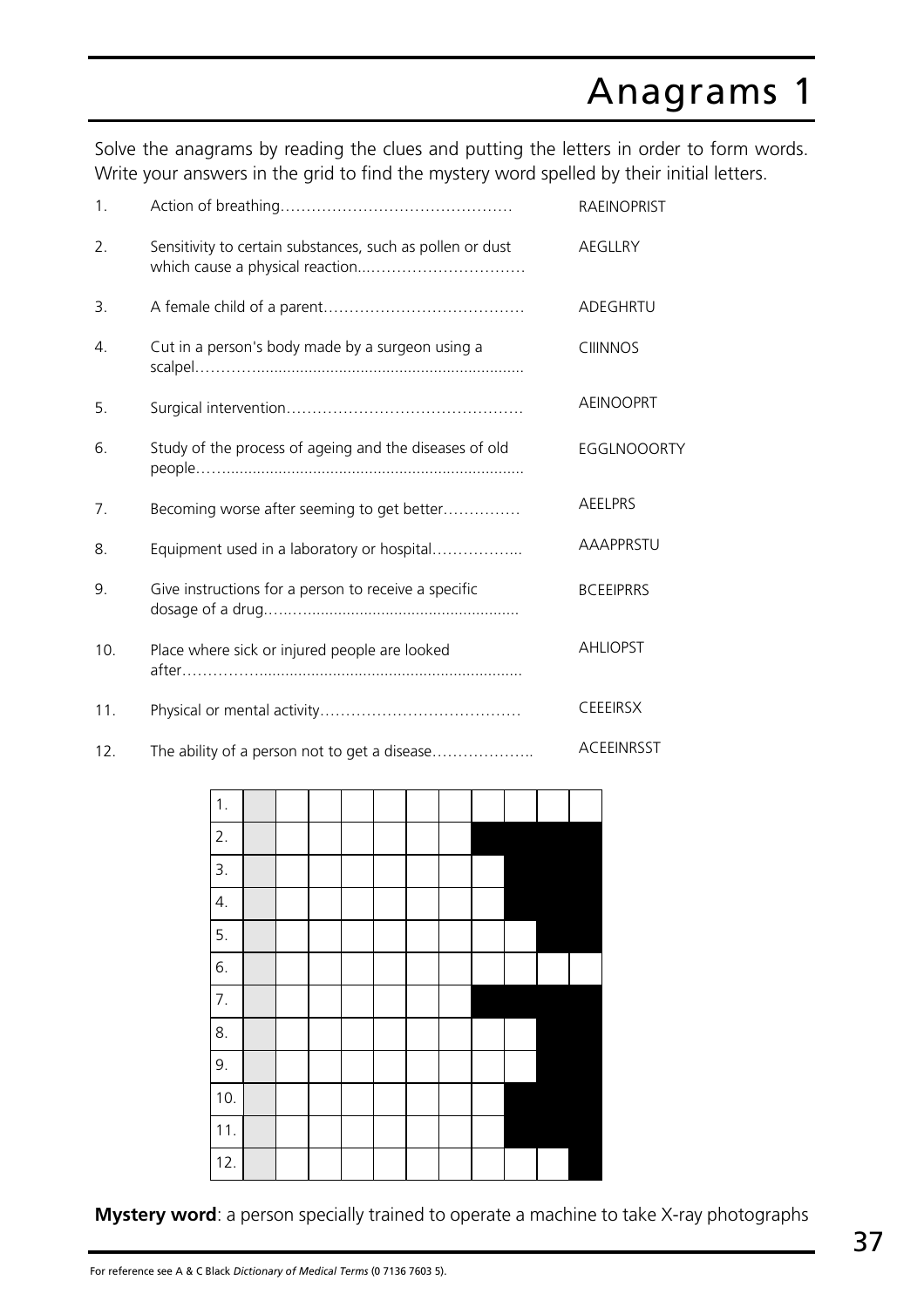# Anagrams 1

Solve the anagrams by reading the clues and putting the letters in order to form words. Write your answers in the grid to find the mystery word spelled by their initial letters.

| | Clue | Anagram |
|---|---|---|
| 1. | Action of breathing……………………………………… | RAEINOPRIST |
| 2. | Sensitivity to certain substances, such as pollen or dust which cause a physical reaction..…………………………… | AEGLLRY |
| 3. | A female child of a parent………………………………… | ADEGHRTU |
| 4. | Cut in a person's body made by a surgeon using a scalpel……….............................................................. | CIIINNOS |
| 5. | Surgical intervention……………………………………… | AEINOOPRT |
| 6. | Study of the process of ageing and the diseases of old people……...................................................................... | EGGLNOOORTY |
| 7. | Becoming worse after seeming to get better…………… | AEELPRS |
| 8. | Equipment used in a laboratory or hospital……………... | AAAPPRSTU |
| 9. | Give instructions for a person to receive a specific dosage of a drug…….................................................. | BCEEIPRRS |
| 10. | Place where sick or injured people are looked after…………….............................................................. | AHLIOPST |
| 11. | Physical or mental activity………………………………… | CEEEIRSX |
| 12. | The ability of a person not to get a disease……………….. | ACEEINRSST |

| | | | | | | | | | | | |
|---|---|---|---|---|---|---|---|---|---|---|---|
| 1. | | | | | | | | | | | |
| 2. | | | | | | | | ■ | ■ | ■ | ■ |
| 3. | | | | | | | | | ■ | ■ | ■ |
| 4. | | | | | | | | | ■ | ■ | ■ |
| 5. | | | | | | | | | | ■ | ■ |
| 6. | | | | | | | | | | | |
| 7. | | | | | | | | ■ | ■ | ■ | ■ |
| 8. | | | | | | | | | | ■ | ■ |
| 9. | | | | | | | | | | ■ | ■ |
| 10. | | | | | | | | | ■ | ■ | ■ |
| 11. | | | | | | | | | ■ | ■ | ■ |
| 12. | | | | | | | | | | | ■ |

**Mystery word**: a person specially trained to operate a machine to take X-ray photographs

For reference see A & C Black *Dictionary of Medical Terms* (0 7136 7603 5).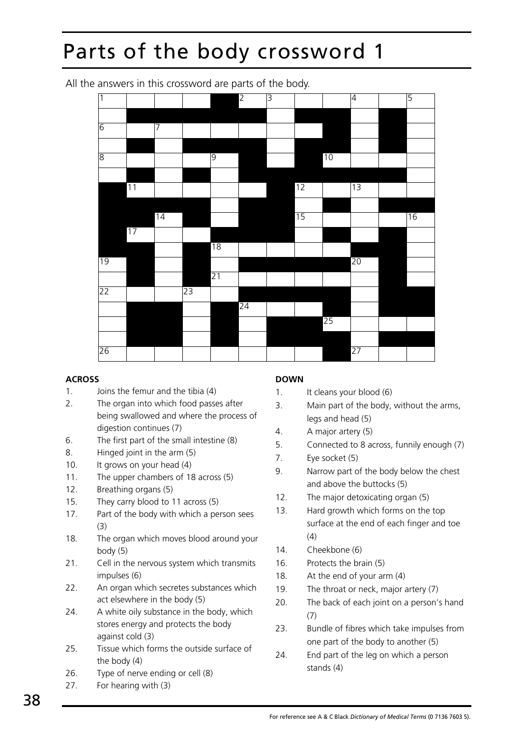# Parts of the body crossword 1

All the answers in this crossword are parts of the body.

**ACROSS**

1. Joins the femur and the tibia (4)
2. The organ into which food passes after being swallowed and where the process of digestion continues (7)
6. The first part of the small intestine (8)
8. Hinged joint in the arm (5)
10. It grows on your head (4)
11. The upper chambers of 18 across (5)
12. Breathing organs (5)
15. They carry blood to 11 across (5)
17. Part of the body with which a person sees (3)
18. The organ which moves blood around your body (5)
21. Cell in the nervous system which transmits impulses (6)
22. An organ which secretes substances which act elsewhere in the body (5)
24. A white oily substance in the body, which stores energy and protects the body against cold (3)
25. Tissue which forms the outside surface of the body (4)
26. Type of nerve ending or cell (8)
27. For hearing with (3)

**DOWN**

1. It cleans your blood (6)
3. Main part of the body, without the arms, legs and head (5)
4. A major artery (5)
5. Connected to 8 across, funnily enough (7)
7. Eye socket (5)
9. Narrow part of the body below the chest and above the buttocks (5)
12. The major detoxicating organ (5)
13. Hard growth which forms on the top surface at the end of each finger and toe (4)
14. Cheekbone (6)
16. Protects the brain (5)
18. At the end of your arm (4)
19. The throat or neck, major artery (7)
20. The back of each joint on a person's hand (7)
23. Bundle of fibres which take impulses from one part of the body to another (5)
24. End part of the leg on which a person stands (4)

For reference see A & C Black *Dictionary of Medical Terms* (0 7136 7603 5).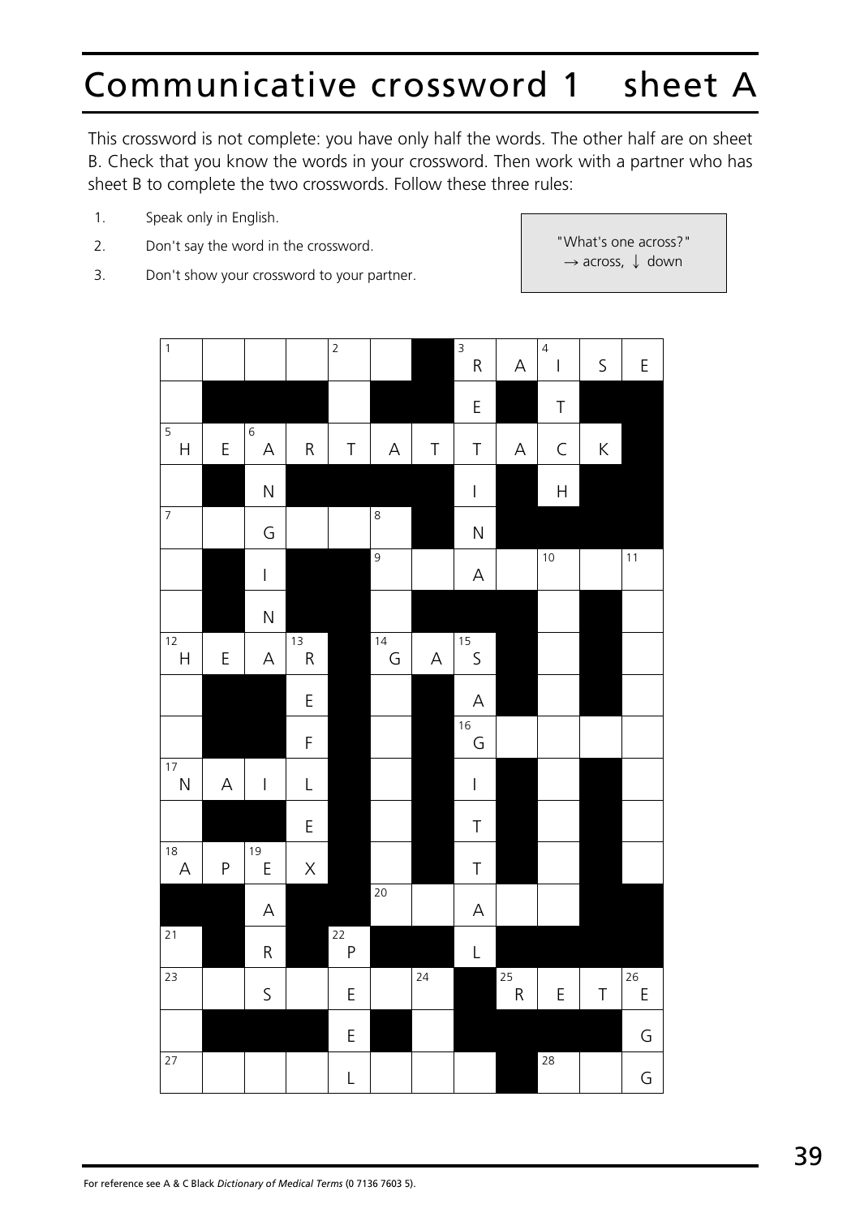# Communicative crossword 1 sheet A

This crossword is not complete: you have only half the words. The other half are on sheet B. Check that you know the words in your crossword. Then work with a partner who has sheet B to complete the two crosswords. Follow these three rules:

1. Speak only in English.
2. Don't say the word in the crossword.
3. Don't show your crossword to your partner.

> "What's one across?"
> → across, ↓ down

| 1 | | | | 2 | | ■ | 3 R | A | 4 I | S | E |
|---|---|---|---|---|---|---|---|---|---|---|---|
| | ■ | ■ | ■ | | ■ | ■ | E | ■ | T | ■ | ■ |
| 5 H | E | 6 A | R | T | A | T | T | A | C | K | ■ |
| | ■ | N | ■ | ■ | ■ | ■ | I | ■ | H | ■ | ■ |
| 7 | | G | | | 8 | ■ | N | ■ | ■ | ■ | ■ |
| | ■ | I | ■ | ■ | 9 | | A | | 10 | | 11 |
| | ■ | N | ■ | ■ | | ■ | ■ | ■ | | ■ | |
| 12 H | E | A | 13 R | ■ | 14 G | A | 15 S | ■ | | ■ | |
| | ■ | ■ | E | ■ | | ■ | A | ■ | | ■ | |
| | ■ | ■ | F | ■ | | ■ | 16 G | | | | |
| 17 N | A | I | L | ■ | | ■ | I | ■ | | ■ | |
| | ■ | ■ | E | ■ | | ■ | T | ■ | | ■ | |
| 18 A | P | 19 E | X | ■ | | ■ | T | ■ | | ■ | |
| ■ | ■ | A | ■ | ■ | 20 | | A | | | ■ | ■ |
| 21 | ■ | R | ■ | 22 P | ■ | ■ | L | ■ | ■ | ■ | ■ |
| 23 | | S | | E | | 24 | ■ | 25 R | E | T | 26 E |
| | ■ | ■ | ■ | E | ■ | | ■ | ■ | ■ | ■ | G |
| 27 | | | | L | | | | ■ | 28 | | G |

For reference see A & C Black *Dictionary of Medical Terms* (0 7136 7603 5).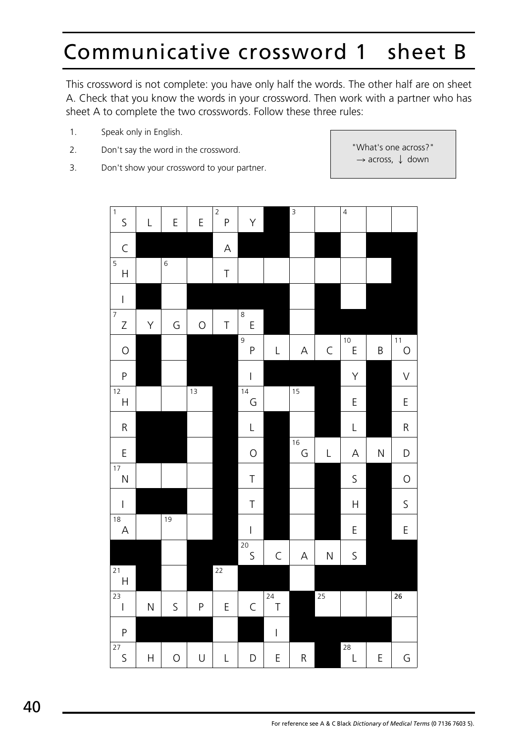# Communicative crossword 1 sheet B

This crossword is not complete: you have only half the words. The other half are on sheet A. Check that you know the words in your crossword. Then work with a partner who has sheet A to complete the two crosswords. Follow these three rules:

1. Speak only in English.
2. Don't say the word in the crossword.
3. Don't show your crossword to your partner.

> "What's one across?"
> → across, ↓ down

| 1 S | L | E | E | 2 P | Y | ■ | 3 | | 4 | | |
|---|---|---|---|---|---|---|---|---|---|---|---|
| C | ■ | ■ | ■ | A | ■ | ■ | | ■ | | ■ | ■ |
| 5 H | | 6 | | T | | | | | | | ■ |
| I | ■ | | ■ | ■ | ■ | ■ | | ■ | | ■ | ■ |
| 7 Z | Y | G | O | T | 8 E | ■ | | ■ | ■ | ■ | ■ |
| O | ■ | | ■ | ■ | 9 P | L | A | C | 10 E | B | 11 O |
| P | ■ | | ■ | ■ | I | ■ | ■ | ■ | Y | ■ | V |
| 12 H | | | 13 | ■ | 14 G | | 15 | ■ | E | ■ | E |
| R | ■ | ■ | | ■ | L | ■ | | ■ | L | ■ | R |
| E | ■ | ■ | | ■ | O | ■ | 16 G | L | A | N | D |
| 17 N | | | | ■ | T | ■ | | ■ | S | ■ | O |
| I | ■ | ■ | | ■ | T | ■ | | ■ | H | ■ | S |
| 18 A | | 19 | | ■ | I | ■ | | ■ | E | ■ | E |
| ■ | ■ | | ■ | ■ | 20 S | C | A | N | S | ■ | ■ |
| 21 H | ■ | | ■ | 22 | ■ | ■ | | ■ | ■ | ■ | ■ |
| 23 I | N | S | P | E | C | 24 T | ■ | 25 | | | 26 |
| P | ■ | ■ | ■ | | ■ | I | ■ | ■ | ■ | ■ | |
| 27 S | H | O | U | L | D | E | R | ■ | 28 L | E | G |

For reference see A & C Black *Dictionary of Medical Terms* (0 7136 7603 5).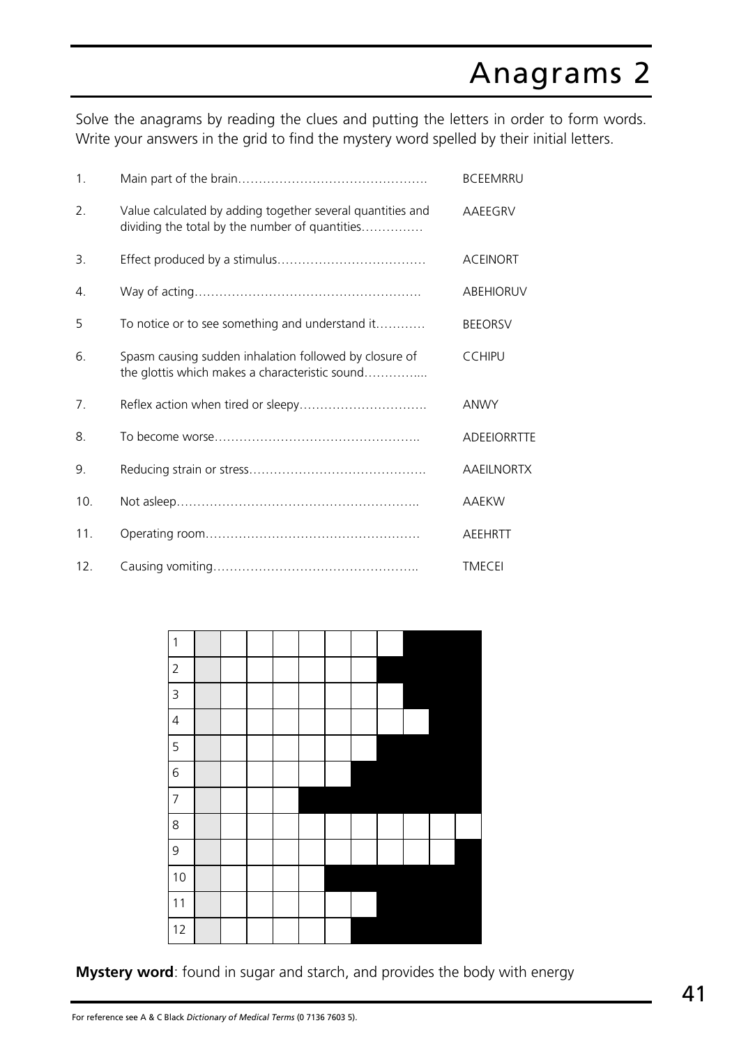# Anagrams 2

Solve the anagrams by reading the clues and putting the letters in order to form words. Write your answers in the grid to find the mystery word spelled by their initial letters.

| | Clue | Anagram |
|---|---|---|
| 1. | Main part of the brain………………………………………. | BCEEMRRU |
| 2. | Value calculated by adding together several quantities and dividing the total by the number of quantities…………… | AAEEGRV |
| 3. | Effect produced by a stimulus……………………………… | ACEINORT |
| 4. | Way of acting………………………………………………. | ABEHIORUV |
| 5 | To notice or to see something and understand it………… | BEEORSV |
| 6. | Spasm causing sudden inhalation followed by closure of the glottis which makes a characteristic sound………….... | CCHIPU |
| 7. | Reflex action when tired or sleepy…………………………. | ANWY |
| 8. | To become worse………………………………………….. | ADEEIORRTTE |
| 9. | Reducing strain or stress……………………………………. | AAEILNORTX |
| 10. | Not asleep………………………………………………….. | AAEKW |
| 11. | Operating room……………………………………………… | AEEHRTT |
| 12. | Causing vomiting………………………………………….. | TMECEI |

| 1 | | | | | | | | | | | |
|---|---|---|---|---|---|---|---|---|---|---|---|
| 2 | | | | | | | | | | | |
| 3 | | | | | | | | | | | |
| 4 | | | | | | | | | | | |
| 5 | | | | | | | | | | | |
| 6 | | | | | | | | | | | |
| 7 | | | | | | | | | | | |
| 8 | | | | | | | | | | | |
| 9 | | | | | | | | | | | |
| 10 | | | | | | | | | | | |
| 11 | | | | | | | | | | | |
| 12 | | | | | | | | | | | |

**Mystery word**: found in sugar and starch, and provides the body with energy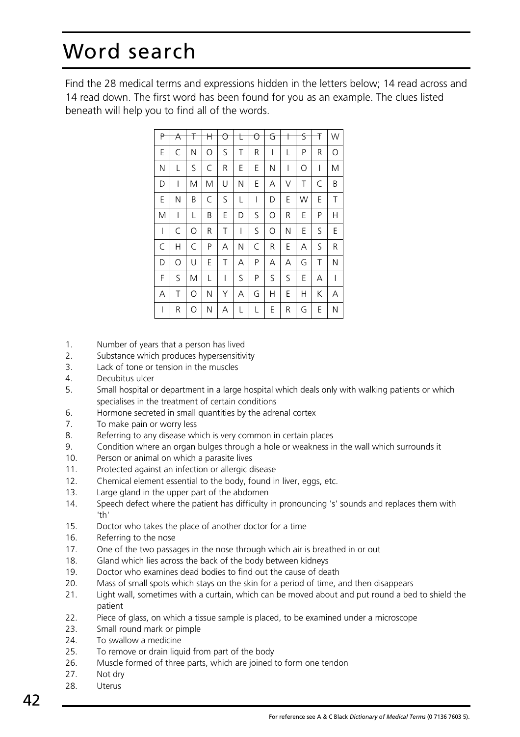# Word search

Find the 28 medical terms and expressions hidden in the letters below; 14 read across and 14 read down. The first word has been found for you as an example. The clues listed beneath will help you to find all of the words.

| | | | | | | | | | | | |
|---|---|---|---|---|---|---|---|---|---|---|---|
| ~~P~~ | ~~A~~ | ~~T~~ | ~~H~~ | ~~O~~ | ~~L~~ | ~~O~~ | ~~G~~ | ~~I~~ | ~~S~~ | ~~T~~ | W |
| E | C | N | O | S | T | R | I | L | P | R | O |
| N | L | S | C | R | E | E | N | I | O | I | M |
| D | I | M | M | U | N | E | A | V | T | C | B |
| E | N | B | C | S | L | I | D | E | W | E | T |
| M | I | L | B | E | D | S | O | R | E | P | H |
| I | C | O | R | T | I | S | O | N | E | S | E |
| C | H | C | P | A | N | C | R | E | A | S | R |
| D | O | U | E | T | A | P | A | A | G | T | N |
| F | S | M | L | I | S | P | S | S | E | A | I |
| A | T | O | N | Y | A | G | H | E | H | K | A |
| I | R | O | N | A | L | L | E | R | G | E | N |

1. Number of years that a person has lived
2. Substance which produces hypersensitivity
3. Lack of tone or tension in the muscles
4. Decubitus ulcer
5. Small hospital or department in a large hospital which deals only with walking patients or which specialises in the treatment of certain conditions
6. Hormone secreted in small quantities by the adrenal cortex
7. To make pain or worry less
8. Referring to any disease which is very common in certain places
9. Condition where an organ bulges through a hole or weakness in the wall which surrounds it
10. Person or animal on which a parasite lives
11. Protected against an infection or allergic disease
12. Chemical element essential to the body, found in liver, eggs, etc.
13. Large gland in the upper part of the abdomen
14. Speech defect where the patient has difficulty in pronouncing 's' sounds and replaces them with 'th'
15. Doctor who takes the place of another doctor for a time
16. Referring to the nose
17. One of the two passages in the nose through which air is breathed in or out
18. Gland which lies across the back of the body between kidneys
19. Doctor who examines dead bodies to find out the cause of death
20. Mass of small spots which stays on the skin for a period of time, and then disappears
21. Light wall, sometimes with a curtain, which can be moved about and put round a bed to shield the patient
22. Piece of glass, on which a tissue sample is placed, to be examined under a microscope
23. Small round mark or pimple
24. To swallow a medicine
25. To remove or drain liquid from part of the body
26. Muscle formed of three parts, which are joined to form one tendon
27. Not dry
28. Uterus

For reference see A & C Black *Dictionary of Medical Terms* (0 7136 7603 5).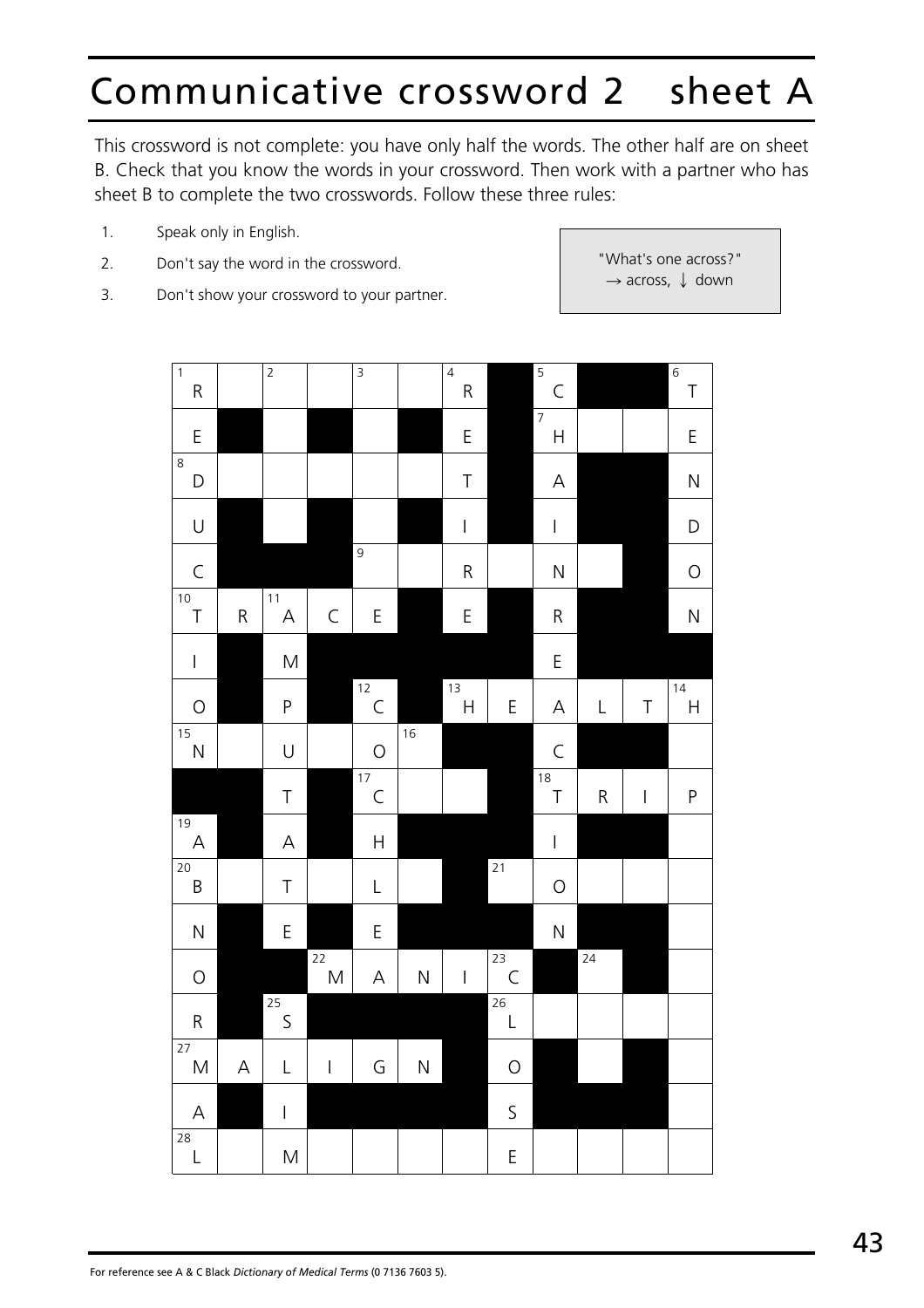# Communicative crossword 2 sheet A

This crossword is not complete: you have only half the words. The other half are on sheet B. Check that you know the words in your crossword. Then work with a partner who has sheet B to complete the two crosswords. Follow these three rules:

1. Speak only in English.
2. Don't say the word in the crossword.
3. Don't show your crossword to your partner.

> "What's one across?"
> → across, ↓ down

| | | | | | | | | | | | |
|---|---|---|---|---|---|---|---|---|---|---|---|
| 1 R | | 2 | | 3 | | 4 R | ■ | 5 C | ■ | ■ | 6 T |
| E | ■ | | ■ | | ■ | E | ■ | 7 H | | | E |
| 8 D | | | | | | T | ■ | A | ■ | ■ | N |
| U | ■ | | ■ | | ■ | I | ■ | I | ■ | ■ | D |
| C | ■ | ■ | ■ | 9 | | R | | N | | ■ | O |
| 10 T | R | 11 A | C | E | ■ | E | ■ | R | ■ | ■ | N |
| I | ■ | M | ■ | ■ | ■ | ■ | ■ | E | ■ | ■ | ■ |
| O | ■ | P | ■ | 12 C | ■ | 13 H | E | A | L | T | 14 H |
| 15 N | | U | | O | 16 | ■ | ■ | C | ■ | ■ | |
| ■ | ■ | T | ■ | 17 C | | | ■ | 18 T | R | I | P |
| 19 A | ■ | A | ■ | H | ■ | ■ | ■ | I | ■ | ■ | |
| 20 B | | T | | L | | ■ | 21 | O | | | |
| N | ■ | E | ■ | E | ■ | ■ | ■ | N | ■ | ■ | |
| O | ■ | ■ | 22 M | A | N | I | 23 C | ■ | 24 | ■ | |
| R | ■ | 25 S | ■ | ■ | ■ | ■ | 26 L | | | | |
| 27 M | A | L | I | G | N | ■ | O | ■ | | ■ | |
| A | ■ | I | ■ | ■ | ■ | ■ | S | ■ | ■ | ■ | |
| 28 L | | M | | | | | E | | | | |

For reference see A & C Black *Dictionary of Medical Terms* (0 7136 7603 5).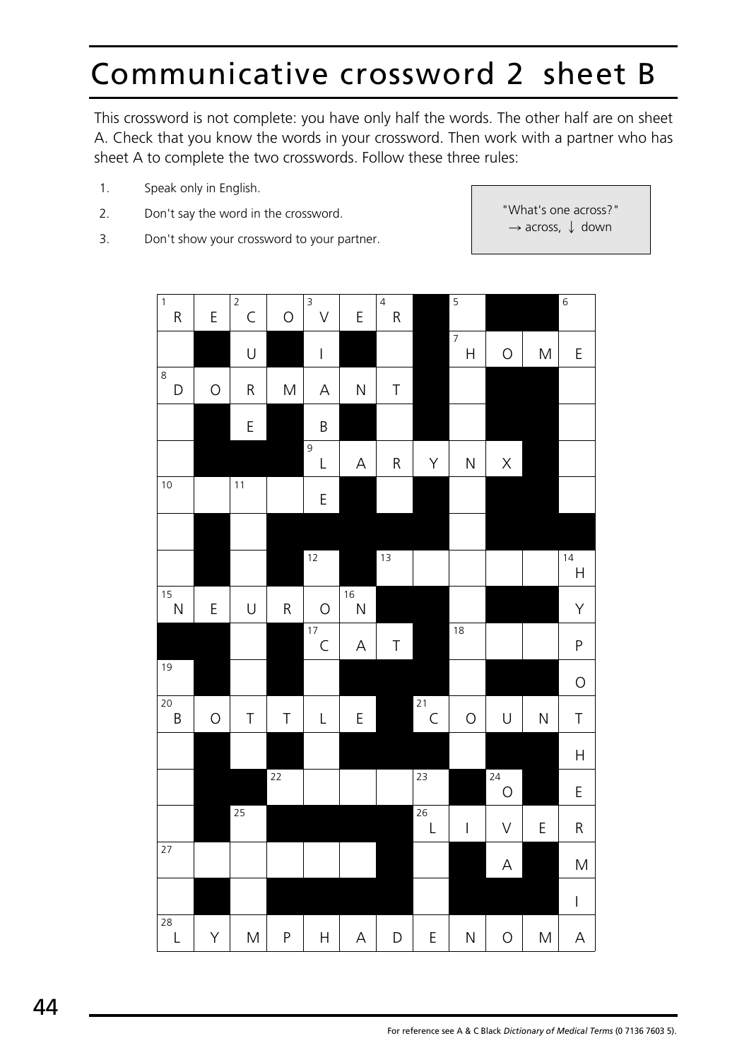# Communicative crossword 2 sheet B

This crossword is not complete: you have only half the words. The other half are on sheet A. Check that you know the words in your crossword. Then work with a partner who has sheet A to complete the two crosswords. Follow these three rules:

1. Speak only in English.
2. Don't say the word in the crossword.
3. Don't show your crossword to your partner.

> "What's one across?"
> → across, ↓ down

| 1 R | E | 2 C | O | 3 V | E | 4 R | ■ | 5 | ■ | ■ | 6 |
|---|---|---|---|---|---|---|---|---|---|---|---|
| | ■ | U | ■ | I | ■ | | ■ | 7 H | O | M | E |
| 8 D | O | R | M | A | N | T | ■ | | ■ | ■ | |
| | ■ | E | ■ | B | ■ | | ■ | | ■ | ■ | |
| | ■ | ■ | ■ | 9 L | A | R | Y | N | X | ■ | |
| 10 | | 11 | | E | ■ | | ■ | | ■ | ■ | |
| | ■ | | ■ | ■ | ■ | ■ | ■ | | ■ | ■ | ■ |
| | ■ | | ■ | 12 | ■ | 13 | | | | | 14 H |
| 15 N | E | U | R | O | 16 N | ■ | ■ | | ■ | ■ | Y |
| ■ | ■ | | ■ | 17 C | A | T | ■ | 18 | | | P |
| 19 | ■ | | ■ | | ■ | ■ | ■ | | ■ | ■ | O |
| 20 B | O | T | T | L | E | ■ | 21 C | O | U | N | T |
| | ■ | | ■ | | ■ | ■ | ■ | | ■ | ■ | H |
| | ■ | ■ | 22 | | | | 23 | ■ | 24 O | ■ | E |
| | ■ | 25 | ■ | ■ | ■ | ■ | 26 L | I | V | E | R |
| 27 | | | | | | ■ | | ■ | A | ■ | M |
| | ■ | | ■ | ■ | ■ | ■ | | ■ | ■ | ■ | I |
| 28 L | Y | M | P | H | A | D | E | N | O | M | A |

For reference see A & C Black *Dictionary of Medical Terms* (0 7136 7603 5).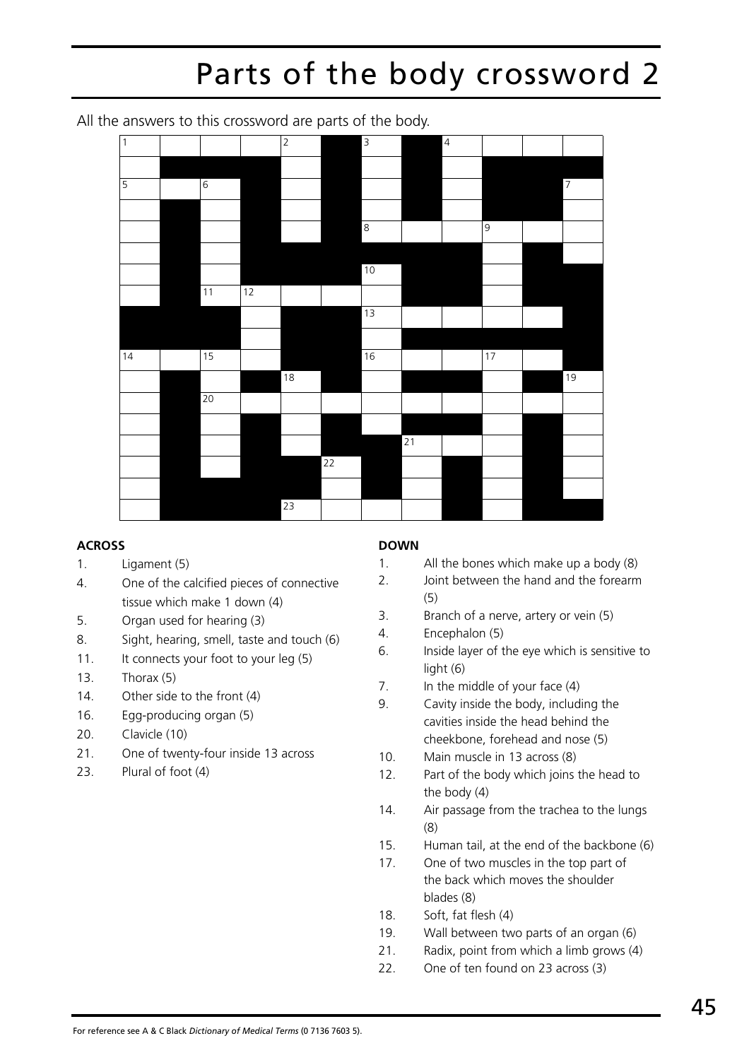# Parts of the body crossword 2

All the answers to this crossword are parts of the body.

**ACROSS**

1. Ligament (5)
4. One of the calcified pieces of connective tissue which make 1 down (4)
5. Organ used for hearing (3)
8. Sight, hearing, smell, taste and touch (6)
11. It connects your foot to your leg (5)
13. Thorax (5)
14. Other side to the front (4)
16. Egg-producing organ (5)
20. Clavicle (10)
21. One of twenty-four inside 13 across
23. Plural of foot (4)

**DOWN**

1. All the bones which make up a body (8)
2. Joint between the hand and the forearm (5)
3. Branch of a nerve, artery or vein (5)
4. Encephalon (5)
6. Inside layer of the eye which is sensitive to light (6)
7. In the middle of your face (4)
9. Cavity inside the body, including the cavities inside the head behind the cheekbone, forehead and nose (5)
10. Main muscle in 13 across (8)
12. Part of the body which joins the head to the body (4)
14. Air passage from the trachea to the lungs (8)
15. Human tail, at the end of the backbone (6)
17. One of two muscles in the top part of the back which moves the shoulder blades (8)
18. Soft, fat flesh (4)
19. Wall between two parts of an organ (6)
21. Radix, point from which a limb grows (4)
22. One of ten found on 23 across (3)

For reference see A & C Black *Dictionary of Medical Terms* (0 7136 7603 5).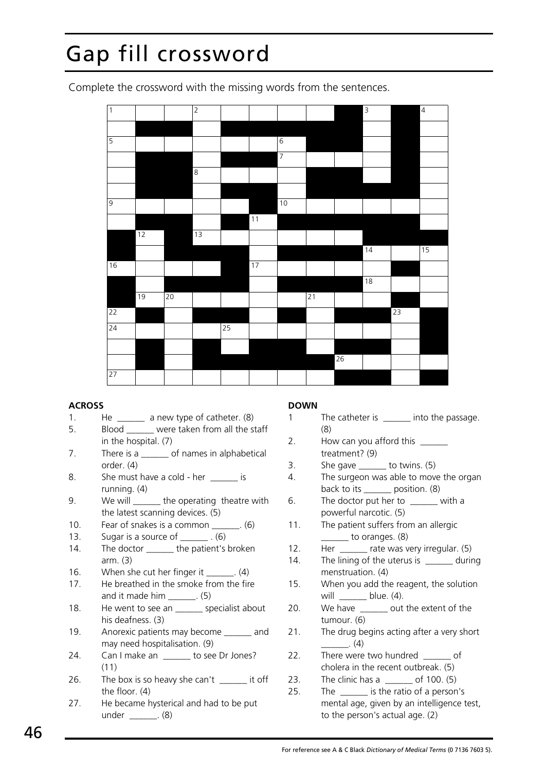# Gap fill crossword

Complete the crossword with the missing words from the sentences.

**ACROSS**

1. He ______ a new type of catheter. (8)
5. Blood ______ were taken from all the staff in the hospital. (7)
7. There is a ______ of names in alphabetical order. (4)
8. She must have a cold - her ______ is running. (4)
9. We will ______ the operating theatre with the latest scanning devices. (5)
10. Fear of snakes is a common ______. (6)
13. Sugar is a source of ______ . (6)
14. The doctor ______ the patient's broken arm. (3)
16. When she cut her finger it ______. (4)
17. He breathed in the smoke from the fire and it made him ______. (5)
18. He went to see an ______ specialist about his deafness. (3)
19. Anorexic patients may become ______ and may need hospitalisation. (9)
24. Can I make an ______ to see Dr Jones? (11)
26. The box is so heavy she can't ______ it off the floor. (4)
27. He became hysterical and had to be put under ______. (8)

**DOWN**

1 The catheter is ______ into the passage. (8)
2. How can you afford this ______ treatment? (9)
3. She gave ______ to twins. (5)
4. The surgeon was able to move the organ back to its ______ position. (8)
6. The doctor put her to ______ with a powerful narcotic. (5)
11. The patient suffers from an allergic ______ to oranges. (8)
12. Her ______ rate was very irregular. (5)
14. The lining of the uterus is ______ during menstruation. (4)
15. When you add the reagent, the solution will ______ blue. (4).
20. We have ______ out the extent of the tumour. (6)
21. The drug begins acting after a very short ______. (4)
22. There were two hundred ______ of cholera in the recent outbreak. (5)
23. The clinic has a ______ of 100. (5)
25. The ______ is the ratio of a person's mental age, given by an intelligence test, to the person's actual age. (2)

For reference see A & C Black *Dictionary of Medical Terms* (0 7136 7603 5).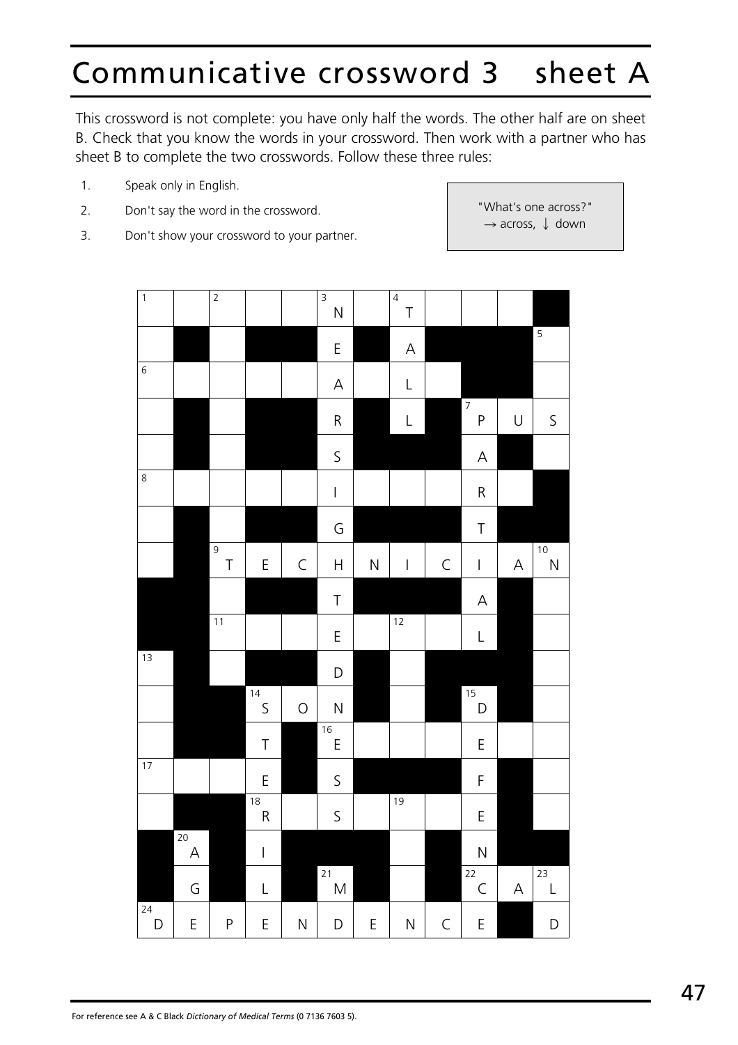# Communicative crossword 3 sheet A

This crossword is not complete: you have only half the words. The other half are on sheet B. Check that you know the words in your crossword. Then work with a partner who has sheet B to complete the two crosswords. Follow these three rules:

1. Speak only in English.
2. Don't say the word in the crossword.
3. Don't show your crossword to your partner.

> "What's one across?"
> → across, ↓ down

| 1 | | 2 | | | 3 N | | 4 T | | | | ■ |
|---|---|---|---|---|---|---|---|---|---|---|---|
| | ■ | | ■ | ■ | E | ■ | A | ■ | ■ | ■ | 5 |
| 6 | | | | | A | | L | | ■ | ■ | |
| | ■ | | ■ | ■ | R | ■ | L | ■ | 7 P | U | S |
| | ■ | | ■ | ■ | S | ■ | ■ | ■ | A | ■ | |
| 8 | | | | | I | | | | R | | ■ |
| | ■ | | ■ | ■ | G | ■ | ■ | ■ | T | ■ | ■ |
| | ■ | 9 T | E | C | H | N | I | C | I | A | 10 N |
| ■ | ■ | | ■ | ■ | T | ■ | ■ | ■ | A | ■ | |
| ■ | ■ | 11 | | | E | | 12 | | L | ■ | |
| 13 | ■ | | ■ | ■ | D | ■ | | ■ | ■ | ■ | |
| | ■ | ■ | 14 S | O | N | ■ | | ■ | 15 D | ■ | |
| | ■ | ■ | T | ■ | 16 E | | | | E | | |
| 17 | | | E | ■ | S | ■ | ■ | ■ | F | ■ | |
| | ■ | ■ | 18 R | | S | | 19 | | E | ■ | |
| ■ | 20 A | ■ | I | ■ | ■ | ■ | | ■ | N | ■ | ■ |
| ■ | G | ■ | L | ■ | 21 M | ■ | | ■ | 22 C | A | 23 L |
| 24 D | E | P | E | N | D | E | N | C | E | ■ | D |

For reference see A & C Black *Dictionary of Medical Terms* (0 7136 7603 5).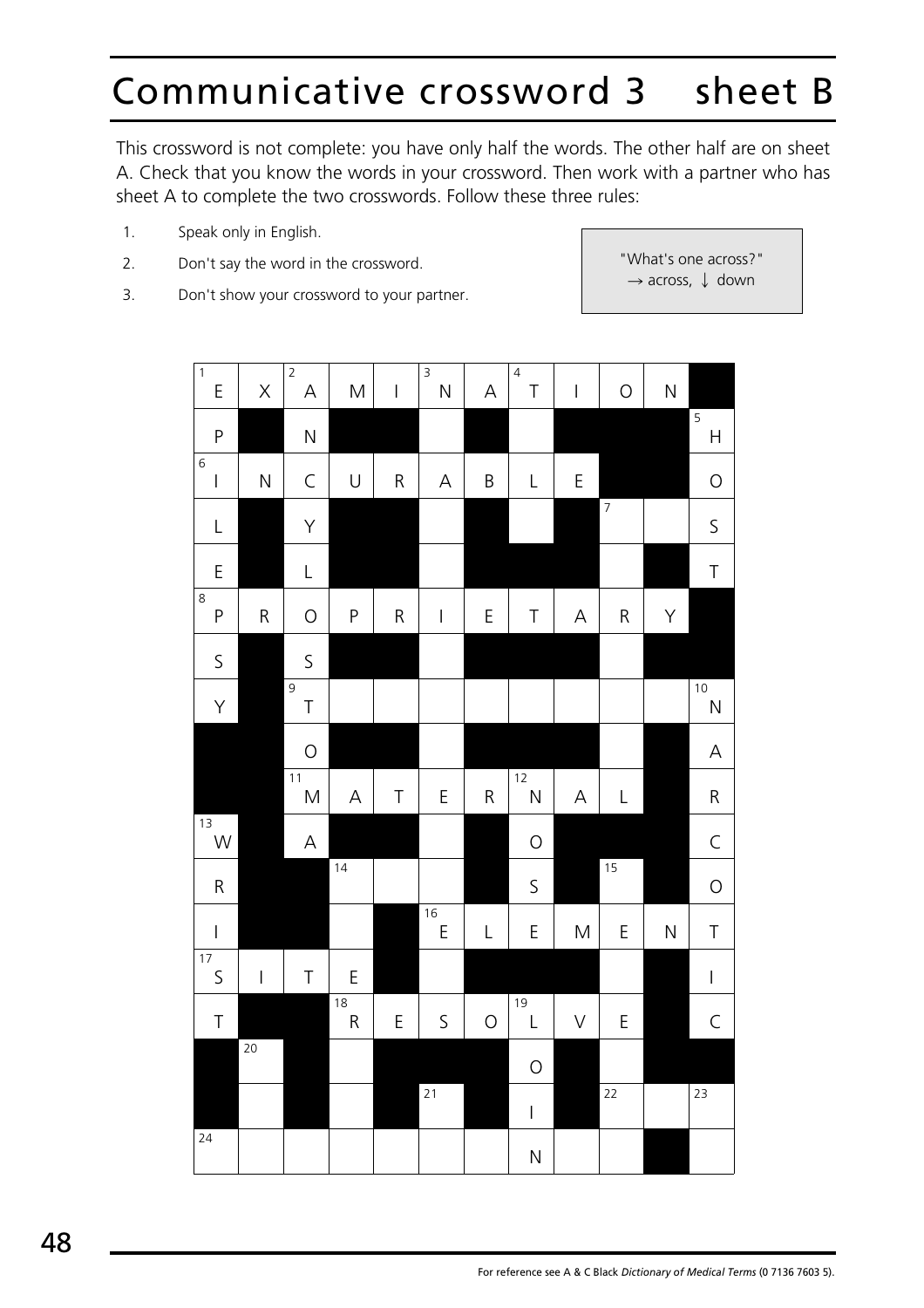# Communicative crossword 3 sheet B

This crossword is not complete: you have only half the words. The other half are on sheet A. Check that you know the words in your crossword. Then work with a partner who has sheet A to complete the two crosswords. Follow these three rules:

1. Speak only in English.
2. Don't say the word in the crossword.
3. Don't show your crossword to your partner.

"What's one across?"
→ across, ↓ down

| 1 E | X | 2 A | M | I | 3 N | A | 4 T | I | O | N | ■ |
|---|---|---|---|---|---|---|---|---|---|---|---|
| P | ■ | N | ■ | ■ | | ■ | | ■ | ■ | ■ | 5 H |
| 6 I | N | C | U | R | A | B | L | E | ■ | ■ | O |
| L | ■ | Y | ■ | ■ | | ■ | | ■ | 7 | | S |
| E | ■ | L | ■ | ■ | | ■ | ■ | ■ | | ■ | T |
| 8 P | R | O | P | R | I | E | T | A | R | Y | ■ |
| S | ■ | S | ■ | ■ | | ■ | ■ | ■ | | ■ | ■ |
| Y | ■ | 9 T | | | | | | | | | 10 N |
| ■ | ■ | O | ■ | ■ | | ■ | ■ | ■ | | ■ | A |
| ■ | ■ | 11 M | A | T | E | R | 12 N | A | L | ■ | R |
| 13 W | ■ | A | ■ | ■ | | ■ | O | ■ | ■ | ■ | C |
| R | ■ | ■ | 14 | | | ■ | S | ■ | 15 | ■ | O |
| I | ■ | ■ | | ■ | 16 E | L | E | M | E | N | T |
| 17 S | I | T | E | ■ | | ■ | ■ | ■ | | ■ | I |
| T | ■ | ■ | 18 R | E | S | O | 19 L | V | E | ■ | C |
| ■ | 20 | ■ | | ■ | ■ | ■ | O | ■ | | ■ | ■ |
| ■ | | ■ | | ■ | 21 | ■ | I | ■ | 22 | | 23 |
| 24 | | | | | | | N | | | ■ | |

For reference see A & C Black *Dictionary of Medical Terms* (0 7136 7603 5).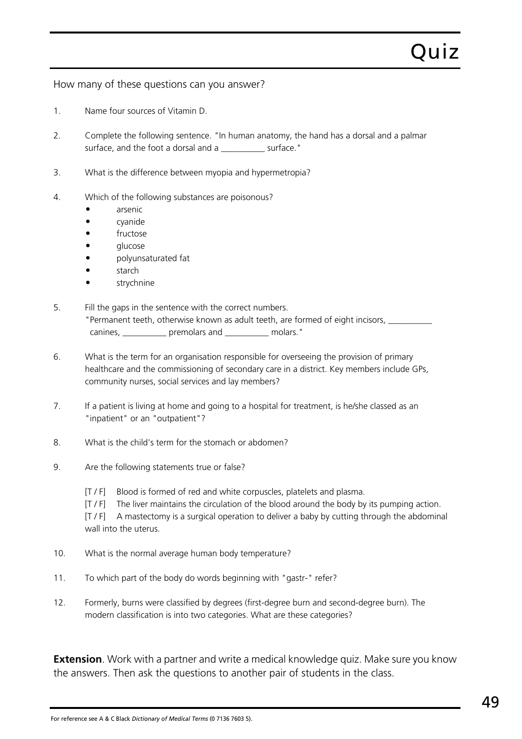# Quiz

How many of these questions can you answer?

1. Name four sources of Vitamin D.

2. Complete the following sentence. "In human anatomy, the hand has a dorsal and a palmar surface, and the foot a dorsal and a __________ surface."

3. What is the difference between myopia and hypermetropia?

4. Which of the following substances are poisonous?
   - arsenic
   - cyanide
   - fructose
   - glucose
   - polyunsaturated fat
   - starch
   - strychnine

5. Fill the gaps in the sentence with the correct numbers.
   "Permanent teeth, otherwise known as adult teeth, are formed of eight incisors, __________ canines, __________ premolars and __________ molars."

6. What is the term for an organisation responsible for overseeing the provision of primary healthcare and the commissioning of secondary care in a district. Key members include GPs, community nurses, social services and lay members?

7. If a patient is living at home and going to a hospital for treatment, is he/she classed as an "inpatient" or an "outpatient"?

8. What is the child's term for the stomach or abdomen?

9. Are the following statements true or false?

   [T / F] Blood is formed of red and white corpuscles, platelets and plasma.
   [T / F] The liver maintains the circulation of the blood around the body by its pumping action.
   [T / F] A mastectomy is a surgical operation to deliver a baby by cutting through the abdominal wall into the uterus.

10. What is the normal average human body temperature?

11. To which part of the body do words beginning with "gastr-" refer?

12. Formerly, burns were classified by degrees (first-degree burn and second-degree burn). The modern classification is into two categories. What are these categories?

**Extension**. Work with a partner and write a medical knowledge quiz. Make sure you know the answers. Then ask the questions to another pair of students in the class.

For reference see A & C Black *Dictionary of Medical Terms* (0 7136 7603 5).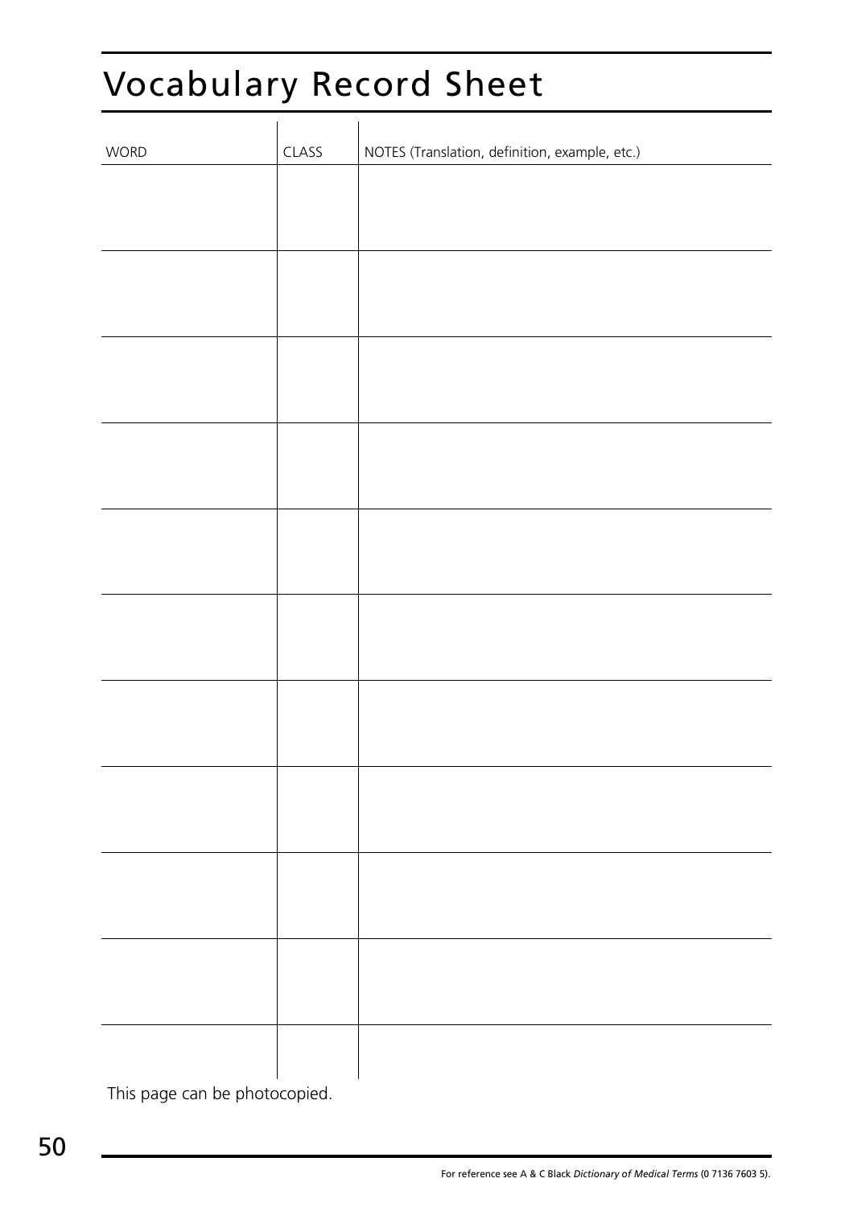# Vocabulary Record Sheet

| WORD | CLASS | NOTES (Translation, definition, example, etc.) |
| --- | --- | --- |
| | | |
| | | |
| | | |
| | | |
| | | |
| | | |
| | | |
| | | |
| | | |
| | | |
| | | |

This page can be photocopied.

For reference see A & C Black *Dictionary of Medical Terms* (0 7136 7603 5).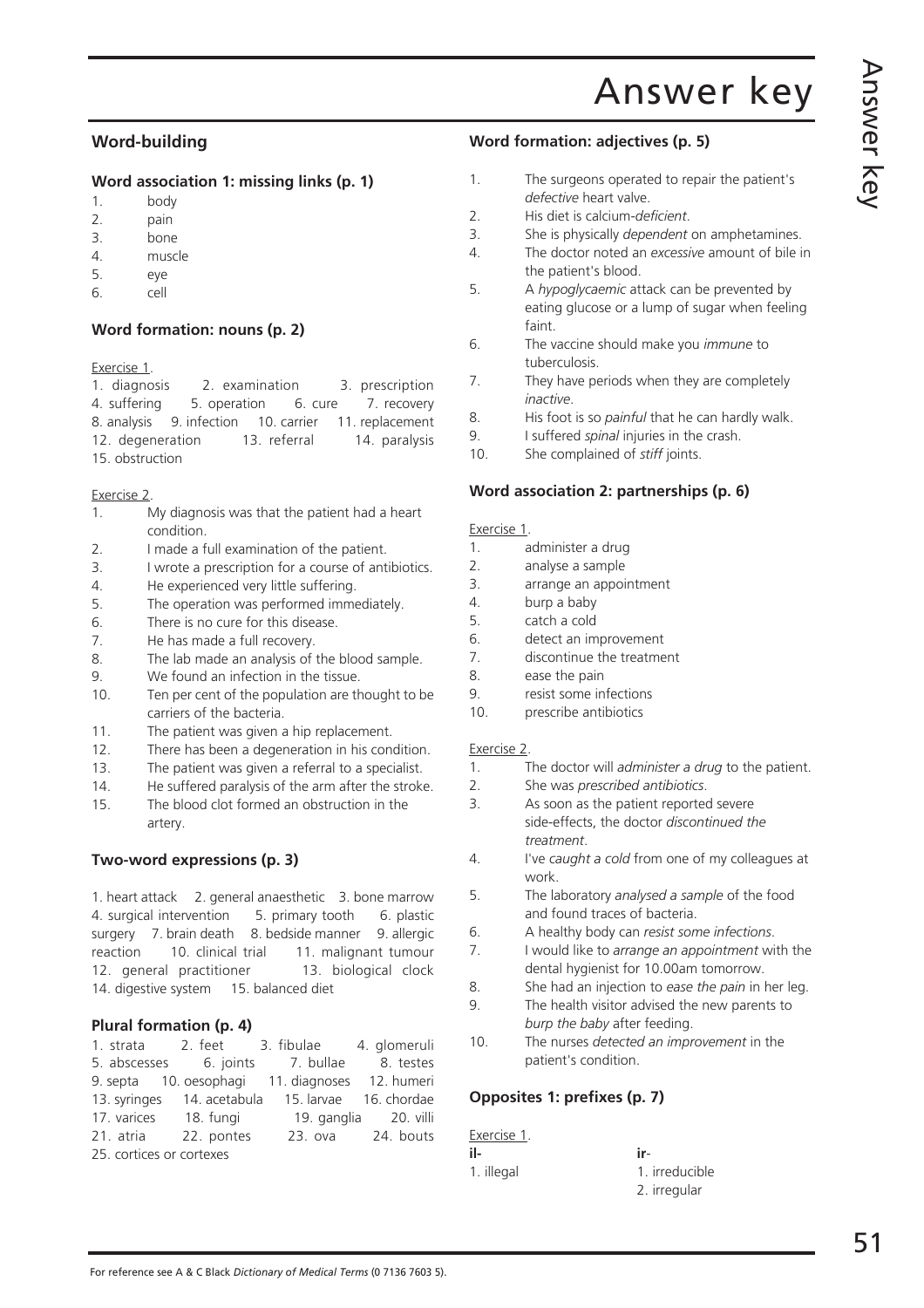# Answer key

## Word-building

### Word association 1: missing links (p. 1)

1. body
2. pain
3. bone
4. muscle
5. eye
6. cell

### Word formation: nouns (p. 2)

Exercise 1.

1. diagnosis 2. examination 3. prescription 4. suffering 5. operation 6. cure 7. recovery 8. analysis 9. infection 10. carrier 11. replacement 12. degeneration 13. referral 14. paralysis 15. obstruction

Exercise 2.

1. My diagnosis was that the patient had a heart condition.
2. I made a full examination of the patient.
3. I wrote a prescription for a course of antibiotics.
4. He experienced very little suffering.
5. The operation was performed immediately.
6. There is no cure for this disease.
7. He has made a full recovery.
8. The lab made an analysis of the blood sample.
9. We found an infection in the tissue.
10. Ten per cent of the population are thought to be carriers of the bacteria.
11. The patient was given a hip replacement.
12. There has been a degeneration in his condition.
13. The patient was given a referral to a specialist.
14. He suffered paralysis of the arm after the stroke.
15. The blood clot formed an obstruction in the artery.

### Two-word expressions (p. 3)

1. heart attack 2. general anaesthetic 3. bone marrow 4. surgical intervention 5. primary tooth 6. plastic surgery 7. brain death 8. bedside manner 9. allergic reaction 10. clinical trial 11. malignant tumour 12. general practitioner 13. biological clock 14. digestive system 15. balanced diet

### Plural formation (p. 4)

1. strata 2. feet 3. fibulae 4. glomeruli 5. abscesses 6. joints 7. bullae 8. testes 9. septa 10. oesophagi 11. diagnoses 12. humeri 13. syringes 14. acetabula 15. larvae 16. chordae 17. varices 18. fungi 19. ganglia 20. villi 21. atria 22. pontes 23. ova 24. bouts 25. cortices or cortexes

### Word formation: adjectives (p. 5)

1. The surgeons operated to repair the patient's *defective* heart valve.
2. His diet is calcium-*deficient*.
3. She is physically *dependent* on amphetamines.
4. The doctor noted an *excessive* amount of bile in the patient's blood.
5. A *hypoglycaemic* attack can be prevented by eating glucose or a lump of sugar when feeling faint.
6. The vaccine should make you *immune* to tuberculosis.
7. They have periods when they are completely *inactive*.
8. His foot is so *painful* that he can hardly walk.
9. I suffered *spinal* injuries in the crash.
10. She complained of *stiff* joints.

### Word association 2: partnerships (p. 6)

Exercise 1.

1. administer a drug
2. analyse a sample
3. arrange an appointment
4. burp a baby
5. catch a cold
6. detect an improvement
7. discontinue the treatment
8. ease the pain
9. resist some infections
10. prescribe antibiotics

Exercise 2.

1. The doctor will *administer a drug* to the patient.
2. She was *prescribed antibiotics*.
3. As soon as the patient reported severe side-effects, the doctor *discontinued the treatment*.
4. I've *caught a cold* from one of my colleagues at work.
5. The laboratory *analysed a sample* of the food and found traces of bacteria.
6. A healthy body can *resist some infections*.
7. I would like to *arrange an appointment* with the dental hygienist for 10.00am tomorrow.
8. She had an injection to *ease the pain* in her leg.
9. The health visitor advised the new parents to *burp the baby* after feeding.
10. The nurses *detected an improvement* in the patient's condition.

### Opposites 1: prefixes (p. 7)

Exercise 1.

**il-**
1. illegal

**ir-**
1. irreducible
2. irregular

For reference see A & C Black *Dictionary of Medical Terms* (0 7136 7603 5).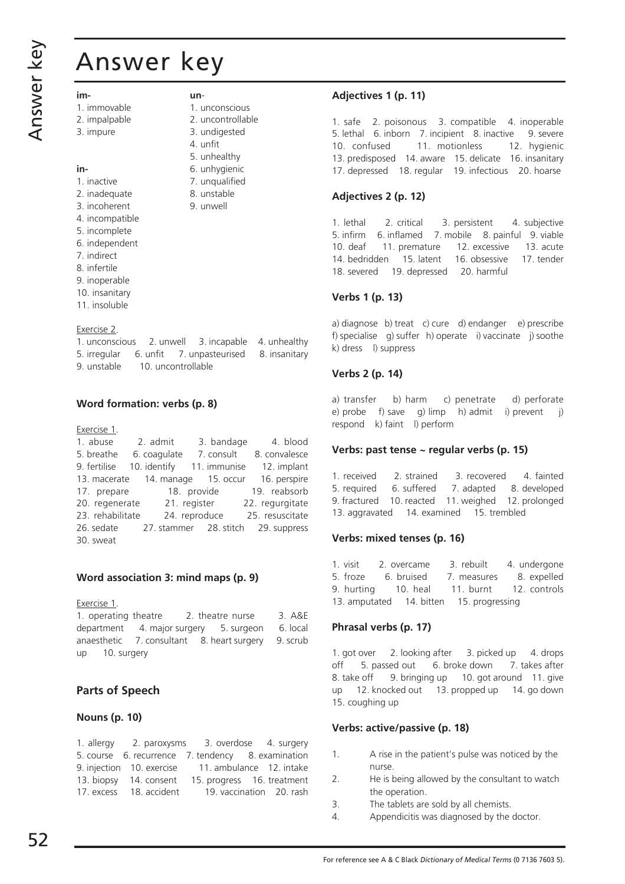# Answer key

**im-**
1. immovable
2. impalpable
3. impure

**in-**
1. inactive
2. inadequate
3. incoherent
4. incompatible
5. incomplete
6. independent
7. indirect
8. infertile
9. inoperable
10. insanitary
11. insoluble

**un-**
1. unconscious
2. uncontrollable
3. undigested
4. unfit
5. unhealthy
6. unhygienic
7. unqualified
8. unstable
9. unwell

Exercise 2.

1. unconscious 2. unwell 3. incapable 4. unhealthy 5. irregular 6. unfit 7. unpasteurised 8. insanitary 9. unstable 10. uncontrollable

### Word formation: verbs (p. 8)

Exercise 1.

1. abuse 2. admit 3. bandage 4. blood 5. breathe 6. coagulate 7. consult 8. convalesce 9. fertilise 10. identify 11. immunise 12. implant 13. macerate 14. manage 15. occur 16. perspire 17. prepare 18. provide 19. reabsorb 20. regenerate 21. register 22. regurgitate 23. rehabilitate 24. reproduce 25. resuscitate 26. sedate 27. stammer 28. stitch 29. suppress 30. sweat

### Word association 3: mind maps (p. 9)

Exercise 1.

1. operating theatre 2. theatre nurse 3. A&E department 4. major surgery 5. surgeon 6. local anaesthetic 7. consultant 8. heart surgery 9. scrub up 10. surgery

## Parts of Speech

### Nouns (p. 10)

1. allergy 2. paroxysms 3. overdose 4. surgery 5. course 6. recurrence 7. tendency 8. examination 9. injection 10. exercise 11. ambulance 12. intake 13. biopsy 14. consent 15. progress 16. treatment 17. excess 18. accident 19. vaccination 20. rash

### Adjectives 1 (p. 11)

1. safe 2. poisonous 3. compatible 4. inoperable 5. lethal 6. inborn 7. incipient 8. inactive 9. severe 10. confused 11. motionless 12. hygienic 13. predisposed 14. aware 15. delicate 16. insanitary 17. depressed 18. regular 19. infectious 20. hoarse

### Adjectives 2 (p. 12)

1. lethal 2. critical 3. persistent 4. subjective 5. infirm 6. inflamed 7. mobile 8. painful 9. viable 10. deaf 11. premature 12. excessive 13. acute 14. bedridden 15. latent 16. obsessive 17. tender 18. severed 19. depressed 20. harmful

### Verbs 1 (p. 13)

a) diagnose b) treat c) cure d) endanger e) prescribe f) specialise g) suffer h) operate i) vaccinate j) soothe k) dress l) suppress

### Verbs 2 (p. 14)

a) transfer b) harm c) penetrate d) perforate e) probe f) save g) limp h) admit i) prevent j) respond k) faint l) perform

### Verbs: past tense ~ regular verbs (p. 15)

1. received 2. strained 3. recovered 4. fainted 5. required 6. suffered 7. adapted 8. developed 9. fractured 10. reacted 11. weighed 12. prolonged 13. aggravated 14. examined 15. trembled

### Verbs: mixed tenses (p. 16)

1. visit 2. overcame 3. rebuilt 4. undergone 5. froze 6. bruised 7. measures 8. expelled 9. hurting 10. heal 11. burnt 12. controls 13. amputated 14. bitten 15. progressing

### Phrasal verbs (p. 17)

1. got over 2. looking after 3. picked up 4. drops off 5. passed out 6. broke down 7. takes after 8. take off 9. bringing up 10. got around 11. give up 12. knocked out 13. propped up 14. go down 15. coughing up

### Verbs: active/passive (p. 18)

1. A rise in the patient's pulse was noticed by the nurse.
2. He is being allowed by the consultant to watch the operation.
3. The tablets are sold by all chemists.
4. Appendicitis was diagnosed by the doctor.

For reference see A & C Black *Dictionary of Medical Terms* (0 7136 7603 5).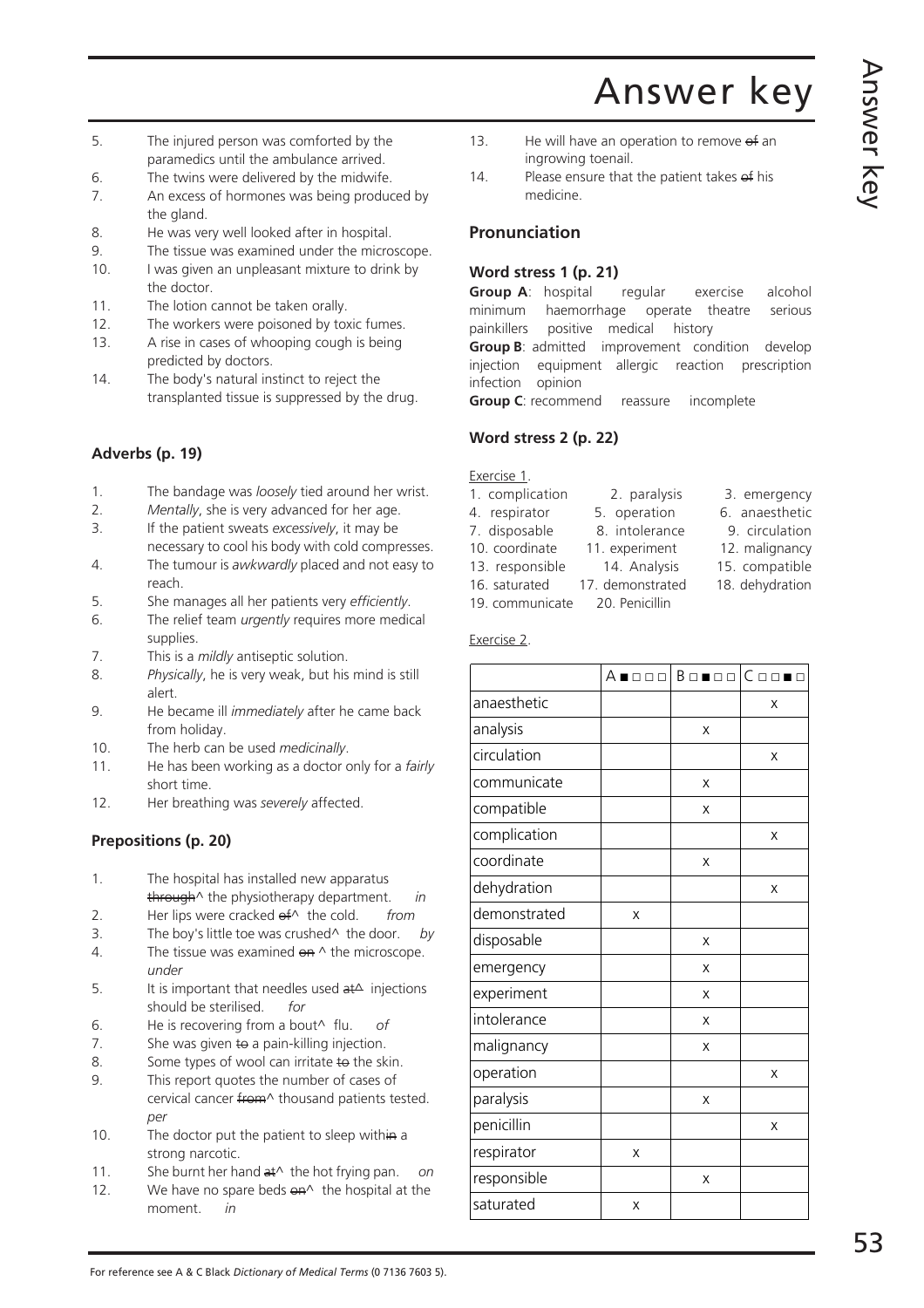# Answer key

5. The injured person was comforted by the paramedics until the ambulance arrived.
6. The twins were delivered by the midwife.
7. An excess of hormones was being produced by the gland.
8. He was very well looked after in hospital.
9. The tissue was examined under the microscope.
10. I was given an unpleasant mixture to drink by the doctor.
11. The lotion cannot be taken orally.
12. The workers were poisoned by toxic fumes.
13. A rise in cases of whooping cough is being predicted by doctors.
14. The body's natural instinct to reject the transplanted tissue is suppressed by the drug.

### Adverbs (p. 19)

1. The bandage was *loosely* tied around her wrist.
2. *Mentally*, she is very advanced for her age.
3. If the patient sweats *excessively*, it may be necessary to cool his body with cold compresses.
4. The tumour is *awkwardly* placed and not easy to reach.
5. She manages all her patients very *efficiently*.
6. The relief team *urgently* requires more medical supplies.
7. This is a *mildly* antiseptic solution.
8. *Physically*, he is very weak, but his mind is still alert.
9. He became ill *immediately* after he came back from holiday.
10. The herb can be used *medicinally*.
11. He has been working as a doctor only for a *fairly* short time.
12. Her breathing was *severely* affected.

### Prepositions (p. 20)

1. The hospital has installed new apparatus ~~through~~^ the physiotherapy department. *in*
2. Her lips were cracked ~~of~~^ the cold. *from*
3. The boy's little toe was crushed^ the door. *by*
4. The tissue was examined ~~on~~ ^ the microscope. *under*
5. It is important that needles used ~~at~~^ injections should be sterilised. *for*
6. He is recovering from a bout^ flu. *of*
7. She was given ~~to~~ a pain-killing injection.
8. Some types of wool can irritate ~~to~~ the skin.
9. This report quotes the number of cases of cervical cancer ~~from~~^ thousand patients tested. *per*
10. The doctor put the patient to sleep with~~in~~ a strong narcotic.
11. She burnt her hand ~~at~~^ the hot frying pan. *on*
12. We have no spare beds ~~on~~^ the hospital at the moment. *in*
13. He will have an operation to remove ~~of~~ an ingrowing toenail.
14. Please ensure that the patient takes ~~of~~ his medicine.

## Pronunciation

### Word stress 1 (p. 21)

**Group A**: hospital regular exercise alcohol minimum haemorrhage operate theatre serious painkillers positive medical history

**Group B**: admitted improvement condition develop injection equipment allergic reaction prescription infection opinion

**Group C**: recommend reassure incomplete

### Word stress 2 (p. 22)

Exercise 1.

1. complication
2. paralysis
3. emergency
4. respirator
5. operation
6. anaesthetic
7. disposable
8. intolerance
9. circulation
10. coordinate
11. experiment
12. malignancy
13. responsible
14. Analysis
15. compatible
16. saturated
17. demonstrated
18. dehydration
19. communicate
20. Penicillin

Exercise 2.

| | A ■□□□ | B □■□□ | C □□■□ |
|---|---|---|---|
| anaesthetic | | | x |
| analysis | | x | |
| circulation | | | x |
| communicate | | x | |
| compatible | | x | |
| complication | | | x |
| coordinate | | x | |
| dehydration | | | x |
| demonstrated | x | | |
| disposable | | x | |
| emergency | | x | |
| experiment | | x | |
| intolerance | | x | |
| malignancy | | x | |
| operation | | | x |
| paralysis | | x | |
| penicillin | | | x |
| respirator | x | | |
| responsible | | x | |
| saturated | x | | |

For reference see A & C Black *Dictionary of Medical Terms* (0 7136 7603 5).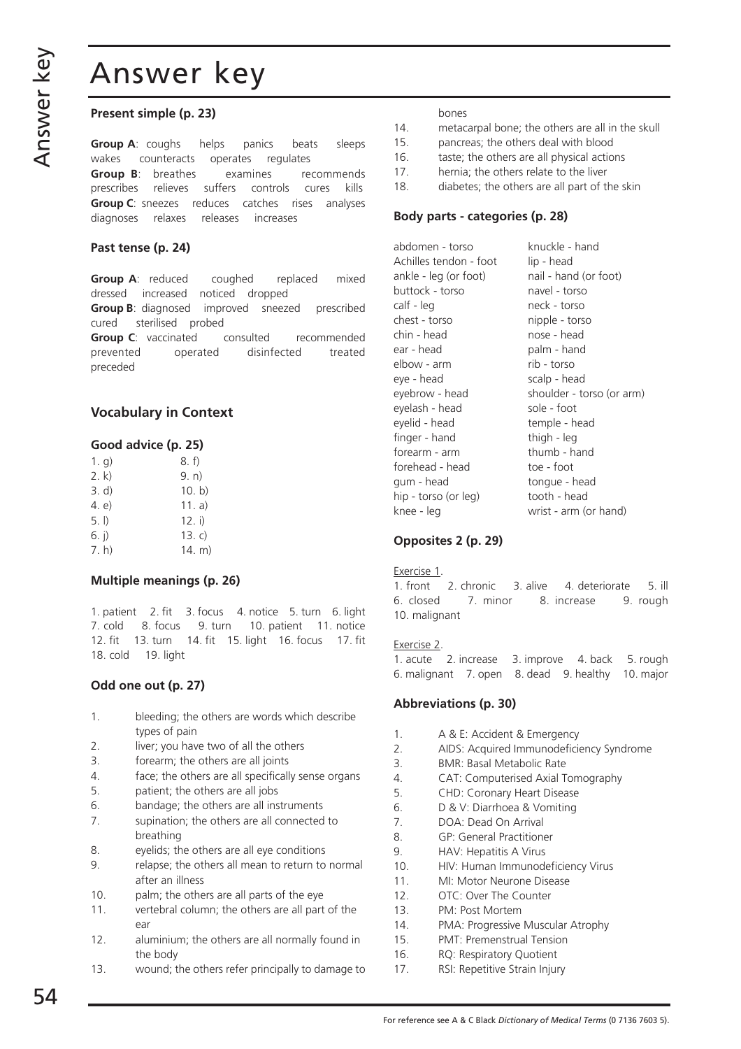# Answer key

### Present simple (p. 23)

**Group A**: coughs helps panics beats sleeps wakes counteracts operates regulates
**Group B**: breathes examines recommends prescribes relieves suffers controls cures kills
**Group C**: sneezes reduces catches rises analyses diagnoses relaxes releases increases

### Past tense (p. 24)

**Group A**: reduced coughed replaced mixed dressed increased noticed dropped
**Group B**: diagnosed improved sneezed prescribed cured sterilised probed
**Group C**: vaccinated consulted recommended prevented operated disinfected treated preceded

## Vocabulary in Context

### Good advice (p. 25)

| | |
|---|---|
| 1. g) | 8. f) |
| 2. k) | 9. n) |
| 3. d) | 10. b) |
| 4. e) | 11. a) |
| 5. l) | 12. i) |
| 6. j) | 13. c) |
| 7. h) | 14. m) |

### Multiple meanings (p. 26)

1. patient 2. fit 3. focus 4. notice 5. turn 6. light 7. cold 8. focus 9. turn 10. patient 11. notice 12. fit 13. turn 14. fit 15. light 16. focus 17. fit 18. cold 19. light

### Odd one out (p. 27)

1. bleeding; the others are words which describe types of pain
2. liver; you have two of all the others
3. forearm; the others are all joints
4. face; the others are all specifically sense organs
5. patient; the others are all jobs
6. bandage; the others are all instruments
7. supination; the others are all connected to breathing
8. eyelids; the others are all eye conditions
9. relapse; the others all mean to return to normal after an illness
10. palm; the others are all parts of the eye
11. vertebral column; the others are all part of the ear
12. aluminium; the others are all normally found in the body
13. wound; the others refer principally to damage to bones
14. metacarpal bone; the others are all in the skull
15. pancreas; the others deal with blood
16. taste; the others are all physical actions
17. hernia; the others relate to the liver
18. diabetes; the others are all part of the skin

### Body parts - categories (p. 28)

| | |
|---|---|
| abdomen - torso | knuckle - hand |
| Achilles tendon - foot | lip - head |
| ankle - leg (or foot) | nail - hand (or foot) |
| buttock - torso | navel - torso |
| calf - leg | neck - torso |
| chest - torso | nipple - torso |
| chin - head | nose - head |
| ear - head | palm - hand |
| elbow - arm | rib - torso |
| eye - head | scalp - head |
| eyebrow - head | shoulder - torso (or arm) |
| eyelash - head | sole - foot |
| eyelid - head | temple - head |
| finger - hand | thigh - leg |
| forearm - arm | thumb - hand |
| forehead - head | toe - foot |
| gum - head | tongue - head |
| hip - torso (or leg) | tooth - head |
| knee - leg | wrist - arm (or hand) |

### Opposites 2 (p. 29)

Exercise 1.
1. front 2. chronic 3. alive 4. deteriorate 5. ill 6. closed 7. minor 8. increase 9. rough 10. malignant

Exercise 2.
1. acute 2. increase 3. improve 4. back 5. rough 6. malignant 7. open 8. dead 9. healthy 10. major

### Abbreviations (p. 30)

1. A & E: Accident & Emergency
2. AIDS: Acquired Immunodeficiency Syndrome
3. BMR: Basal Metabolic Rate
4. CAT: Computerised Axial Tomography
5. CHD: Coronary Heart Disease
6. D & V: Diarrhoea & Vomiting
7. DOA: Dead On Arrival
8. GP: General Practitioner
9. HAV: Hepatitis A Virus
10. HIV: Human Immunodeficiency Virus
11. MI: Motor Neurone Disease
12. OTC: Over The Counter
13. PM: Post Mortem
14. PMA: Progressive Muscular Atrophy
15. PMT: Premenstrual Tension
16. RQ: Respiratory Quotient
17. RSI: Repetitive Strain Injury

For reference see A & C Black *Dictionary of Medical Terms* (0 7136 7603 5).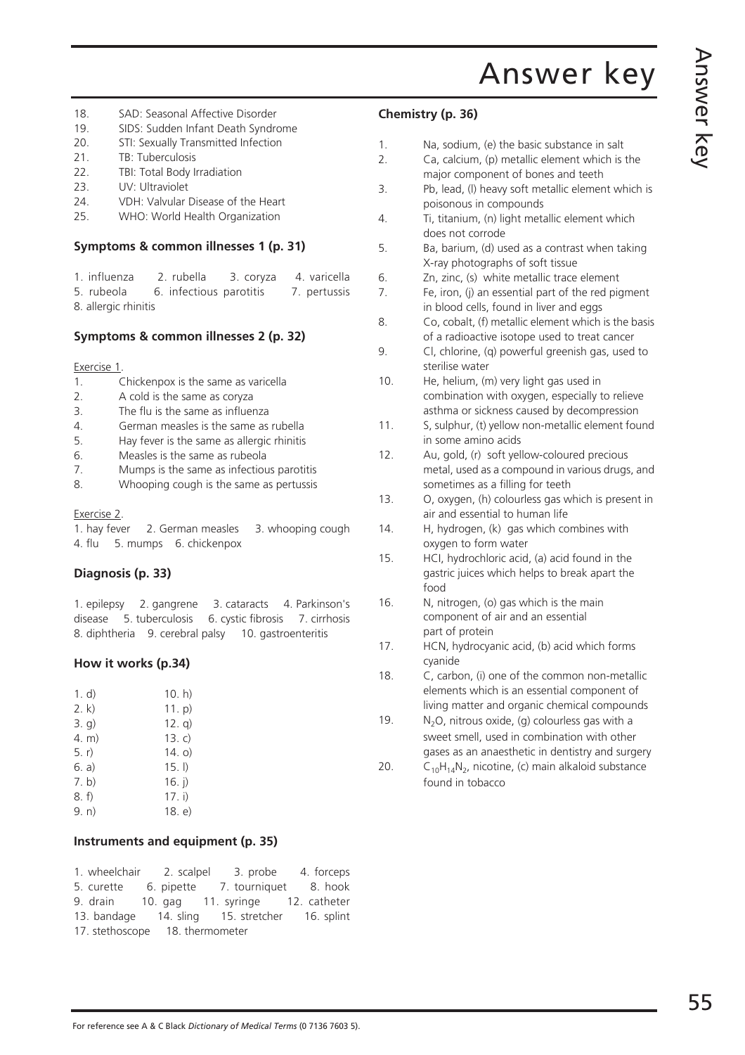# Answer key

18. SAD: Seasonal Affective Disorder
19. SIDS: Sudden Infant Death Syndrome
20. STI: Sexually Transmitted Infection
21. TB: Tuberculosis
22. TBI: Total Body Irradiation
23. UV: Ultraviolet
24. VDH: Valvular Disease of the Heart
25. WHO: World Health Organization

### Symptoms & common illnesses 1 (p. 31)

1. influenza 2. rubella 3. coryza 4. varicella 5. rubeola 6. infectious parotitis 7. pertussis 8. allergic rhinitis

### Symptoms & common illnesses 2 (p. 32)

Exercise 1.

1. Chickenpox is the same as varicella
2. A cold is the same as coryza
3. The flu is the same as influenza
4. German measles is the same as rubella
5. Hay fever is the same as allergic rhinitis
6. Measles is the same as rubeola
7. Mumps is the same as infectious parotitis
8. Whooping cough is the same as pertussis

Exercise 2.

1. hay fever 2. German measles 3. whooping cough 4. flu 5. mumps 6. chickenpox

### Diagnosis (p. 33)

1. epilepsy 2. gangrene 3. cataracts 4. Parkinson's disease 5. tuberculosis 6. cystic fibrosis 7. cirrhosis 8. diphtheria 9. cerebral palsy 10. gastroenteritis

### How it works (p.34)

| | |
|---|---|
| 1. d) | 10. h) |
| 2. k) | 11. p) |
| 3. g) | 12. q) |
| 4. m) | 13. c) |
| 5. r) | 14. o) |
| 6. a) | 15. l) |
| 7. b) | 16. j) |
| 8. f) | 17. i) |
| 9. n) | 18. e) |

### Instruments and equipment (p. 35)

1. wheelchair 2. scalpel 3. probe 4. forceps 5. curette 6. pipette 7. tourniquet 8. hook 9. drain 10. gag 11. syringe 12. catheter 13. bandage 14. sling 15. stretcher 16. splint 17. stethoscope 18. thermometer

### Chemistry (p. 36)

1. Na, sodium, (e) the basic substance in salt
2. Ca, calcium, (p) metallic element which is the major component of bones and teeth
3. Pb, lead, (l) heavy soft metallic element which is poisonous in compounds
4. Ti, titanium, (n) light metallic element which does not corrode
5. Ba, barium, (d) used as a contrast when taking X-ray photographs of soft tissue
6. Zn, zinc, (s) white metallic trace element
7. Fe, iron, (j) an essential part of the red pigment in blood cells, found in liver and eggs
8. Co, cobalt, (f) metallic element which is the basis of a radioactive isotope used to treat cancer
9. Cl, chlorine, (q) powerful greenish gas, used to sterilise water
10. He, helium, (m) very light gas used in combination with oxygen, especially to relieve asthma or sickness caused by decompression
11. S, sulphur, (t) yellow non-metallic element found in some amino acids
12. Au, gold, (r) soft yellow-coloured precious metal, used as a compound in various drugs, and sometimes as a filling for teeth
13. O, oxygen, (h) colourless gas which is present in air and essential to human life
14. H, hydrogen, (k) gas which combines with oxygen to form water
15. HCl, hydrochloric acid, (a) acid found in the gastric juices which helps to break apart the food
16. N, nitrogen, (o) gas which is the main component of air and an essential part of protein
17. HCN, hydrocyanic acid, (b) acid which forms cyanide
18. C, carbon, (i) one of the common non-metallic elements which is an essential component of living matter and organic chemical compounds
19. $N_2O$, nitrous oxide, (g) colourless gas with a sweet smell, used in combination with other gases as an anaesthetic in dentistry and surgery
20. $C_{10}H_{14}N_2$, nicotine, (c) main alkaloid substance found in tobacco

For reference see A & C Black *Dictionary of Medical Terms* (0 7136 7603 5).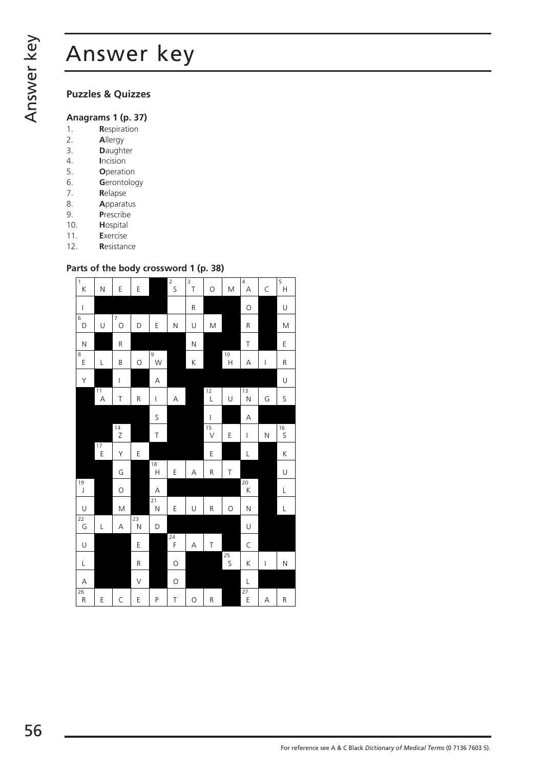# Answer key

## Puzzles & Quizzes

### Anagrams 1 (p. 37)

1. **R**espiration
2. **A**llergy
3. **D**aughter
4. **I**ncision
5. **O**peration
6. **G**erontology
7. **R**elapse
8. **A**pparatus
9. **P**rescribe
10. **H**ospital
11. **E**xercise
12. **R**esistance

### Parts of the body crossword 1 (p. 38)

| | | | | | | | | | | | |
|---|---|---|---|---|---|---|---|---|---|---|---|
| 1 K | N | E | E | ■ | 2 S | 3 T | O | M | 4 A | C | 5 H |
| I | ■ | ■ | ■ | ■ | | R | ■ | ■ | O | ■ | U |
| 6 D | U | 7 O | D | E | N | U | M | ■ | R | ■ | M |
| N | ■ | R | ■ | ■ | ■ | N | ■ | ■ | T | ■ | E |
| 8 E | L | B | O | 9 W | | K | | 10 H | A | I | R |
| Y | ■ | I | ■ | A | ■ | ■ | ■ | ■ | ■ | ■ | U |
| ■ | 11 A | T | R | I | A | ■ | 12 L | U | 13 N | G | S |
| ■ | ■ | ■ | ■ | S | ■ | ■ | I | ■ | A | ■ | ■ |
| ■ | ■ | 14 Z | ■ | T | ■ | ■ | 15 V | E | I | N | 16 S |
| ■ | 17 E | Y | E | ■ | ■ | ■ | E | ■ | L | ■ | K |
| ■ | ■ | G | ■ | 18 H | E | A | R | T | ■ | ■ | U |
| 19 J | ■ | O | ■ | A | ■ | ■ | ■ | ■ | 20 K | ■ | L |
| U | ■ | M | ■ | 21 N | E | U | R | O | N | ■ | L |
| 22 G | L | A | 23 N | D | ■ | ■ | ■ | ■ | U | ■ | ■ |
| U | ■ | ■ | E | ■ | 24 F | A | T | ■ | C | ■ | ■ |
| L | ■ | ■ | R | ■ | O | ■ | ■ | 25 S | K | I | N |
| A | ■ | ■ | V | ■ | O | ■ | ■ | ■ | L | ■ | ■ |
| 26 R | E | C | E | P | T | O | R | ■ | 27 E | A | R |

For reference see A & C Black *Dictionary of Medical Terms* (0 7136 7603 5).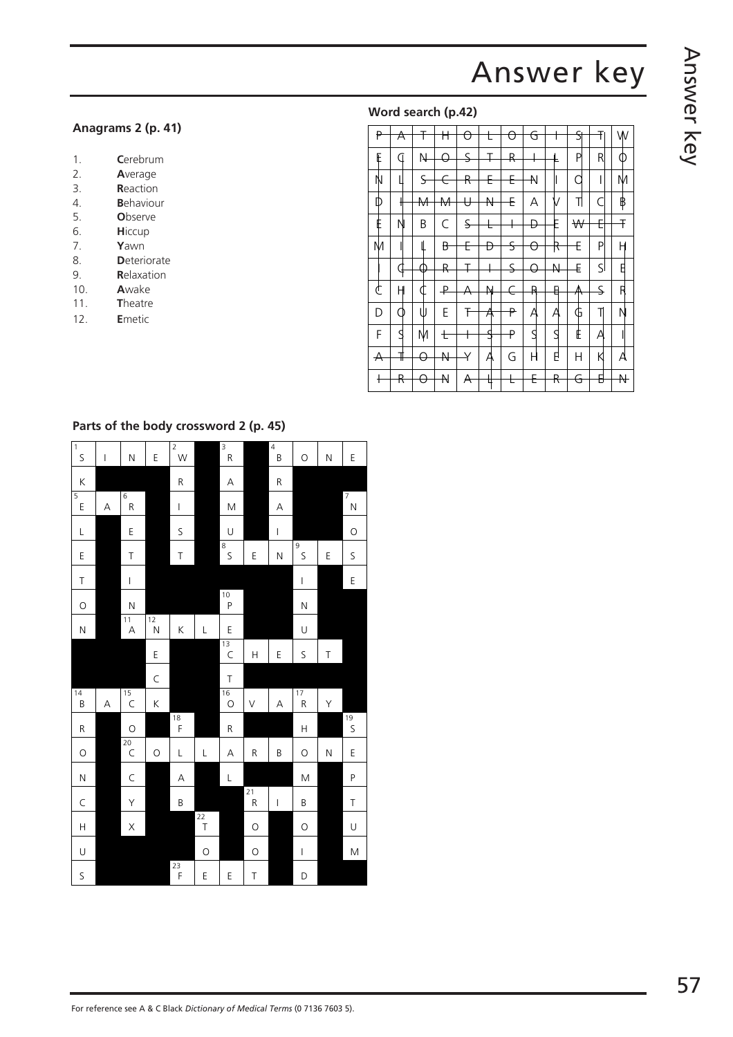# Answer key

### Anagrams 2 (p. 41)

1. **C**erebrum
2. **A**verage
3. **R**eaction
4. **B**ehaviour
5. **O**bserve
6. **H**iccup
7. **Y**awn
8. **D**eteriorate
9. **R**elaxation
10. **A**wake
11. **T**heatre
12. **E**metic

### Word search (p.42)

| | | | | | | | | | | | |
|---|---|---|---|---|---|---|---|---|---|---|---|
| P | A | T | H | O | L | O | G | I | S | T | W |
| E | C | N | O | S | T | R | I | L | P | R | O |
| N | L | S | C | R | E | E | N | I | O | I | M |
| D | I | M | M | U | N | E | A | V | T | C | B |
| E | N | B | C | S | L | I | D | E | W | E | T |
| M | I | L | B | E | D | S | O | R | E | P | H |
| I | C | O | R | T | I | S | O | N | E | S | E |
| C | H | C | P | A | N | C | R | E | A | S | R |
| D | O | U | E | T | A | P | A | A | G | T | N |
| F | S | M | L | I | S | P | S | S | E | A | I |
| A | T | O | N | Y | A | G | H | E | H | K | A |
| I | R | O | N | A | L | L | E | R | G | E | N |

### Parts of the body crossword 2 (p. 45)

| | | | | | | | | | | | |
|---|---|---|---|---|---|---|---|---|---|---|---|
| 1 S | I | N | E | 2 W | ■ | 3 R | ■ | 4 B | O | N | E |
| K | ■ | ■ | ■ | R | ■ | A | ■ | R | ■ | ■ | ■ |
| 5 E | A | 6 R | ■ | I | ■ | M | ■ | A | ■ | ■ | 7 N |
| L | ■ | E | ■ | S | ■ | U | ■ | I | ■ | ■ | O |
| E | ■ | T | ■ | T | ■ | 8 S | E | N | 9 S | E | S |
| T | ■ | I | ■ | ■ | ■ | ■ | ■ | ■ | I | ■ | E |
| O | ■ | N | ■ | ■ | ■ | 10 P | ■ | ■ | N | ■ | ■ |
| N | ■ | 11 A | 12 N | K | L | E | ■ | ■ | U | ■ | ■ |
| ■ | ■ | ■ | E | ■ | ■ | 13 C | H | E | S | T | ■ |
| ■ | ■ | ■ | C | ■ | ■ | T | ■ | ■ | ■ | ■ | ■ |
| 14 B | A | 15 C | K | ■ | ■ | 16 O | V | A | 17 R | Y | ■ |
| R | ■ | O | ■ | 18 F | ■ | R | ■ | ■ | H | ■ | 19 S |
| O | ■ | 20 C | O | L | L | A | R | B | O | N | E |
| N | ■ | C | ■ | A | ■ | L | ■ | ■ | M | ■ | P |
| C | ■ | Y | ■ | B | ■ | ■ | 21 R | I | B | ■ | T |
| H | ■ | X | ■ | ■ | 22 T | ■ | O | ■ | O | ■ | U |
| U | ■ | ■ | ■ | ■ | O | ■ | O | ■ | I | ■ | M |
| S | ■ | ■ | ■ | 23 F | E | E | T | ■ | D | ■ | ■ |

For reference see A & C Black *Dictionary of Medical Terms* (0 7136 7603 5).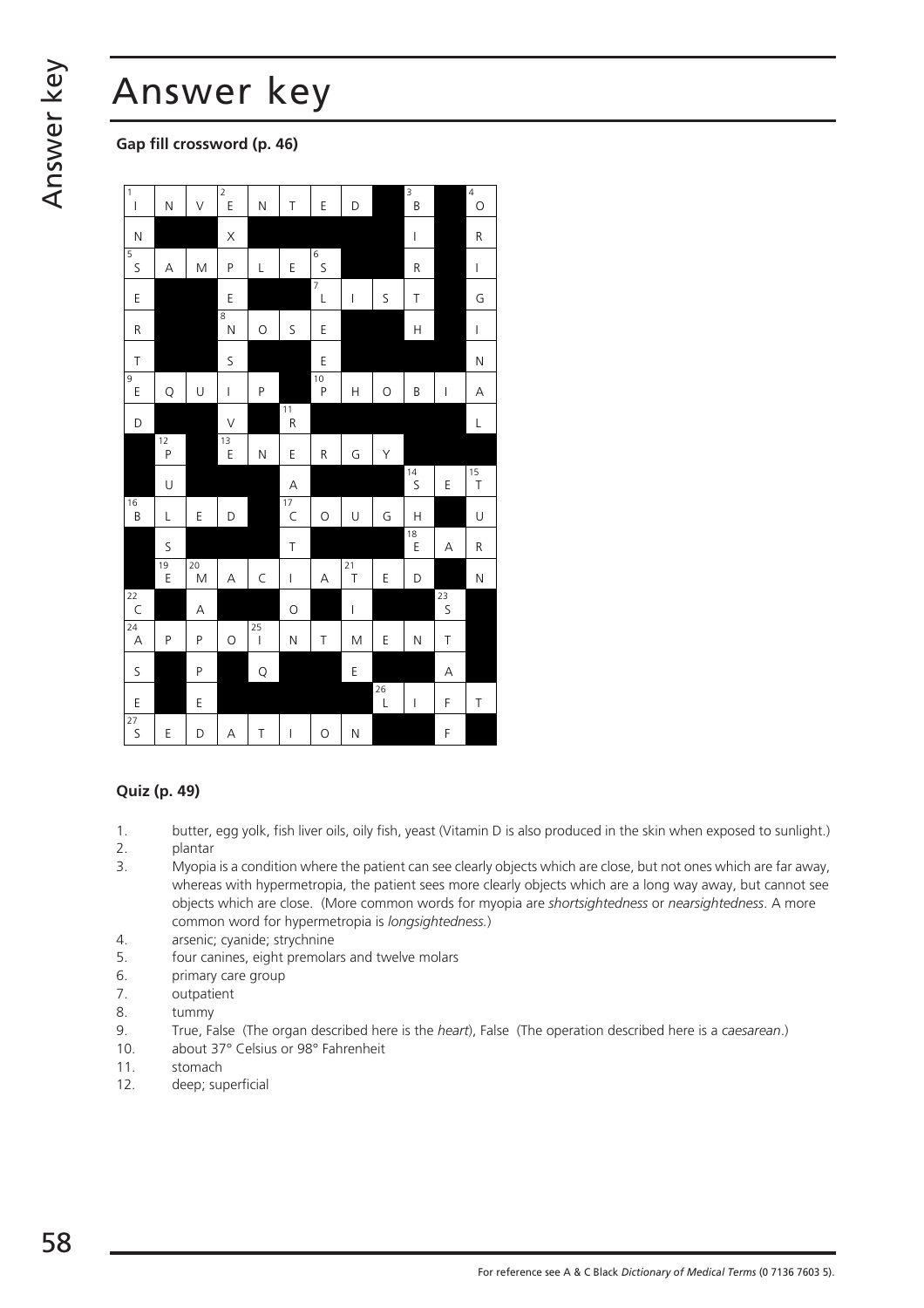# Answer key

**Gap fill crossword (p. 46)**

| | | | | | | | | | | | |
|---|---|---|---|---|---|---|---|---|---|---|---|
| 1 I | N | V | 2 E | N | T | E | D | | 3 B | | 4 O |
| N | | | X | | | | | | I | | R |
| 5 S | A | M | P | L | E | 6 S | | | R | | I |
| E | | | E | | | 7 L | I | S | T | | G |
| R | | | 8 N | O | S | E | | | H | | I |
| T | | | S | | | E | | | | | N |
| 9 E | Q | U | I | P | | 10 P | H | O | B | I | A |
| D | | | V | | 11 R | | | | | | L |
| | 12 P | | 13 E | N | E | R | G | Y | | | |
| | U | | | | A | | | | 14 S | E | 15 T |
| 16 B | L | E | D | | 17 C | O | U | G | H | | U |
| | S | | | | T | | | | 18 E | A | R |
| | 19 E | 20 M | A | C | I | A | 21 T | E | D | | N |
| 22 C | | A | | | O | | I | | | 23 S | |
| 24 A | P | P | O | 25 I | N | T | M | E | N | T | |
| S | | P | | Q | | | E | | | A | |
| E | | E | | | | | | 26 L | I | F | T |
| 27 S | E | D | A | T | I | O | N | | | F | |

**Quiz (p. 49)**

1. butter, egg yolk, fish liver oils, oily fish, yeast (Vitamin D is also produced in the skin when exposed to sunlight.)
2. plantar
3. Myopia is a condition where the patient can see clearly objects which are close, but not ones which are far away, whereas with hypermetropia, the patient sees more clearly objects which are a long way away, but cannot see objects which are close. (More common words for myopia are *shortsightedness* or *nearsightedness*. A more common word for hypermetropia is *longsightedness*.)
4. arsenic; cyanide; strychnine
5. four canines, eight premolars and twelve molars
6. primary care group
7. outpatient
8. tummy
9. True, False (The organ described here is the *heart*), False (The operation described here is a *caesarean*.)
10. about 37° Celsius or 98° Fahrenheit
11. stomach
12. deep; superficial

For reference see A & C Black *Dictionary of Medical Terms* (0 7136 7603 5).